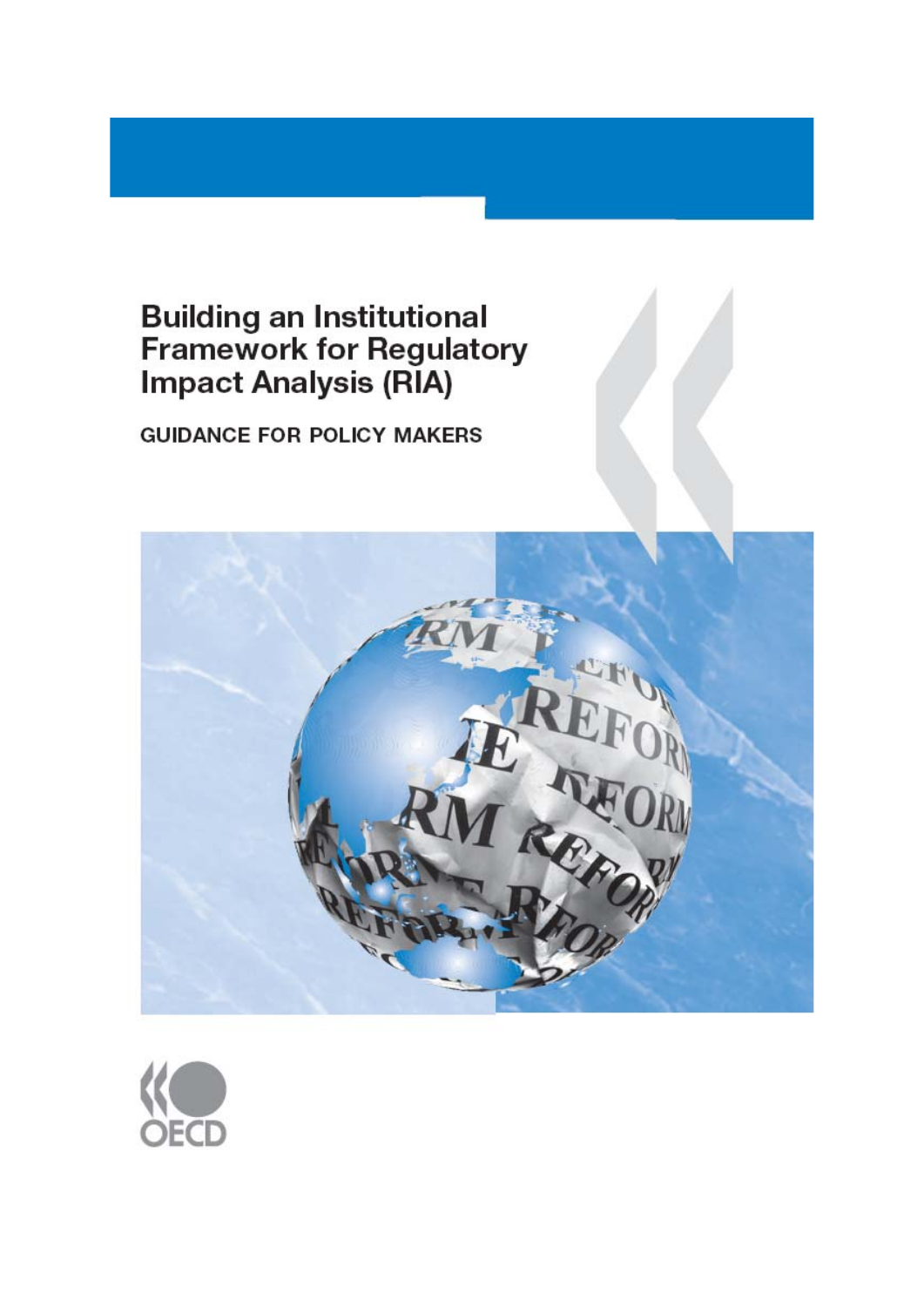# Building an Institutional Framework for Regulatory Impact Analysis (RIA)

## GUIDANCE FOR POLICY MAKERS

OECD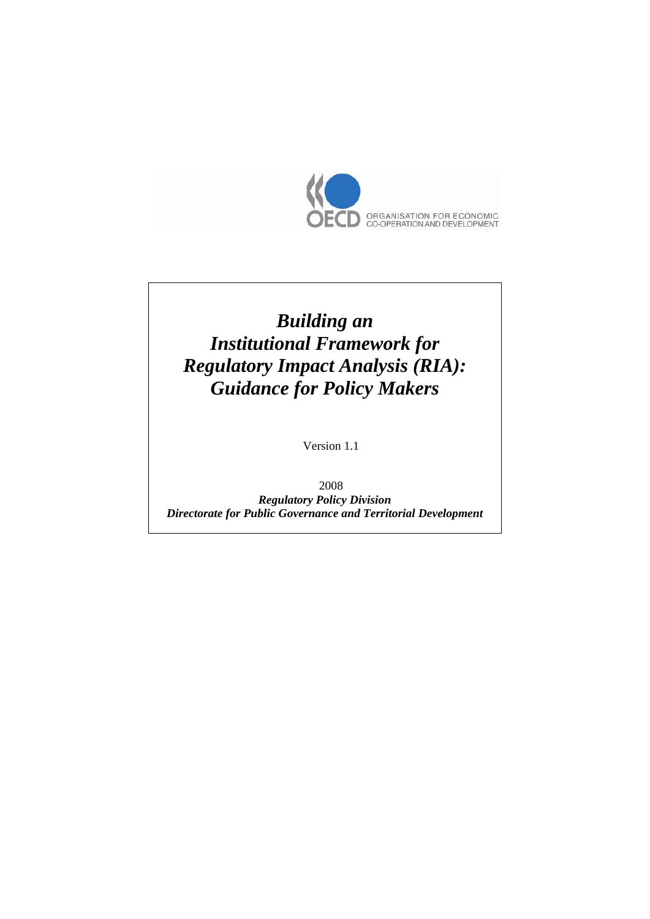ORGANISATION FOR ECONOMIC CO-OPERATION AND DEVELOPMENT

# *Building an Institutional Framework for Regulatory Impact Analysis (RIA): Guidance for Policy Makers*

Version 1.1

2008

***Regulatory Policy Division***

***Directorate for Public Governance and Territorial Development***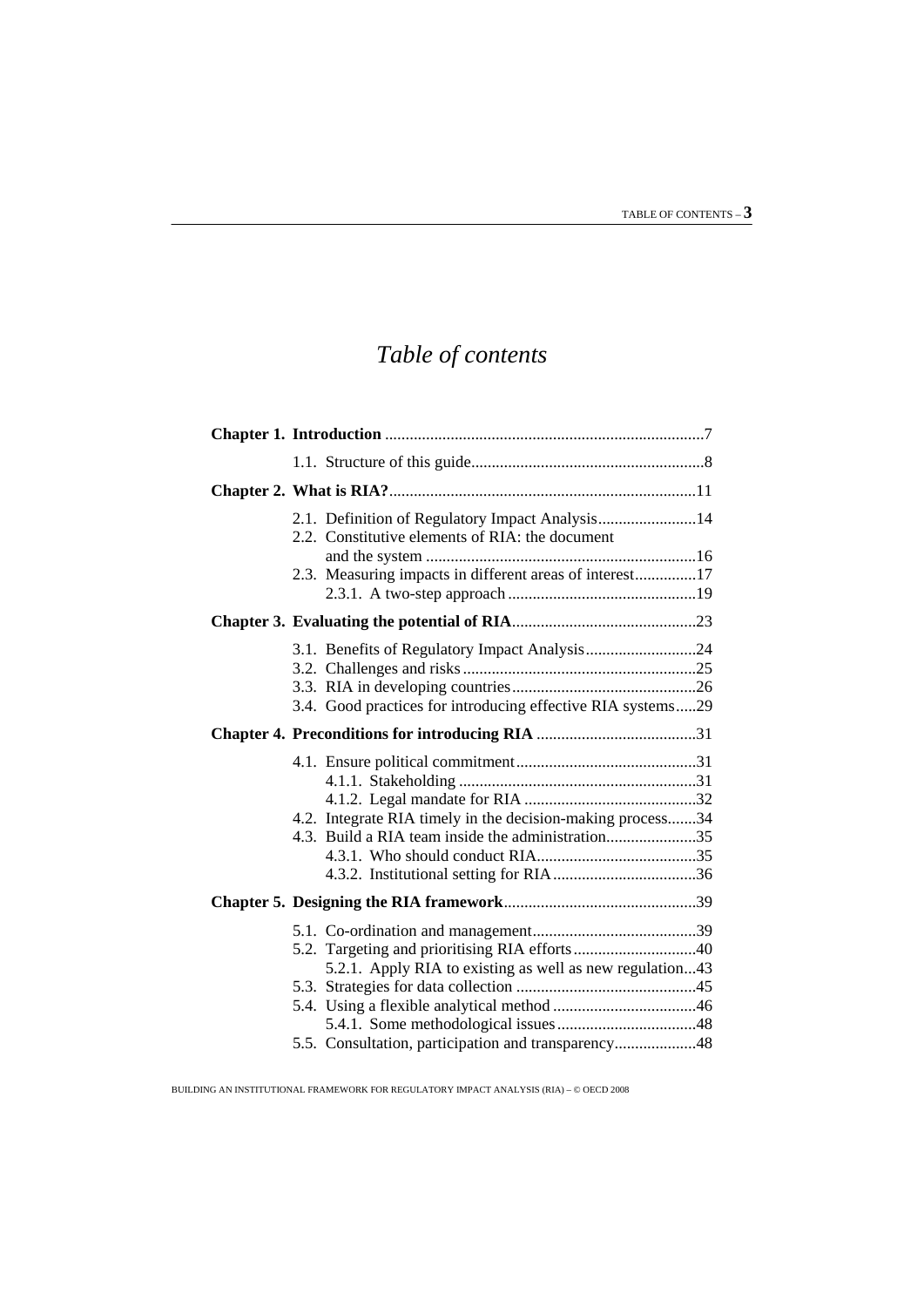# Table of contents

| | | |
|---|---|---|
| **Chapter 1.** | **Introduction** | 7 |
| | 1.1. Structure of this guide | 8 |
| **Chapter 2.** | **What is RIA?** | 11 |
| | 2.1. Definition of Regulatory Impact Analysis | 14 |
| | 2.2. Constitutive elements of RIA: the document and the system | 16 |
| | 2.3. Measuring impacts in different areas of interest | 17 |
| | 2.3.1. A two-step approach | 19 |
| **Chapter 3.** | **Evaluating the potential of RIA** | 23 |
| | 3.1. Benefits of Regulatory Impact Analysis | 24 |
| | 3.2. Challenges and risks | 25 |
| | 3.3. RIA in developing countries | 26 |
| | 3.4. Good practices for introducing effective RIA systems | 29 |
| **Chapter 4.** | **Preconditions for introducing RIA** | 31 |
| | 4.1. Ensure political commitment | 31 |
| | 4.1.1. Stakeholding | 31 |
| | 4.1.2. Legal mandate for RIA | 32 |
| | 4.2. Integrate RIA timely in the decision-making process | 34 |
| | 4.3. Build a RIA team inside the administration | 35 |
| | 4.3.1. Who should conduct RIA | 35 |
| | 4.3.2. Institutional setting for RIA | 36 |
| **Chapter 5.** | **Designing the RIA framework** | 39 |
| | 5.1. Co-ordination and management | 39 |
| | 5.2. Targeting and prioritising RIA efforts | 40 |
| | 5.2.1. Apply RIA to existing as well as new regulation | 43 |
| | 5.3. Strategies for data collection | 45 |
| | 5.4. Using a flexible analytical method | 46 |
| | 5.4.1. Some methodological issues | 48 |
| | 5.5. Consultation, participation and transparency | 48 |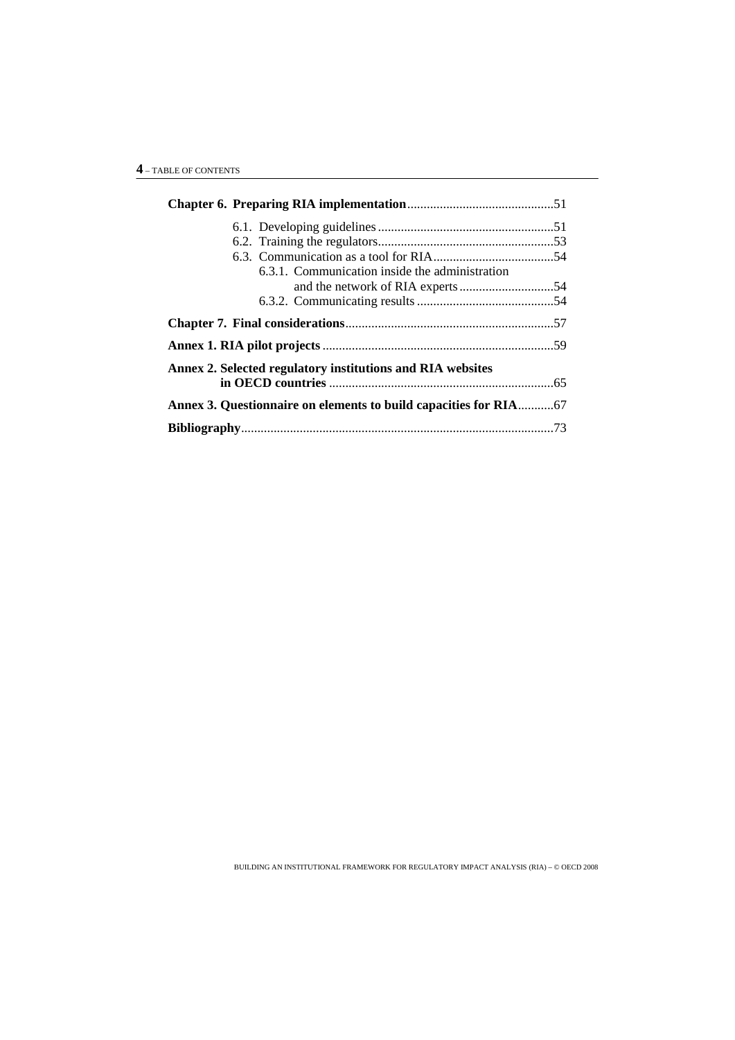**Chapter 6. Preparing RIA implementation** ............................................51

- 6.1. Developing guidelines ......................................................51
- 6.2. Training the regulators......................................................53
- 6.3. Communication as a tool for RIA.....................................54
  - 6.3.1. Communication inside the administration and the network of RIA experts ............................54
  - 6.3.2. Communicating results ..........................................54

**Chapter 7. Final considerations**................................................................57

**Annex 1. RIA pilot projects** .......................................................................59

**Annex 2. Selected regulatory institutions and RIA websites in OECD countries** .....................................................................65

**Annex 3. Questionnaire on elements to build capacities for RIA**...........67

**Bibliography**...............................................................................................73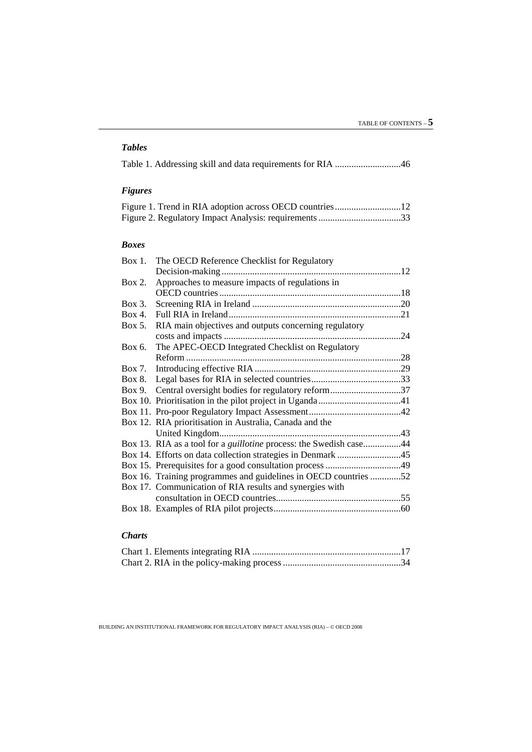### *Tables*

Table 1. Addressing skill and data requirements for RIA ............................46

### *Figures*

Figure 1. Trend in RIA adoption across OECD countries............................12
Figure 2. Regulatory Impact Analysis: requirements...................................33

### *Boxes*

Box 1. The OECD Reference Checklist for Regulatory Decision-making............................................................................12
Box 2. Approaches to measure impacts of regulations in OECD countries.............................................................................18
Box 3. Screening RIA in Ireland ...............................................................20
Box 4. Full RIA in Ireland.........................................................................21
Box 5. RIA main objectives and outputs concerning regulatory costs and impacts ...........................................................................24
Box 6. The APEC-OECD Integrated Checklist on Regulatory Reform ...........................................................................................28
Box 7. Introducing effective RIA ..............................................................29
Box 8. Legal bases for RIA in selected countries......................................33
Box 9. Central oversight bodies for regulatory reform..............................37
Box 10. Prioritisation in the pilot project in Uganda...................................41
Box 11. Pro-poor Regulatory Impact Assessment.......................................42
Box 12. RIA prioritisation in Australia, Canada and the United Kingdom............................................................................43
Box 13. RIA as a tool for a *guillotine* process: the Swedish case................44
Box 14. Efforts on data collection strategies in Denmark ...........................45
Box 15. Prerequisites for a good consultation process ................................49
Box 16. Training programmes and guidelines in OECD countries .............52
Box 17. Communication of RIA results and synergies with consultation in OECD countries....................................................55
Box 18. Examples of RIA pilot projects......................................................60

### *Charts*

Chart 1. Elements integrating RIA ...............................................................17
Chart 2. RIA in the policy-making process ..................................................34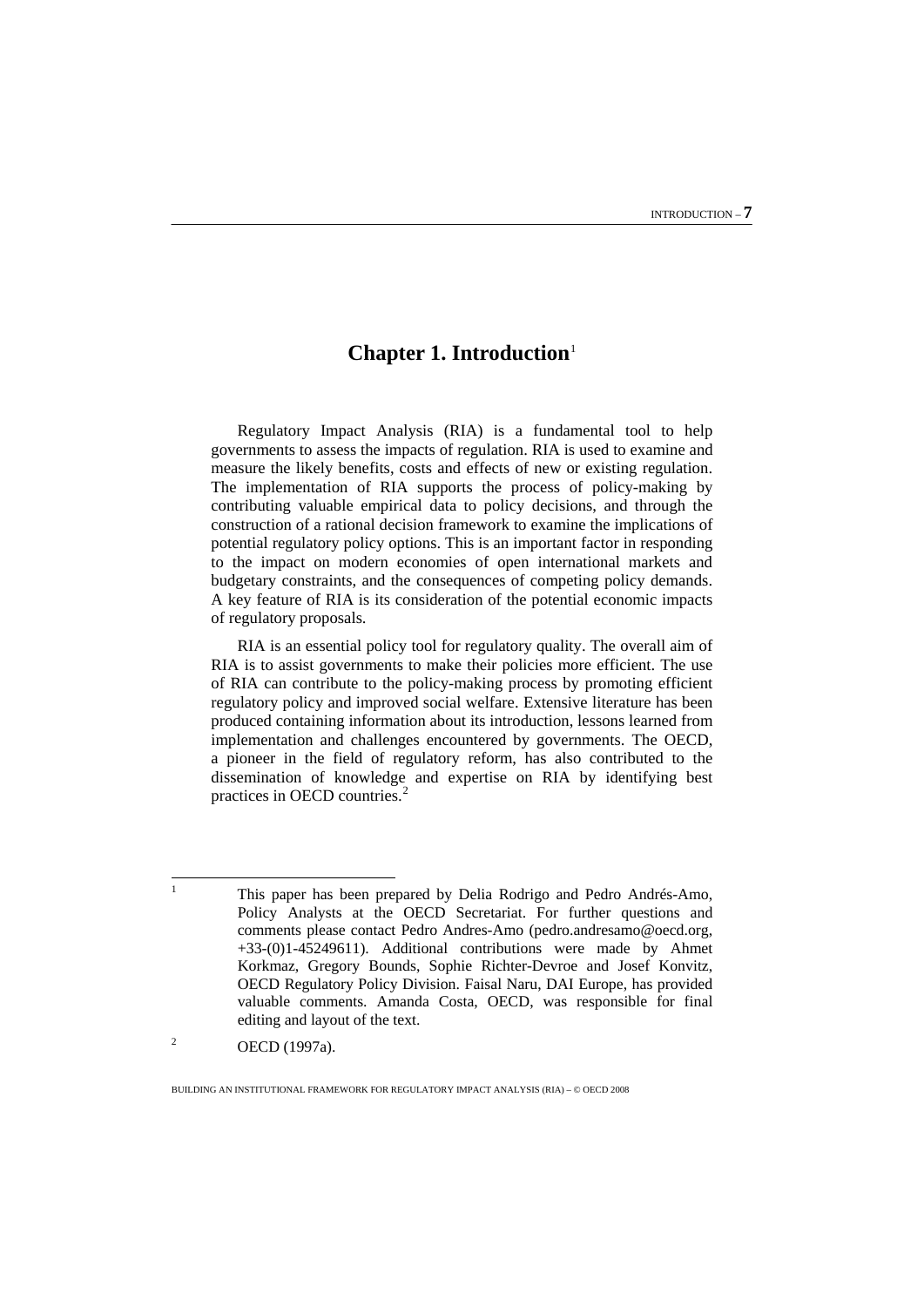# Chapter 1. Introduction[1]

Regulatory Impact Analysis (RIA) is a fundamental tool to help governments to assess the impacts of regulation. RIA is used to examine and measure the likely benefits, costs and effects of new or existing regulation. The implementation of RIA supports the process of policy-making by contributing valuable empirical data to policy decisions, and through the construction of a rational decision framework to examine the implications of potential regulatory policy options. This is an important factor in responding to the impact on modern economies of open international markets and budgetary constraints, and the consequences of competing policy demands. A key feature of RIA is its consideration of the potential economic impacts of regulatory proposals.

RIA is an essential policy tool for regulatory quality. The overall aim of RIA is to assist governments to make their policies more efficient. The use of RIA can contribute to the policy-making process by promoting efficient regulatory policy and improved social welfare. Extensive literature has been produced containing information about its introduction, lessons learned from implementation and challenges encountered by governments. The OECD, a pioneer in the field of regulatory reform, has also contributed to the dissemination of knowledge and expertise on RIA by identifying best practices in OECD countries.[2]

---

[1] This paper has been prepared by Delia Rodrigo and Pedro Andrés-Amo, Policy Analysts at the OECD Secretariat. For further questions and comments please contact Pedro Andres-Amo (pedro.andresamo@oecd.org, +33-(0)1-45249611). Additional contributions were made by Ahmet Korkmaz, Gregory Bounds, Sophie Richter-Devroe and Josef Konvitz, OECD Regulatory Policy Division. Faisal Naru, DAI Europe, has provided valuable comments. Amanda Costa, OECD, was responsible for final editing and layout of the text.

[2] OECD (1997a).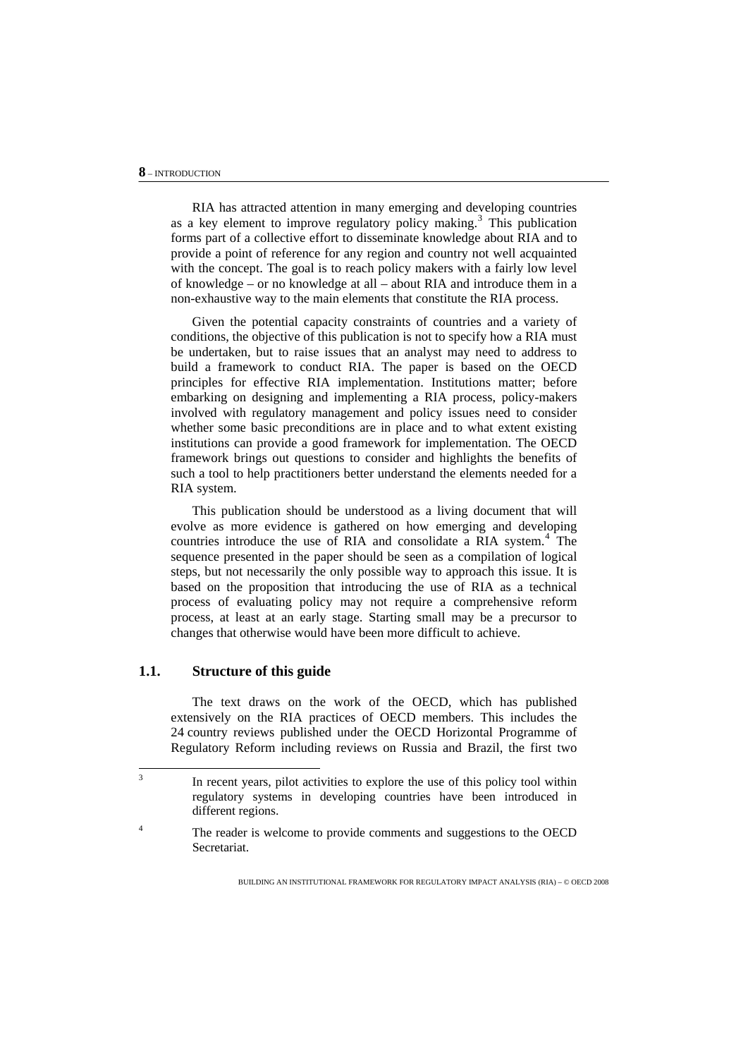RIA has attracted attention in many emerging and developing countries as a key element to improve regulatory policy making.[3] This publication forms part of a collective effort to disseminate knowledge about RIA and to provide a point of reference for any region and country not well acquainted with the concept. The goal is to reach policy makers with a fairly low level of knowledge – or no knowledge at all – about RIA and introduce them in a non-exhaustive way to the main elements that constitute the RIA process.

Given the potential capacity constraints of countries and a variety of conditions, the objective of this publication is not to specify how a RIA must be undertaken, but to raise issues that an analyst may need to address to build a framework to conduct RIA. The paper is based on the OECD principles for effective RIA implementation. Institutions matter; before embarking on designing and implementing a RIA process, policy-makers involved with regulatory management and policy issues need to consider whether some basic preconditions are in place and to what extent existing institutions can provide a good framework for implementation. The OECD framework brings out questions to consider and highlights the benefits of such a tool to help practitioners better understand the elements needed for a RIA system.

This publication should be understood as a living document that will evolve as more evidence is gathered on how emerging and developing countries introduce the use of RIA and consolidate a RIA system.[4] The sequence presented in the paper should be seen as a compilation of logical steps, but not necessarily the only possible way to approach this issue. It is based on the proposition that introducing the use of RIA as a technical process of evaluating policy may not require a comprehensive reform process, at least at an early stage. Starting small may be a precursor to changes that otherwise would have been more difficult to achieve.

## 1.1. Structure of this guide

The text draws on the work of the OECD, which has published extensively on the RIA practices of OECD members. This includes the 24 country reviews published under the OECD Horizontal Programme of Regulatory Reform including reviews on Russia and Brazil, the first two

---

[3] In recent years, pilot activities to explore the use of this policy tool within regulatory systems in developing countries have been introduced in different regions.

[4] The reader is welcome to provide comments and suggestions to the OECD Secretariat.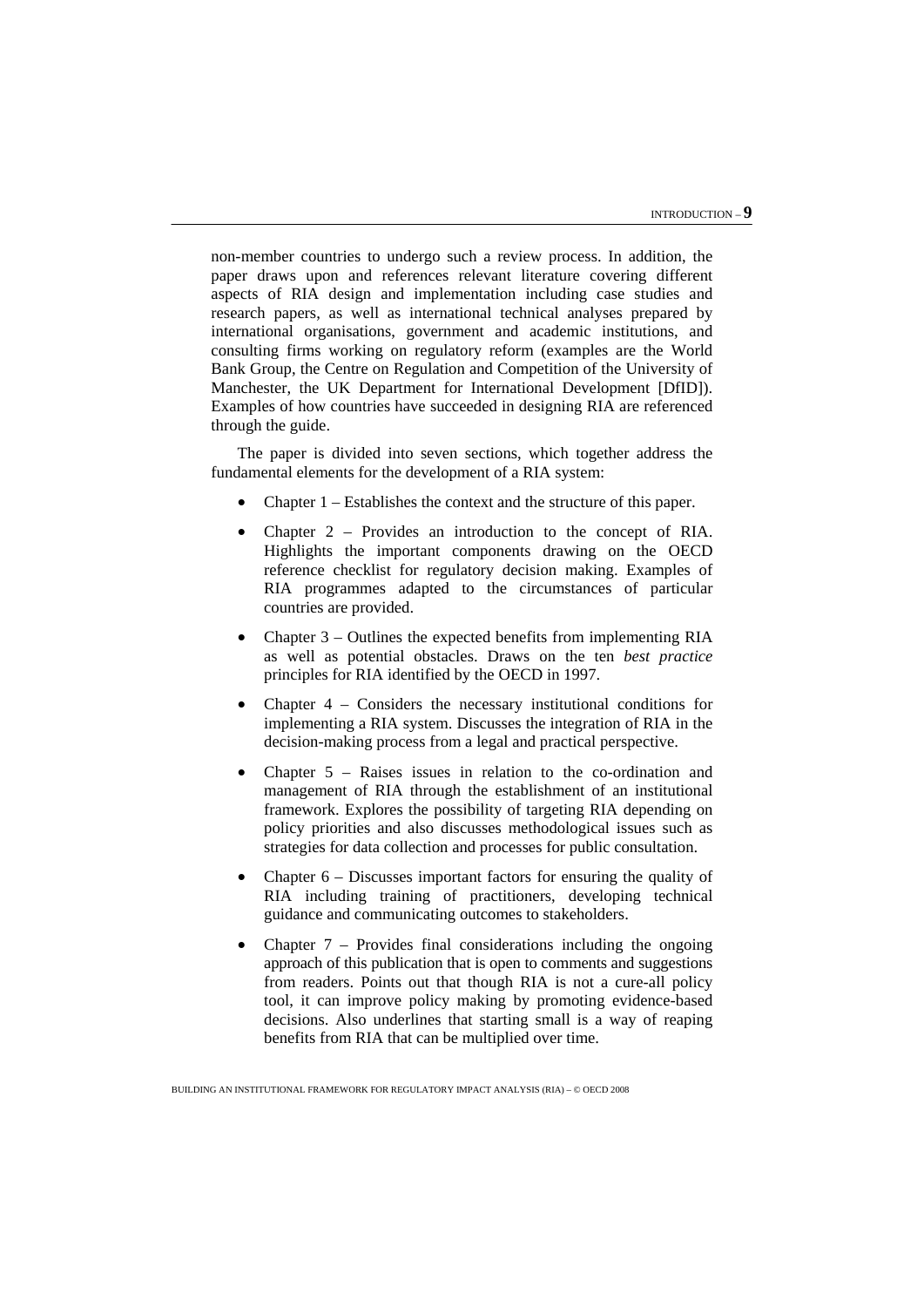non-member countries to undergo such a review process. In addition, the paper draws upon and references relevant literature covering different aspects of RIA design and implementation including case studies and research papers, as well as international technical analyses prepared by international organisations, government and academic institutions, and consulting firms working on regulatory reform (examples are the World Bank Group, the Centre on Regulation and Competition of the University of Manchester, the UK Department for International Development [DfID]). Examples of how countries have succeeded in designing RIA are referenced through the guide.

The paper is divided into seven sections, which together address the fundamental elements for the development of a RIA system:

- Chapter 1 – Establishes the context and the structure of this paper.
- Chapter 2 – Provides an introduction to the concept of RIA. Highlights the important components drawing on the OECD reference checklist for regulatory decision making. Examples of RIA programmes adapted to the circumstances of particular countries are provided.
- Chapter 3 – Outlines the expected benefits from implementing RIA as well as potential obstacles. Draws on the ten *best practice* principles for RIA identified by the OECD in 1997.
- Chapter 4 – Considers the necessary institutional conditions for implementing a RIA system. Discusses the integration of RIA in the decision-making process from a legal and practical perspective.
- Chapter 5 – Raises issues in relation to the co-ordination and management of RIA through the establishment of an institutional framework. Explores the possibility of targeting RIA depending on policy priorities and also discusses methodological issues such as strategies for data collection and processes for public consultation.
- Chapter 6 – Discusses important factors for ensuring the quality of RIA including training of practitioners, developing technical guidance and communicating outcomes to stakeholders.
- Chapter 7 – Provides final considerations including the ongoing approach of this publication that is open to comments and suggestions from readers. Points out that though RIA is not a cure-all policy tool, it can improve policy making by promoting evidence-based decisions. Also underlines that starting small is a way of reaping benefits from RIA that can be multiplied over time.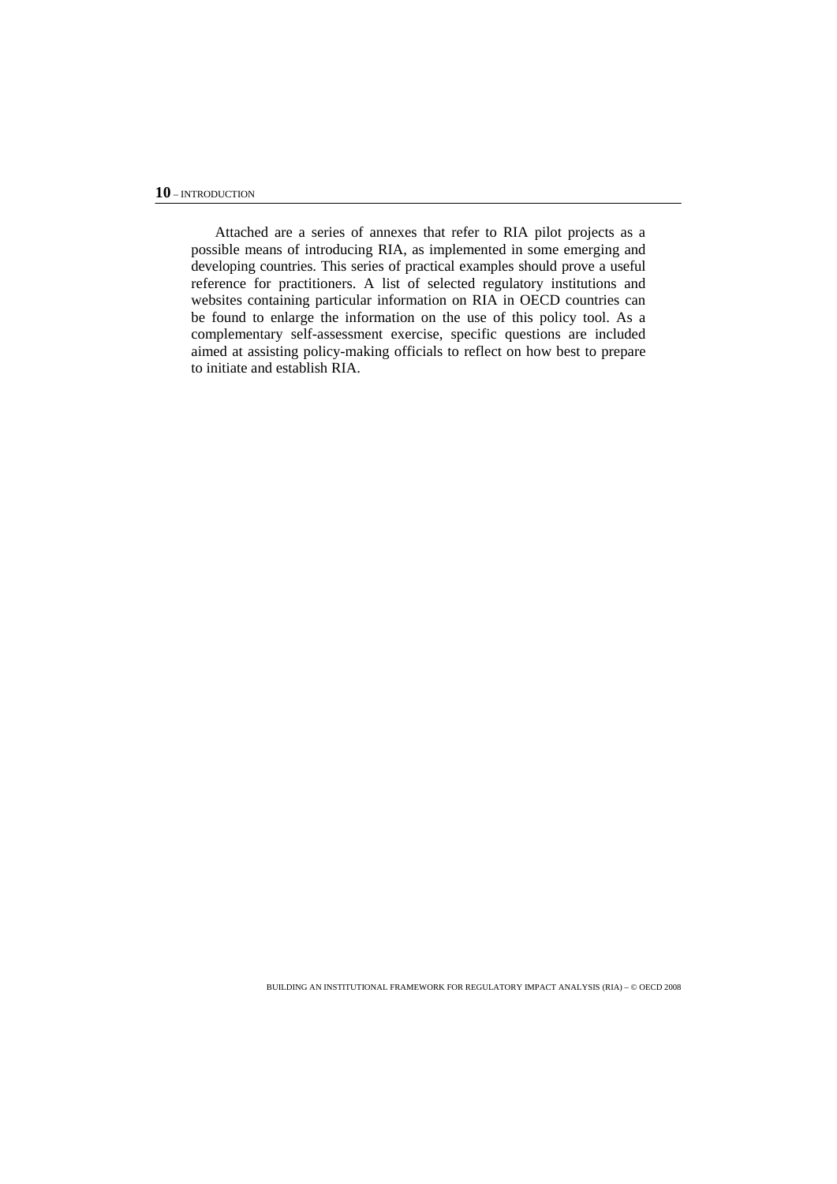Attached are a series of annexes that refer to RIA pilot projects as a possible means of introducing RIA, as implemented in some emerging and developing countries. This series of practical examples should prove a useful reference for practitioners. A list of selected regulatory institutions and websites containing particular information on RIA in OECD countries can be found to enlarge the information on the use of this policy tool. As a complementary self-assessment exercise, specific questions are included aimed at assisting policy-making officials to reflect on how best to prepare to initiate and establish RIA.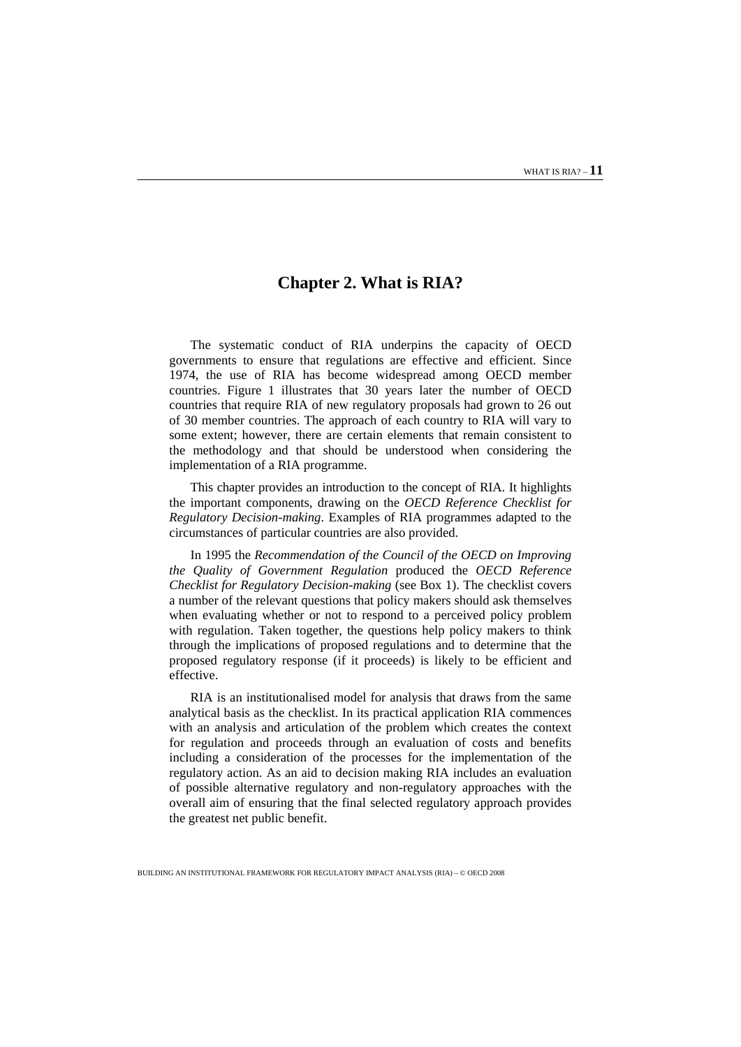# Chapter 2. What is RIA?

The systematic conduct of RIA underpins the capacity of OECD governments to ensure that regulations are effective and efficient. Since 1974, the use of RIA has become widespread among OECD member countries. Figure 1 illustrates that 30 years later the number of OECD countries that require RIA of new regulatory proposals had grown to 26 out of 30 member countries. The approach of each country to RIA will vary to some extent; however, there are certain elements that remain consistent to the methodology and that should be understood when considering the implementation of a RIA programme.

This chapter provides an introduction to the concept of RIA. It highlights the important components, drawing on the *OECD Reference Checklist for Regulatory Decision-making*. Examples of RIA programmes adapted to the circumstances of particular countries are also provided.

In 1995 the *Recommendation of the Council of the OECD on Improving the Quality of Government Regulation* produced the *OECD Reference Checklist for Regulatory Decision-making* (see Box 1). The checklist covers a number of the relevant questions that policy makers should ask themselves when evaluating whether or not to respond to a perceived policy problem with regulation. Taken together, the questions help policy makers to think through the implications of proposed regulations and to determine that the proposed regulatory response (if it proceeds) is likely to be efficient and effective.

RIA is an institutionalised model for analysis that draws from the same analytical basis as the checklist. In its practical application RIA commences with an analysis and articulation of the problem which creates the context for regulation and proceeds through an evaluation of costs and benefits including a consideration of the processes for the implementation of the regulatory action. As an aid to decision making RIA includes an evaluation of possible alternative regulatory and non-regulatory approaches with the overall aim of ensuring that the final selected regulatory approach provides the greatest net public benefit.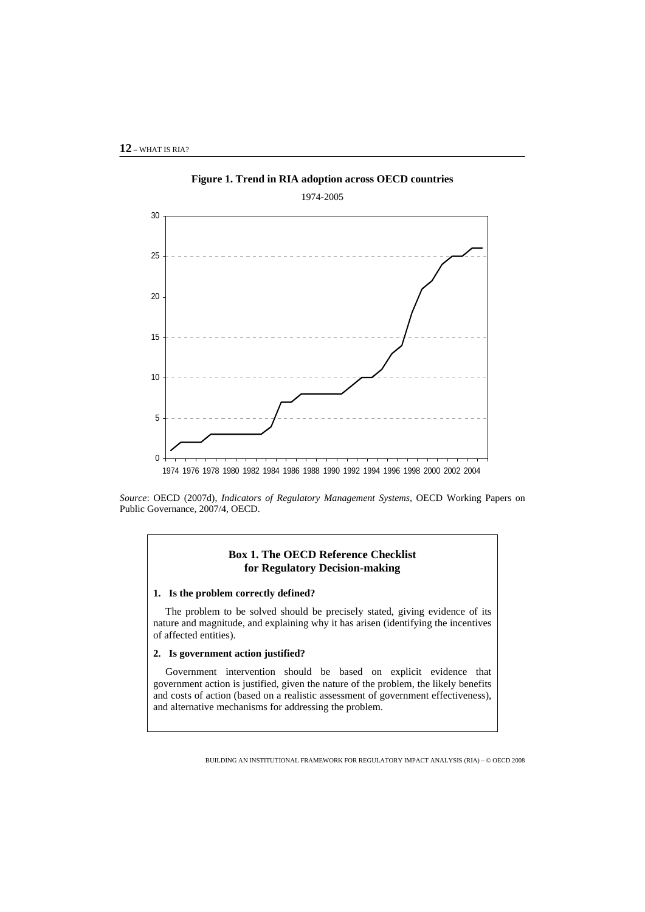**Figure 1. Trend in RIA adoption across OECD countries**

1974-2005

*Source*: OECD (2007d), *Indicators of Regulatory Management Systems*, OECD Working Papers on Public Governance, 2007/4, OECD.

> **Box 1. The OECD Reference Checklist for Regulatory Decision-making**
>
> **1. Is the problem correctly defined?**
>
> The problem to be solved should be precisely stated, giving evidence of its nature and magnitude, and explaining why it has arisen (identifying the incentives of affected entities).
>
> **2. Is government action justified?**
>
> Government intervention should be based on explicit evidence that government action is justified, given the nature of the problem, the likely benefits and costs of action (based on a realistic assessment of government effectiveness), and alternative mechanisms for addressing the problem.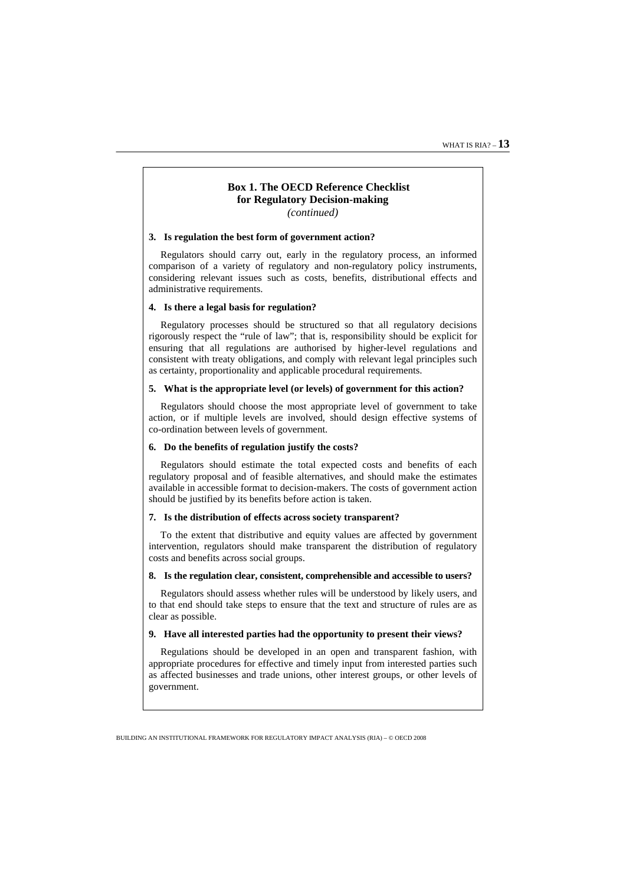**Box 1. The OECD Reference Checklist for Regulatory Decision-making**
*(continued)*

**3. Is regulation the best form of government action?**

Regulators should carry out, early in the regulatory process, an informed comparison of a variety of regulatory and non-regulatory policy instruments, considering relevant issues such as costs, benefits, distributional effects and administrative requirements.

**4. Is there a legal basis for regulation?**

Regulatory processes should be structured so that all regulatory decisions rigorously respect the "rule of law"; that is, responsibility should be explicit for ensuring that all regulations are authorised by higher-level regulations and consistent with treaty obligations, and comply with relevant legal principles such as certainty, proportionality and applicable procedural requirements.

**5. What is the appropriate level (or levels) of government for this action?**

Regulators should choose the most appropriate level of government to take action, or if multiple levels are involved, should design effective systems of co-ordination between levels of government.

**6. Do the benefits of regulation justify the costs?**

Regulators should estimate the total expected costs and benefits of each regulatory proposal and of feasible alternatives, and should make the estimates available in accessible format to decision-makers. The costs of government action should be justified by its benefits before action is taken.

**7. Is the distribution of effects across society transparent?**

To the extent that distributive and equity values are affected by government intervention, regulators should make transparent the distribution of regulatory costs and benefits across social groups.

**8. Is the regulation clear, consistent, comprehensible and accessible to users?**

Regulators should assess whether rules will be understood by likely users, and to that end should take steps to ensure that the text and structure of rules are as clear as possible.

**9. Have all interested parties had the opportunity to present their views?**

Regulations should be developed in an open and transparent fashion, with appropriate procedures for effective and timely input from interested parties such as affected businesses and trade unions, other interest groups, or other levels of government.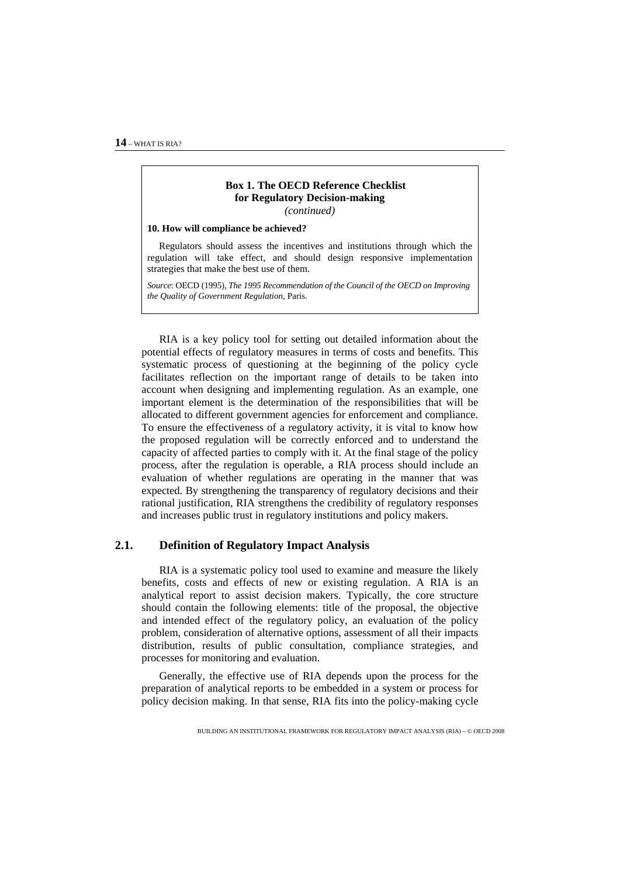**Box 1. The OECD Reference Checklist for Regulatory Decision-making**
*(continued)*

**10. How will compliance be achieved?**

Regulators should assess the incentives and institutions through which the regulation will take effect, and should design responsive implementation strategies that make the best use of them.

*Source*: OECD (1995), *The 1995 Recommendation of the Council of the OECD on Improving the Quality of Government Regulation*, Paris.

RIA is a key policy tool for setting out detailed information about the potential effects of regulatory measures in terms of costs and benefits. This systematic process of questioning at the beginning of the policy cycle facilitates reflection on the important range of details to be taken into account when designing and implementing regulation. As an example, one important element is the determination of the responsibilities that will be allocated to different government agencies for enforcement and compliance. To ensure the effectiveness of a regulatory activity, it is vital to know how the proposed regulation will be correctly enforced and to understand the capacity of affected parties to comply with it. At the final stage of the policy process, after the regulation is operable, a RIA process should include an evaluation of whether regulations are operating in the manner that was expected. By strengthening the transparency of regulatory decisions and their rational justification, RIA strengthens the credibility of regulatory responses and increases public trust in regulatory institutions and policy makers.

## 2.1. Definition of Regulatory Impact Analysis

RIA is a systematic policy tool used to examine and measure the likely benefits, costs and effects of new or existing regulation. A RIA is an analytical report to assist decision makers. Typically, the core structure should contain the following elements: title of the proposal, the objective and intended effect of the regulatory policy, an evaluation of the policy problem, consideration of alternative options, assessment of all their impacts distribution, results of public consultation, compliance strategies, and processes for monitoring and evaluation.

Generally, the effective use of RIA depends upon the process for the preparation of analytical reports to be embedded in a system or process for policy decision making. In that sense, RIA fits into the policy-making cycle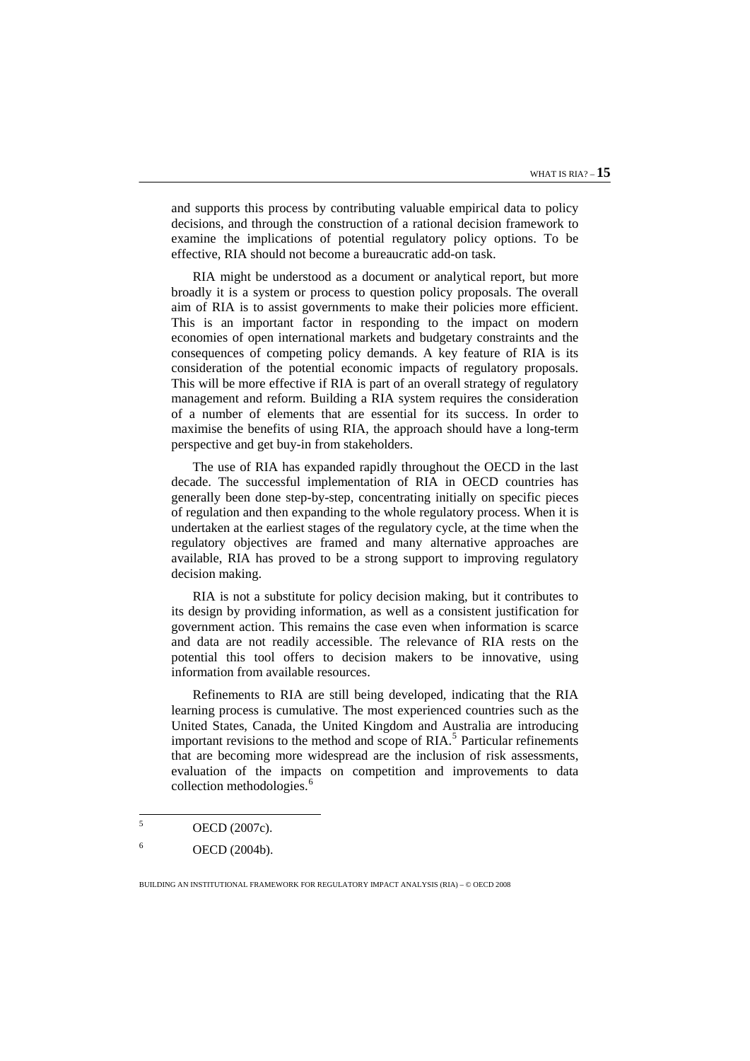and supports this process by contributing valuable empirical data to policy decisions, and through the construction of a rational decision framework to examine the implications of potential regulatory policy options. To be effective, RIA should not become a bureaucratic add-on task.

RIA might be understood as a document or analytical report, but more broadly it is a system or process to question policy proposals. The overall aim of RIA is to assist governments to make their policies more efficient. This is an important factor in responding to the impact on modern economies of open international markets and budgetary constraints and the consequences of competing policy demands. A key feature of RIA is its consideration of the potential economic impacts of regulatory proposals. This will be more effective if RIA is part of an overall strategy of regulatory management and reform. Building a RIA system requires the consideration of a number of elements that are essential for its success. In order to maximise the benefits of using RIA, the approach should have a long-term perspective and get buy-in from stakeholders.

The use of RIA has expanded rapidly throughout the OECD in the last decade. The successful implementation of RIA in OECD countries has generally been done step-by-step, concentrating initially on specific pieces of regulation and then expanding to the whole regulatory process. When it is undertaken at the earliest stages of the regulatory cycle, at the time when the regulatory objectives are framed and many alternative approaches are available, RIA has proved to be a strong support to improving regulatory decision making.

RIA is not a substitute for policy decision making, but it contributes to its design by providing information, as well as a consistent justification for government action. This remains the case even when information is scarce and data are not readily accessible. The relevance of RIA rests on the potential this tool offers to decision makers to be innovative, using information from available resources.

Refinements to RIA are still being developed, indicating that the RIA learning process is cumulative. The most experienced countries such as the United States, Canada, the United Kingdom and Australia are introducing important revisions to the method and scope of RIA.[5] Particular refinements that are becoming more widespread are the inclusion of risk assessments, evaluation of the impacts on competition and improvements to data collection methodologies.[6]

---

[5] OECD (2007c).

[6] OECD (2004b).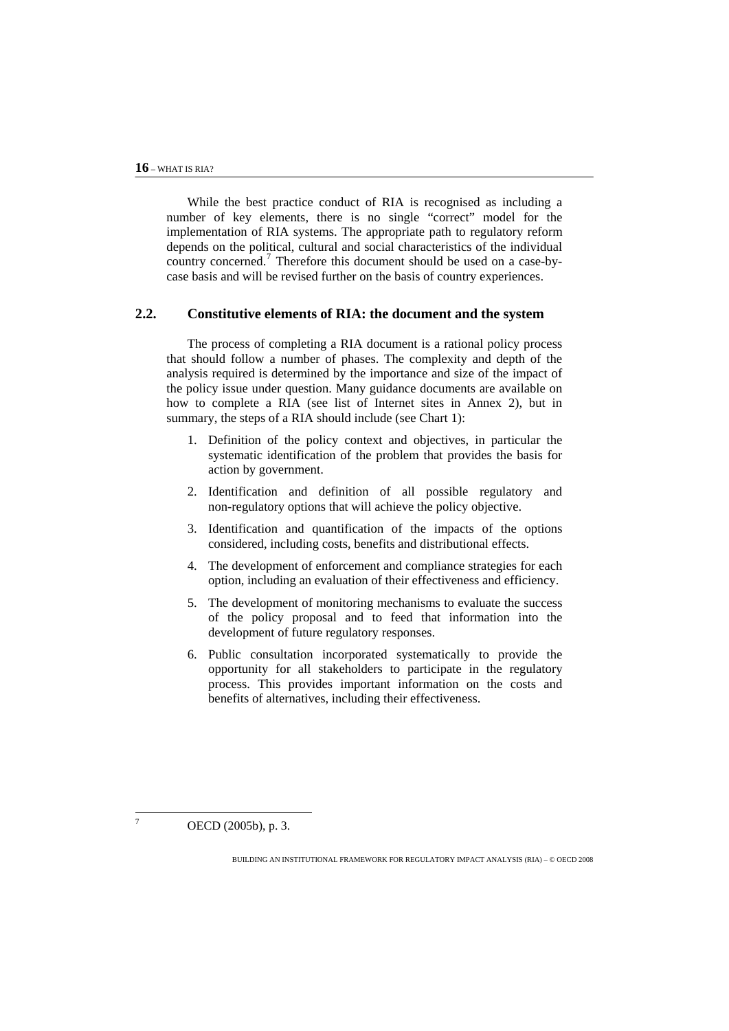While the best practice conduct of RIA is recognised as including a number of key elements, there is no single "correct" model for the implementation of RIA systems. The appropriate path to regulatory reform depends on the political, cultural and social characteristics of the individual country concerned.[7] Therefore this document should be used on a case-by-case basis and will be revised further on the basis of country experiences.

## 2.2. Constitutive elements of RIA: the document and the system

The process of completing a RIA document is a rational policy process that should follow a number of phases. The complexity and depth of the analysis required is determined by the importance and size of the impact of the policy issue under question. Many guidance documents are available on how to complete a RIA (see list of Internet sites in Annex 2), but in summary, the steps of a RIA should include (see Chart 1):

1. Definition of the policy context and objectives, in particular the systematic identification of the problem that provides the basis for action by government.
2. Identification and definition of all possible regulatory and non-regulatory options that will achieve the policy objective.
3. Identification and quantification of the impacts of the options considered, including costs, benefits and distributional effects.
4. The development of enforcement and compliance strategies for each option, including an evaluation of their effectiveness and efficiency.
5. The development of monitoring mechanisms to evaluate the success of the policy proposal and to feed that information into the development of future regulatory responses.
6. Public consultation incorporated systematically to provide the opportunity for all stakeholders to participate in the regulatory process. This provides important information on the costs and benefits of alternatives, including their effectiveness.

---

[7] OECD (2005b), p. 3.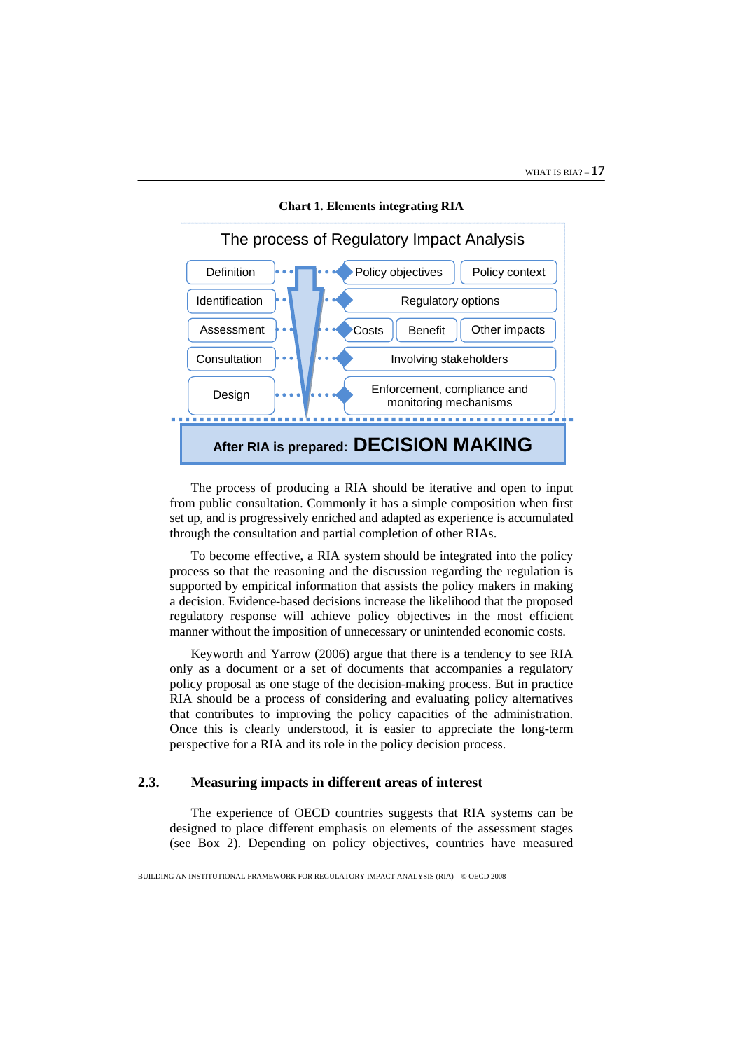**Chart 1. Elements integrating RIA**

The process of Regulatory Impact Analysis

| Stage | Elements | | |
|---|---|---|---|
| Definition | Policy objectives | Policy context | |
| Identification | Regulatory options | | |
| Assessment | Costs | Benefit | Other impacts |
| Consultation | Involving stakeholders | | |
| Design | Enforcement, compliance and monitoring mechanisms | | |

After RIA is prepared: **DECISION MAKING**

The process of producing a RIA should be iterative and open to input from public consultation. Commonly it has a simple composition when first set up, and is progressively enriched and adapted as experience is accumulated through the consultation and partial completion of other RIAs.

To become effective, a RIA system should be integrated into the policy process so that the reasoning and the discussion regarding the regulation is supported by empirical information that assists the policy makers in making a decision. Evidence-based decisions increase the likelihood that the proposed regulatory response will achieve policy objectives in the most efficient manner without the imposition of unnecessary or unintended economic costs.

Keyworth and Yarrow (2006) argue that there is a tendency to see RIA only as a document or a set of documents that accompanies a regulatory policy proposal as one stage of the decision-making process. But in practice RIA should be a process of considering and evaluating policy alternatives that contributes to improving the policy capacities of the administration. Once this is clearly understood, it is easier to appreciate the long-term perspective for a RIA and its role in the policy decision process.

## 2.3. Measuring impacts in different areas of interest

The experience of OECD countries suggests that RIA systems can be designed to place different emphasis on elements of the assessment stages (see Box 2). Depending on policy objectives, countries have measured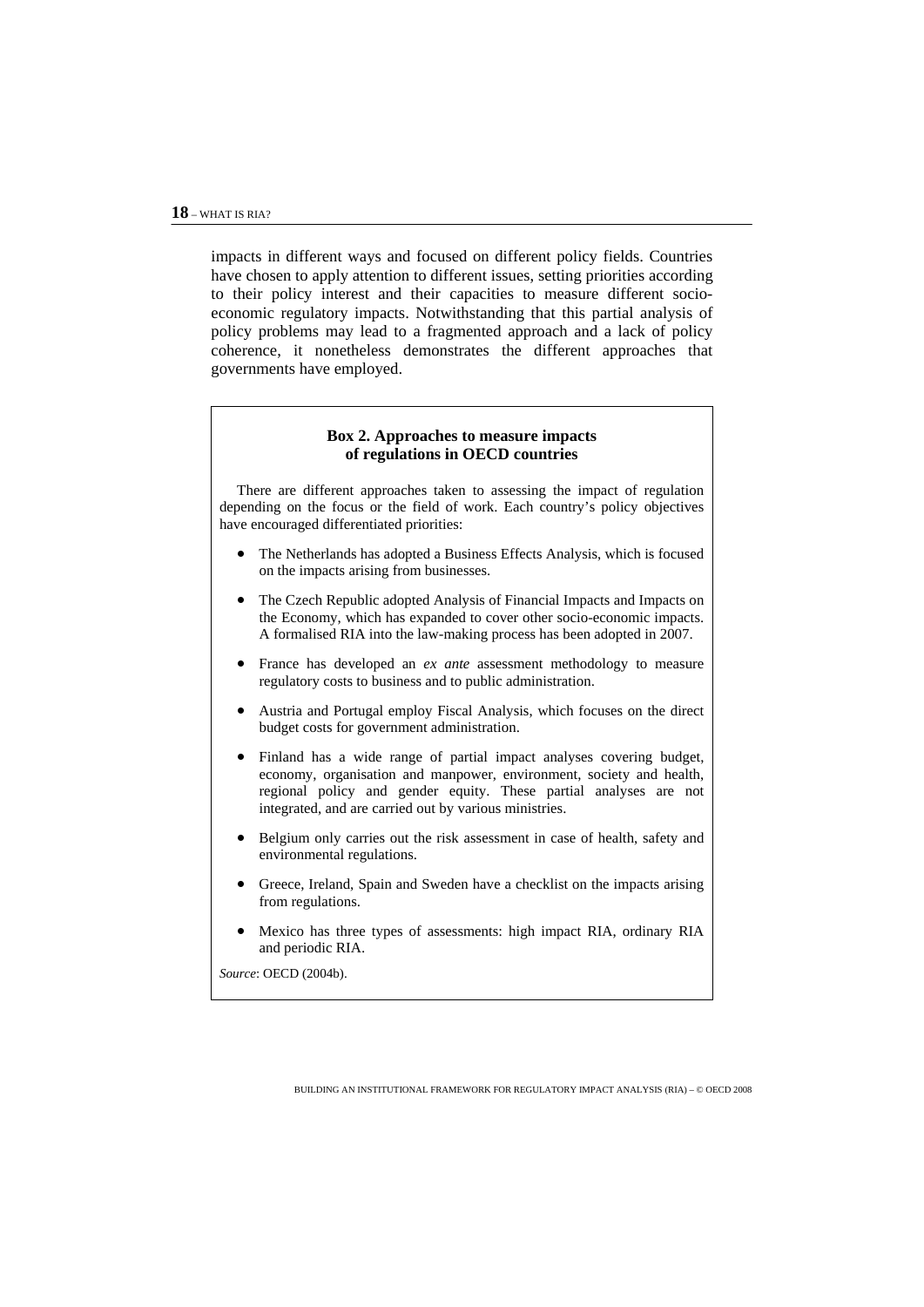impacts in different ways and focused on different policy fields. Countries have chosen to apply attention to different issues, setting priorities according to their policy interest and their capacities to measure different socio-economic regulatory impacts. Notwithstanding that this partial analysis of policy problems may lead to a fragmented approach and a lack of policy coherence, it nonetheless demonstrates the different approaches that governments have employed.

> **Box 2. Approaches to measure impacts of regulations in OECD countries**
>
> There are different approaches taken to assessing the impact of regulation depending on the focus or the field of work. Each country's policy objectives have encouraged differentiated priorities:
>
> - The Netherlands has adopted a Business Effects Analysis, which is focused on the impacts arising from businesses.
> - The Czech Republic adopted Analysis of Financial Impacts and Impacts on the Economy, which has expanded to cover other socio-economic impacts. A formalised RIA into the law-making process has been adopted in 2007.
> - France has developed an *ex ante* assessment methodology to measure regulatory costs to business and to public administration.
> - Austria and Portugal employ Fiscal Analysis, which focuses on the direct budget costs for government administration.
> - Finland has a wide range of partial impact analyses covering budget, economy, organisation and manpower, environment, society and health, regional policy and gender equity. These partial analyses are not integrated, and are carried out by various ministries.
> - Belgium only carries out the risk assessment in case of health, safety and environmental regulations.
> - Greece, Ireland, Spain and Sweden have a checklist on the impacts arising from regulations.
> - Mexico has three types of assessments: high impact RIA, ordinary RIA and periodic RIA.
>
> *Source*: OECD (2004b).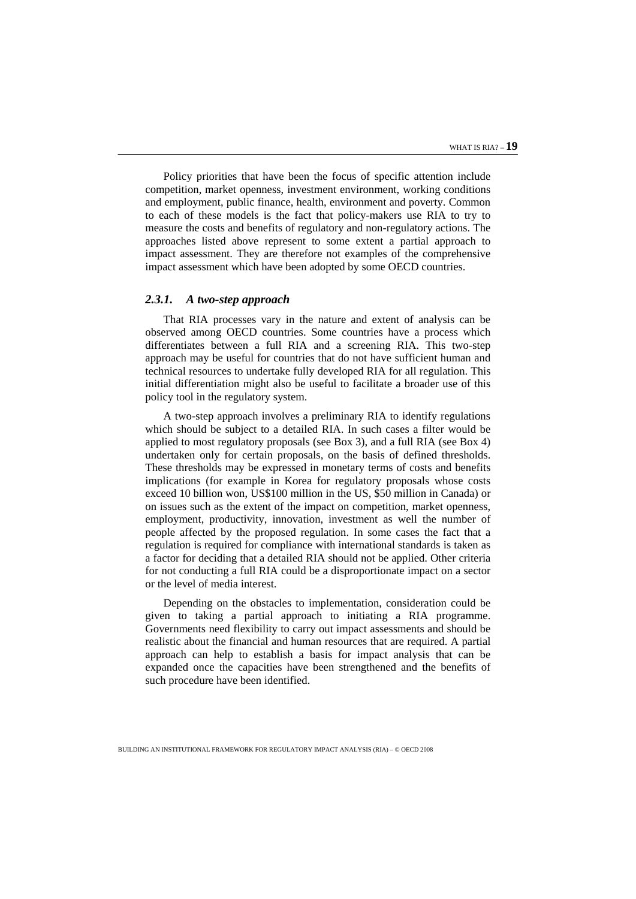Policy priorities that have been the focus of specific attention include competition, market openness, investment environment, working conditions and employment, public finance, health, environment and poverty. Common to each of these models is the fact that policy-makers use RIA to try to measure the costs and benefits of regulatory and non-regulatory actions. The approaches listed above represent to some extent a partial approach to impact assessment. They are therefore not examples of the comprehensive impact assessment which have been adopted by some OECD countries.

### *2.3.1. A two-step approach*

That RIA processes vary in the nature and extent of analysis can be observed among OECD countries. Some countries have a process which differentiates between a full RIA and a screening RIA. This two-step approach may be useful for countries that do not have sufficient human and technical resources to undertake fully developed RIA for all regulation. This initial differentiation might also be useful to facilitate a broader use of this policy tool in the regulatory system.

A two-step approach involves a preliminary RIA to identify regulations which should be subject to a detailed RIA. In such cases a filter would be applied to most regulatory proposals (see Box 3), and a full RIA (see Box 4) undertaken only for certain proposals, on the basis of defined thresholds. These thresholds may be expressed in monetary terms of costs and benefits implications (for example in Korea for regulatory proposals whose costs exceed 10 billion won, US$100 million in the US, $50 million in Canada) or on issues such as the extent of the impact on competition, market openness, employment, productivity, innovation, investment as well the number of people affected by the proposed regulation. In some cases the fact that a regulation is required for compliance with international standards is taken as a factor for deciding that a detailed RIA should not be applied. Other criteria for not conducting a full RIA could be a disproportionate impact on a sector or the level of media interest.

Depending on the obstacles to implementation, consideration could be given to taking a partial approach to initiating a RIA programme. Governments need flexibility to carry out impact assessments and should be realistic about the financial and human resources that are required. A partial approach can help to establish a basis for impact analysis that can be expanded once the capacities have been strengthened and the benefits of such procedure have been identified.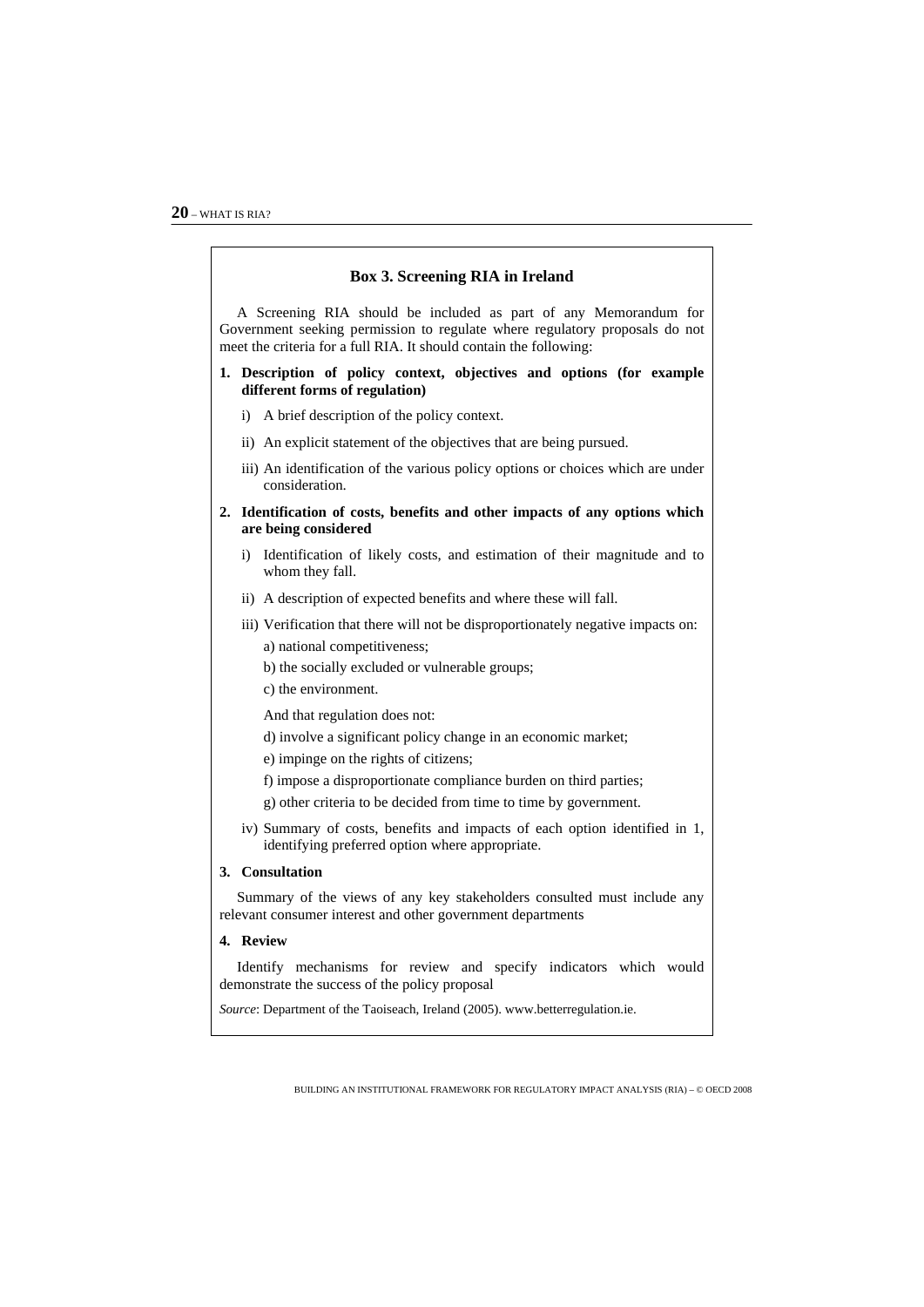### Box 3. Screening RIA in Ireland

A Screening RIA should be included as part of any Memorandum for Government seeking permission to regulate where regulatory proposals do not meet the criteria for a full RIA. It should contain the following:

**1. Description of policy context, objectives and options (for example different forms of regulation)**

- i) A brief description of the policy context.
- ii) An explicit statement of the objectives that are being pursued.
- iii) An identification of the various policy options or choices which are under consideration.

**2. Identification of costs, benefits and other impacts of any options which are being considered**

- i) Identification of likely costs, and estimation of their magnitude and to whom they fall.
- ii) A description of expected benefits and where these will fall.
- iii) Verification that there will not be disproportionately negative impacts on:
  - a) national competitiveness;
  - b) the socially excluded or vulnerable groups;
  - c) the environment.

  And that regulation does not:

  - d) involve a significant policy change in an economic market;
  - e) impinge on the rights of citizens;
  - f) impose a disproportionate compliance burden on third parties;
  - g) other criteria to be decided from time to time by government.
- iv) Summary of costs, benefits and impacts of each option identified in 1, identifying preferred option where appropriate.

**3. Consultation**

Summary of the views of any key stakeholders consulted must include any relevant consumer interest and other government departments

**4. Review**

Identify mechanisms for review and specify indicators which would demonstrate the success of the policy proposal

*Source*: Department of the Taoiseach, Ireland (2005). www.betterregulation.ie.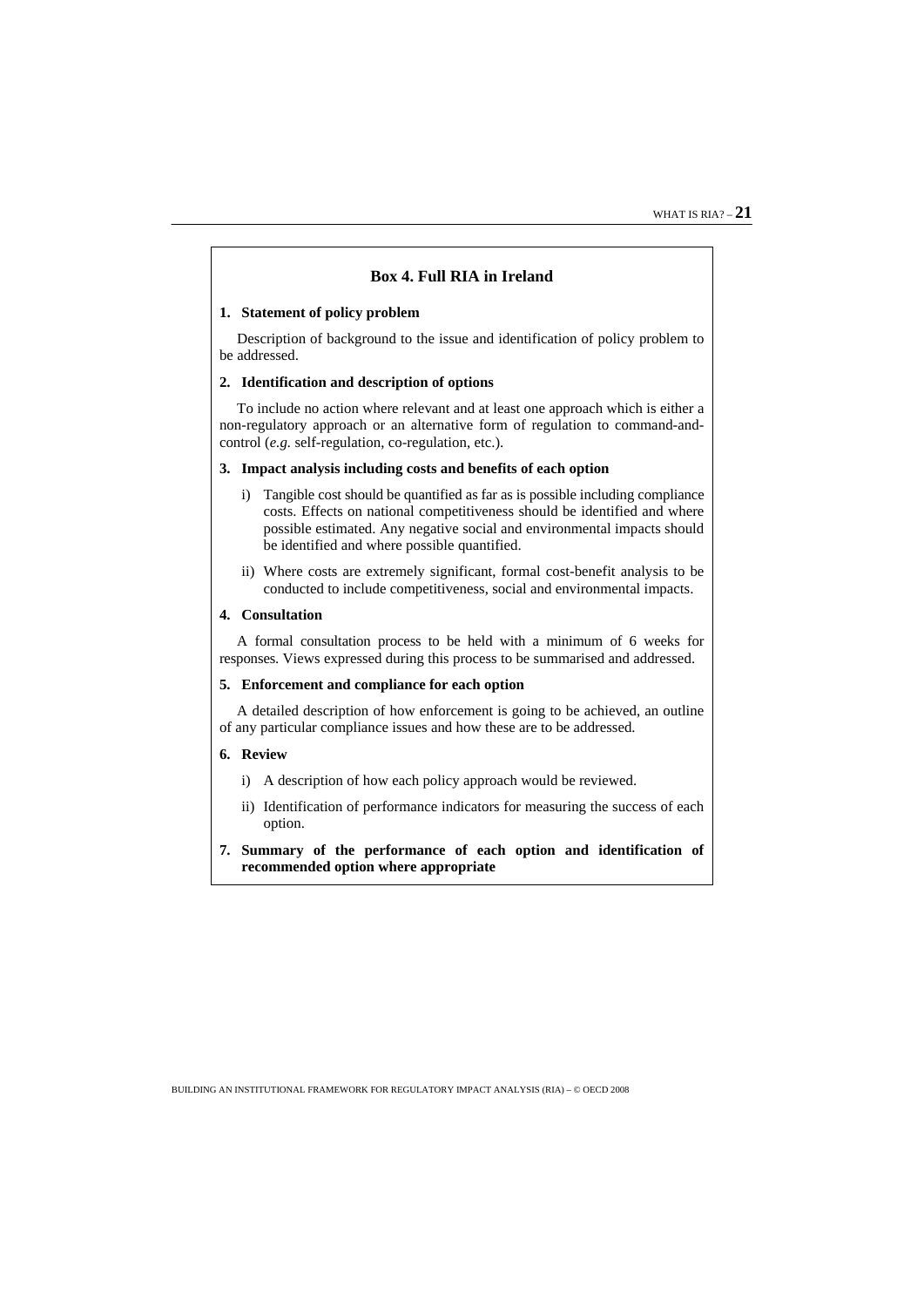### Box 4. Full RIA in Ireland

**1. Statement of policy problem**

Description of background to the issue and identification of policy problem to be addressed.

**2. Identification and description of options**

To include no action where relevant and at least one approach which is either a non-regulatory approach or an alternative form of regulation to command-and-control (*e.g.* self-regulation, co-regulation, etc.).

**3. Impact analysis including costs and benefits of each option**

i) Tangible cost should be quantified as far as is possible including compliance costs. Effects on national competitiveness should be identified and where possible estimated. Any negative social and environmental impacts should be identified and where possible quantified.

ii) Where costs are extremely significant, formal cost-benefit analysis to be conducted to include competitiveness, social and environmental impacts.

**4. Consultation**

A formal consultation process to be held with a minimum of 6 weeks for responses. Views expressed during this process to be summarised and addressed.

**5. Enforcement and compliance for each option**

A detailed description of how enforcement is going to be achieved, an outline of any particular compliance issues and how these are to be addressed.

**6. Review**

i) A description of how each policy approach would be reviewed.

ii) Identification of performance indicators for measuring the success of each option.

**7. Summary of the performance of each option and identification of recommended option where appropriate**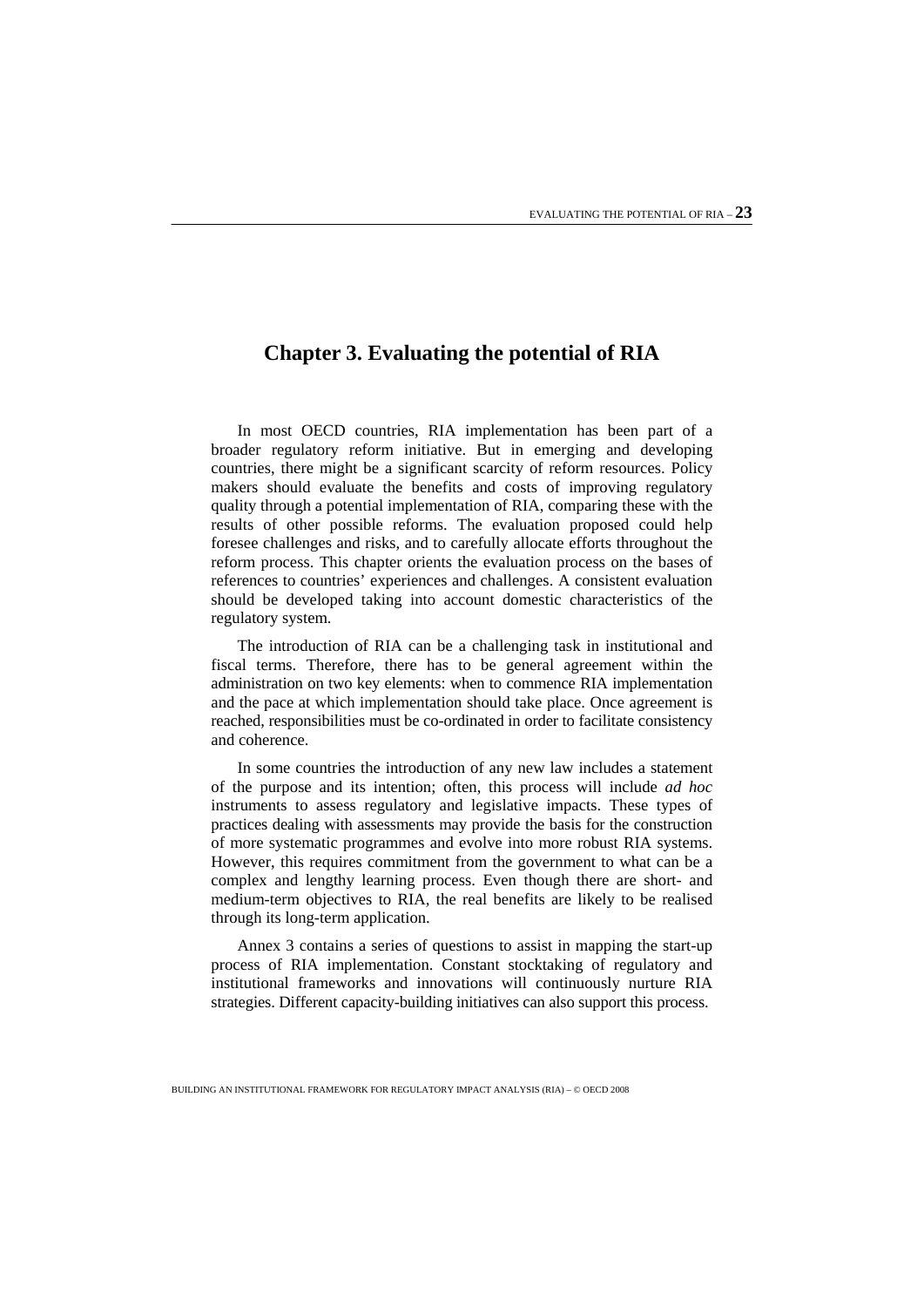# Chapter 3. Evaluating the potential of RIA

In most OECD countries, RIA implementation has been part of a broader regulatory reform initiative. But in emerging and developing countries, there might be a significant scarcity of reform resources. Policy makers should evaluate the benefits and costs of improving regulatory quality through a potential implementation of RIA, comparing these with the results of other possible reforms. The evaluation proposed could help foresee challenges and risks, and to carefully allocate efforts throughout the reform process. This chapter orients the evaluation process on the bases of references to countries' experiences and challenges. A consistent evaluation should be developed taking into account domestic characteristics of the regulatory system.

The introduction of RIA can be a challenging task in institutional and fiscal terms. Therefore, there has to be general agreement within the administration on two key elements: when to commence RIA implementation and the pace at which implementation should take place. Once agreement is reached, responsibilities must be co-ordinated in order to facilitate consistency and coherence.

In some countries the introduction of any new law includes a statement of the purpose and its intention; often, this process will include *ad hoc* instruments to assess regulatory and legislative impacts. These types of practices dealing with assessments may provide the basis for the construction of more systematic programmes and evolve into more robust RIA systems. However, this requires commitment from the government to what can be a complex and lengthy learning process. Even though there are short- and medium-term objectives to RIA, the real benefits are likely to be realised through its long-term application.

Annex 3 contains a series of questions to assist in mapping the start-up process of RIA implementation. Constant stocktaking of regulatory and institutional frameworks and innovations will continuously nurture RIA strategies. Different capacity-building initiatives can also support this process.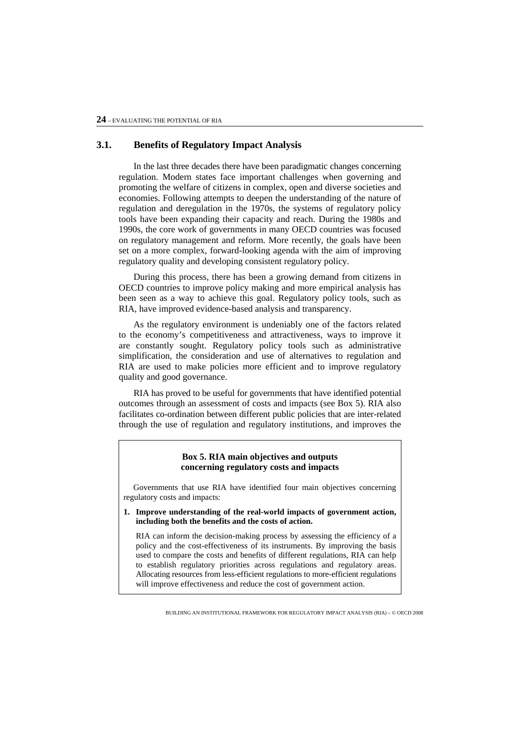## 3.1. Benefits of Regulatory Impact Analysis

In the last three decades there have been paradigmatic changes concerning regulation. Modern states face important challenges when governing and promoting the welfare of citizens in complex, open and diverse societies and economies. Following attempts to deepen the understanding of the nature of regulation and deregulation in the 1970s, the systems of regulatory policy tools have been expanding their capacity and reach. During the 1980s and 1990s, the core work of governments in many OECD countries was focused on regulatory management and reform. More recently, the goals have been set on a more complex, forward-looking agenda with the aim of improving regulatory quality and developing consistent regulatory policy.

During this process, there has been a growing demand from citizens in OECD countries to improve policy making and more empirical analysis has been seen as a way to achieve this goal. Regulatory policy tools, such as RIA, have improved evidence-based analysis and transparency.

As the regulatory environment is undeniably one of the factors related to the economy's competitiveness and attractiveness, ways to improve it are constantly sought. Regulatory policy tools such as administrative simplification, the consideration and use of alternatives to regulation and RIA are used to make policies more efficient and to improve regulatory quality and good governance.

RIA has proved to be useful for governments that have identified potential outcomes through an assessment of costs and impacts (see Box 5). RIA also facilitates co-ordination between different public policies that are inter-related through the use of regulation and regulatory institutions, and improves the

> **Box 5. RIA main objectives and outputs concerning regulatory costs and impacts**
>
> Governments that use RIA have identified four main objectives concerning regulatory costs and impacts:
>
> 1. **Improve understanding of the real-world impacts of government action, including both the benefits and the costs of action.**
>
>    RIA can inform the decision-making process by assessing the efficiency of a policy and the cost-effectiveness of its instruments. By improving the basis used to compare the costs and benefits of different regulations, RIA can help to establish regulatory priorities across regulations and regulatory areas. Allocating resources from less-efficient regulations to more-efficient regulations will improve effectiveness and reduce the cost of government action.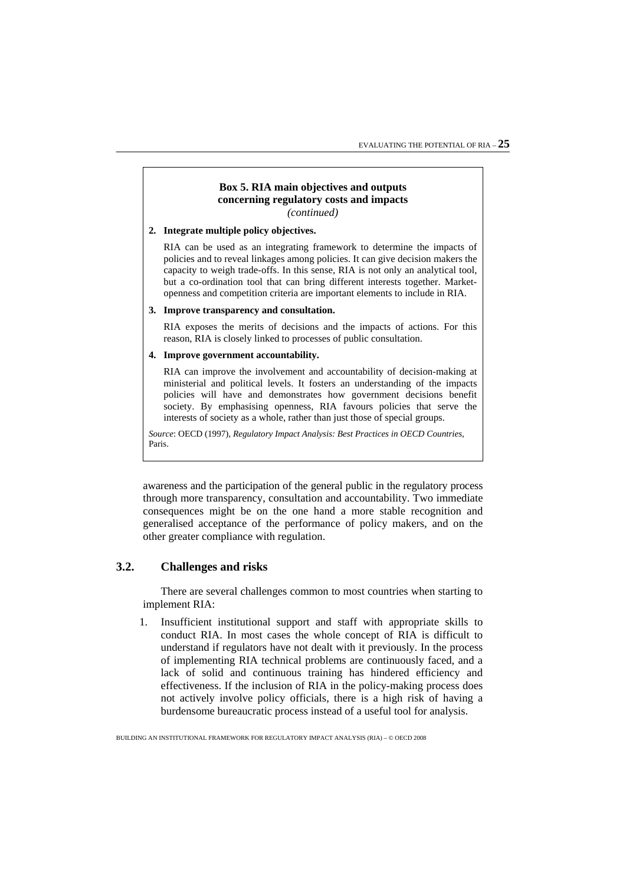**Box 5. RIA main objectives and outputs concerning regulatory costs and impacts**
*(continued)*

**2. Integrate multiple policy objectives.**

RIA can be used as an integrating framework to determine the impacts of policies and to reveal linkages among policies. It can give decision makers the capacity to weigh trade-offs. In this sense, RIA is not only an analytical tool, but a co-ordination tool that can bring different interests together. Market-openness and competition criteria are important elements to include in RIA.

**3. Improve transparency and consultation.**

RIA exposes the merits of decisions and the impacts of actions. For this reason, RIA is closely linked to processes of public consultation.

**4. Improve government accountability.**

RIA can improve the involvement and accountability of decision-making at ministerial and political levels. It fosters an understanding of the impacts policies will have and demonstrates how government decisions benefit society. By emphasising openness, RIA favours policies that serve the interests of society as a whole, rather than just those of special groups.

*Source*: OECD (1997), *Regulatory Impact Analysis: Best Practices in OECD Countries*, Paris.

awareness and the participation of the general public in the regulatory process through more transparency, consultation and accountability. Two immediate consequences might be on the one hand a more stable recognition and generalised acceptance of the performance of policy makers, and on the other greater compliance with regulation.

## 3.2. Challenges and risks

There are several challenges common to most countries when starting to implement RIA:

1. Insufficient institutional support and staff with appropriate skills to conduct RIA. In most cases the whole concept of RIA is difficult to understand if regulators have not dealt with it previously. In the process of implementing RIA technical problems are continuously faced, and a lack of solid and continuous training has hindered efficiency and effectiveness. If the inclusion of RIA in the policy-making process does not actively involve policy officials, there is a high risk of having a burdensome bureaucratic process instead of a useful tool for analysis.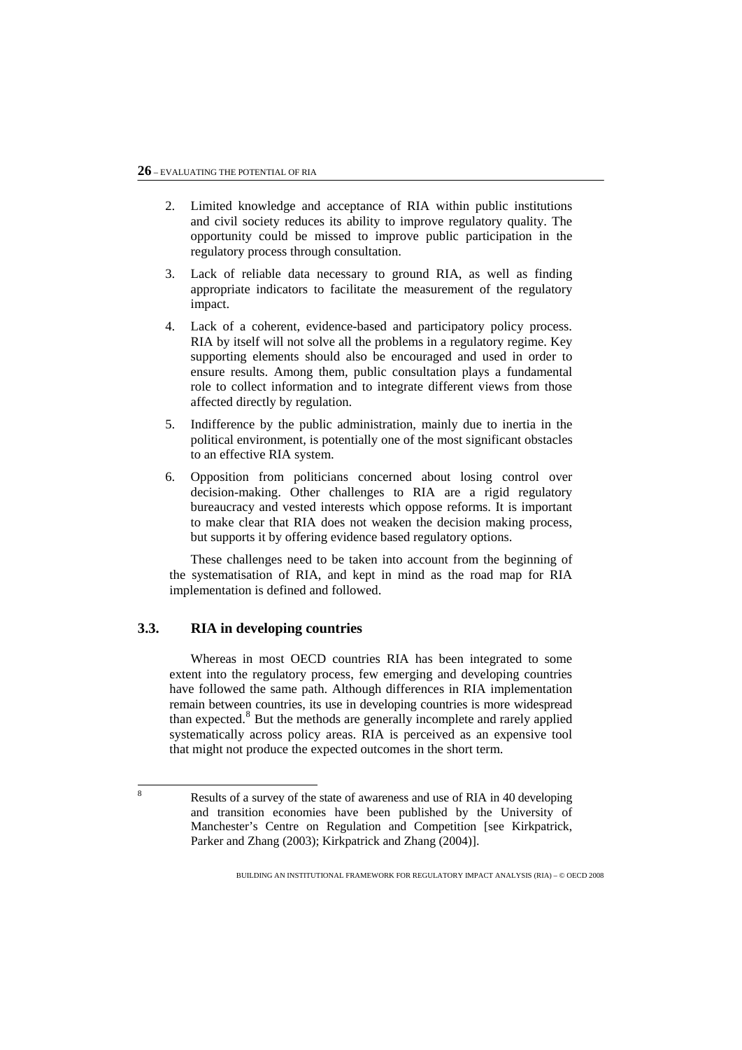2. Limited knowledge and acceptance of RIA within public institutions and civil society reduces its ability to improve regulatory quality. The opportunity could be missed to improve public participation in the regulatory process through consultation.

3. Lack of reliable data necessary to ground RIA, as well as finding appropriate indicators to facilitate the measurement of the regulatory impact.

4. Lack of a coherent, evidence-based and participatory policy process. RIA by itself will not solve all the problems in a regulatory regime. Key supporting elements should also be encouraged and used in order to ensure results. Among them, public consultation plays a fundamental role to collect information and to integrate different views from those affected directly by regulation.

5. Indifference by the public administration, mainly due to inertia in the political environment, is potentially one of the most significant obstacles to an effective RIA system.

6. Opposition from politicians concerned about losing control over decision-making. Other challenges to RIA are a rigid regulatory bureaucracy and vested interests which oppose reforms. It is important to make clear that RIA does not weaken the decision making process, but supports it by offering evidence based regulatory options.

These challenges need to be taken into account from the beginning of the systematisation of RIA, and kept in mind as the road map for RIA implementation is defined and followed.

## 3.3. RIA in developing countries

Whereas in most OECD countries RIA has been integrated to some extent into the regulatory process, few emerging and developing countries have followed the same path. Although differences in RIA implementation remain between countries, its use in developing countries is more widespread than expected.[8] But the methods are generally incomplete and rarely applied systematically across policy areas. RIA is perceived as an expensive tool that might not produce the expected outcomes in the short term.

---

[8] Results of a survey of the state of awareness and use of RIA in 40 developing and transition economies have been published by the University of Manchester's Centre on Regulation and Competition [see Kirkpatrick, Parker and Zhang (2003); Kirkpatrick and Zhang (2004)].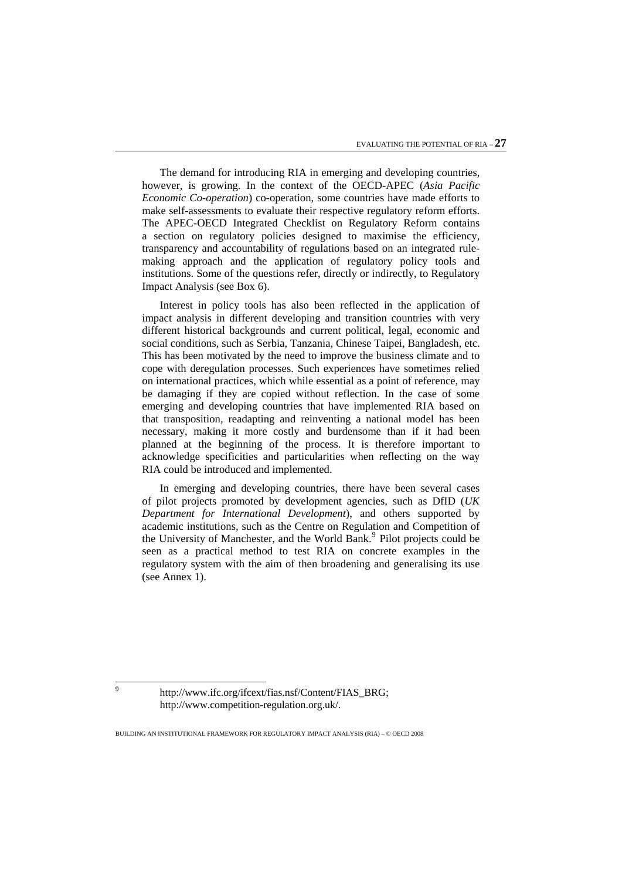The demand for introducing RIA in emerging and developing countries, however, is growing. In the context of the OECD-APEC (*Asia Pacific Economic Co-operation*) co-operation, some countries have made efforts to make self-assessments to evaluate their respective regulatory reform efforts. The APEC-OECD Integrated Checklist on Regulatory Reform contains a section on regulatory policies designed to maximise the efficiency, transparency and accountability of regulations based on an integrated rule-making approach and the application of regulatory policy tools and institutions. Some of the questions refer, directly or indirectly, to Regulatory Impact Analysis (see Box 6).

Interest in policy tools has also been reflected in the application of impact analysis in different developing and transition countries with very different historical backgrounds and current political, legal, economic and social conditions, such as Serbia, Tanzania, Chinese Taipei, Bangladesh, etc. This has been motivated by the need to improve the business climate and to cope with deregulation processes. Such experiences have sometimes relied on international practices, which while essential as a point of reference, may be damaging if they are copied without reflection. In the case of some emerging and developing countries that have implemented RIA based on that transposition, readapting and reinventing a national model has been necessary, making it more costly and burdensome than if it had been planned at the beginning of the process. It is therefore important to acknowledge specificities and particularities when reflecting on the way RIA could be introduced and implemented.

In emerging and developing countries, there have been several cases of pilot projects promoted by development agencies, such as DfID (*UK Department for International Development*), and others supported by academic institutions, such as the Centre on Regulation and Competition of the University of Manchester, and the World Bank.[9] Pilot projects could be seen as a practical method to test RIA on concrete examples in the regulatory system with the aim of then broadening and generalising its use (see Annex 1).

[9] http://www.ifc.org/ifcext/fias.nsf/Content/FIAS_BRG; http://www.competition-regulation.org.uk/.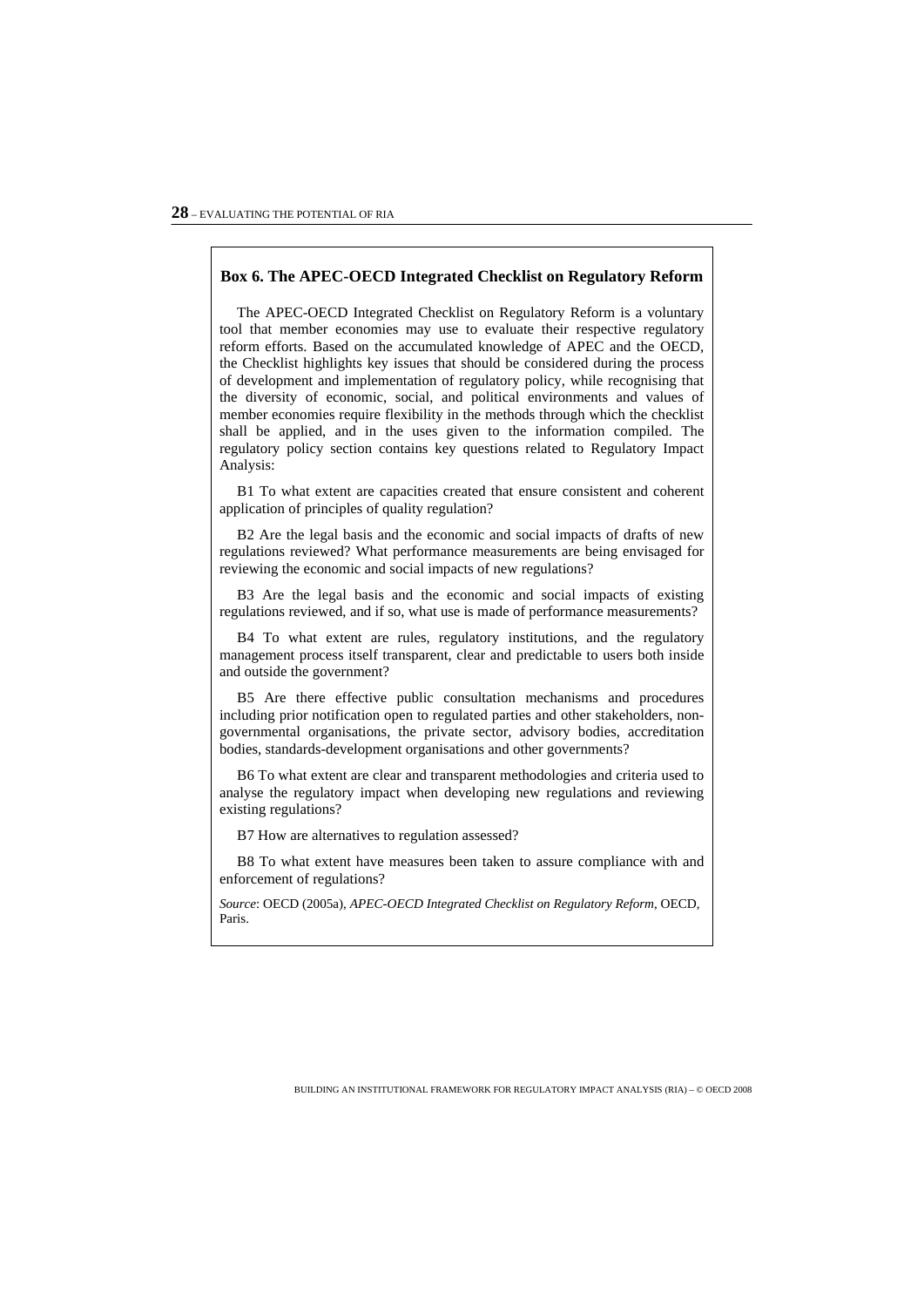**Box 6. The APEC-OECD Integrated Checklist on Regulatory Reform**

The APEC-OECD Integrated Checklist on Regulatory Reform is a voluntary tool that member economies may use to evaluate their respective regulatory reform efforts. Based on the accumulated knowledge of APEC and the OECD, the Checklist highlights key issues that should be considered during the process of development and implementation of regulatory policy, while recognising that the diversity of economic, social, and political environments and values of member economies require flexibility in the methods through which the checklist shall be applied, and in the uses given to the information compiled. The regulatory policy section contains key questions related to Regulatory Impact Analysis:

B1 To what extent are capacities created that ensure consistent and coherent application of principles of quality regulation?

B2 Are the legal basis and the economic and social impacts of drafts of new regulations reviewed? What performance measurements are being envisaged for reviewing the economic and social impacts of new regulations?

B3 Are the legal basis and the economic and social impacts of existing regulations reviewed, and if so, what use is made of performance measurements?

B4 To what extent are rules, regulatory institutions, and the regulatory management process itself transparent, clear and predictable to users both inside and outside the government?

B5 Are there effective public consultation mechanisms and procedures including prior notification open to regulated parties and other stakeholders, non-governmental organisations, the private sector, advisory bodies, accreditation bodies, standards-development organisations and other governments?

B6 To what extent are clear and transparent methodologies and criteria used to analyse the regulatory impact when developing new regulations and reviewing existing regulations?

B7 How are alternatives to regulation assessed?

B8 To what extent have measures been taken to assure compliance with and enforcement of regulations?

*Source*: OECD (2005a), *APEC-OECD Integrated Checklist on Regulatory Reform*, OECD, Paris.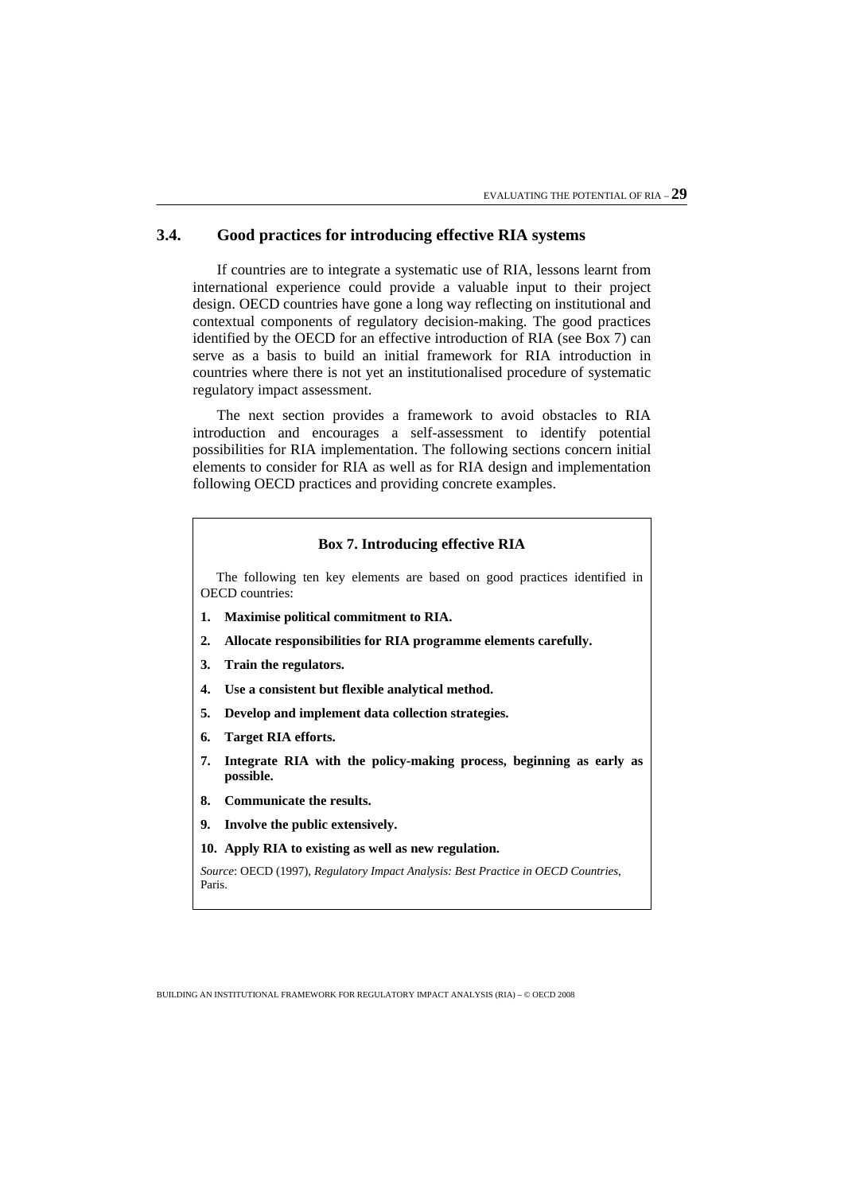## 3.4. Good practices for introducing effective RIA systems

If countries are to integrate a systematic use of RIA, lessons learnt from international experience could provide a valuable input to their project design. OECD countries have gone a long way reflecting on institutional and contextual components of regulatory decision-making. The good practices identified by the OECD for an effective introduction of RIA (see Box 7) can serve as a basis to build an initial framework for RIA introduction in countries where there is not yet an institutionalised procedure of systematic regulatory impact assessment.

The next section provides a framework to avoid obstacles to RIA introduction and encourages a self-assessment to identify potential possibilities for RIA implementation. The following sections concern initial elements to consider for RIA as well as for RIA design and implementation following OECD practices and providing concrete examples.

**Box 7. Introducing effective RIA**

The following ten key elements are based on good practices identified in OECD countries:

1. **Maximise political commitment to RIA.**
2. **Allocate responsibilities for RIA programme elements carefully.**
3. **Train the regulators.**
4. **Use a consistent but flexible analytical method.**
5. **Develop and implement data collection strategies.**
6. **Target RIA efforts.**
7. **Integrate RIA with the policy-making process, beginning as early as possible.**
8. **Communicate the results.**
9. **Involve the public extensively.**
10. **Apply RIA to existing as well as new regulation.**

*Source*: OECD (1997), *Regulatory Impact Analysis: Best Practice in OECD Countries*, Paris.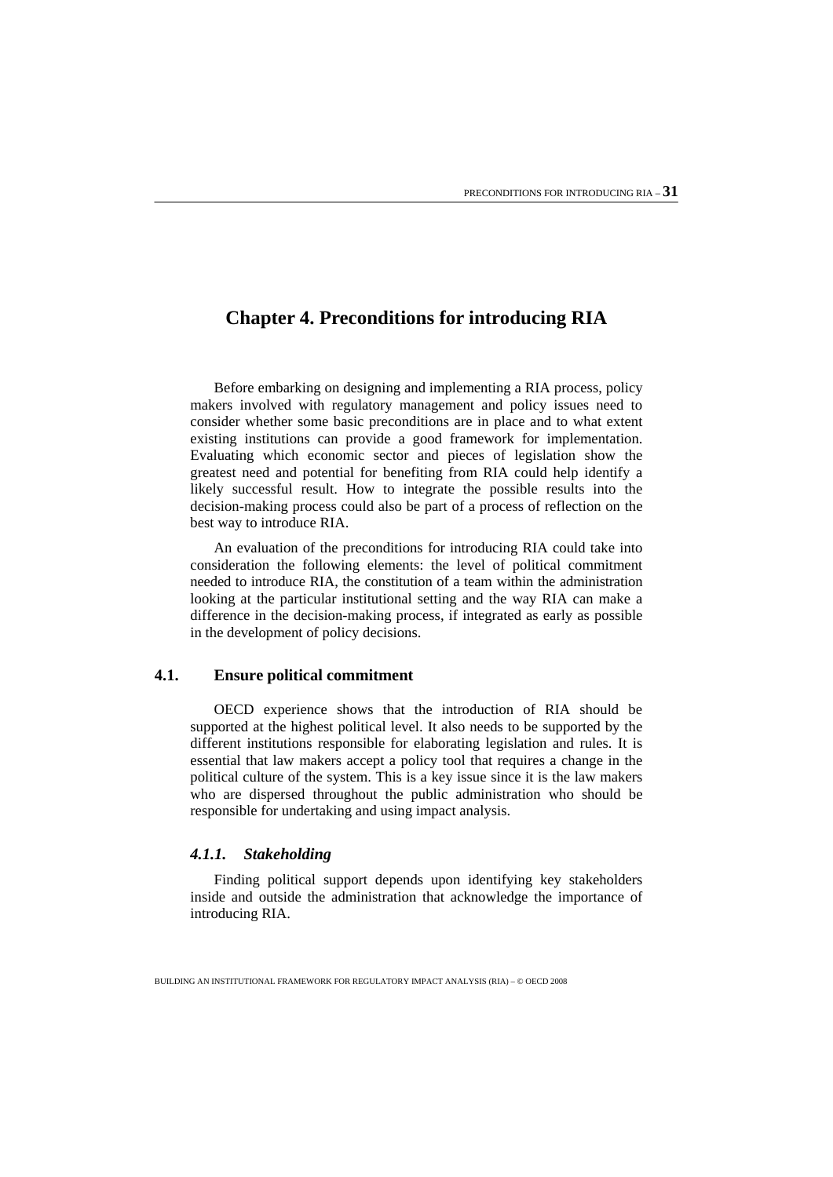# Chapter 4. Preconditions for introducing RIA

Before embarking on designing and implementing a RIA process, policy makers involved with regulatory management and policy issues need to consider whether some basic preconditions are in place and to what extent existing institutions can provide a good framework for implementation. Evaluating which economic sector and pieces of legislation show the greatest need and potential for benefiting from RIA could help identify a likely successful result. How to integrate the possible results into the decision-making process could also be part of a process of reflection on the best way to introduce RIA.

An evaluation of the preconditions for introducing RIA could take into consideration the following elements: the level of political commitment needed to introduce RIA, the constitution of a team within the administration looking at the particular institutional setting and the way RIA can make a difference in the decision-making process, if integrated as early as possible in the development of policy decisions.

## 4.1. Ensure political commitment

OECD experience shows that the introduction of RIA should be supported at the highest political level. It also needs to be supported by the different institutions responsible for elaborating legislation and rules. It is essential that law makers accept a policy tool that requires a change in the political culture of the system. This is a key issue since it is the law makers who are dispersed throughout the public administration who should be responsible for undertaking and using impact analysis.

### *4.1.1. Stakeholding*

Finding political support depends upon identifying key stakeholders inside and outside the administration that acknowledge the importance of introducing RIA.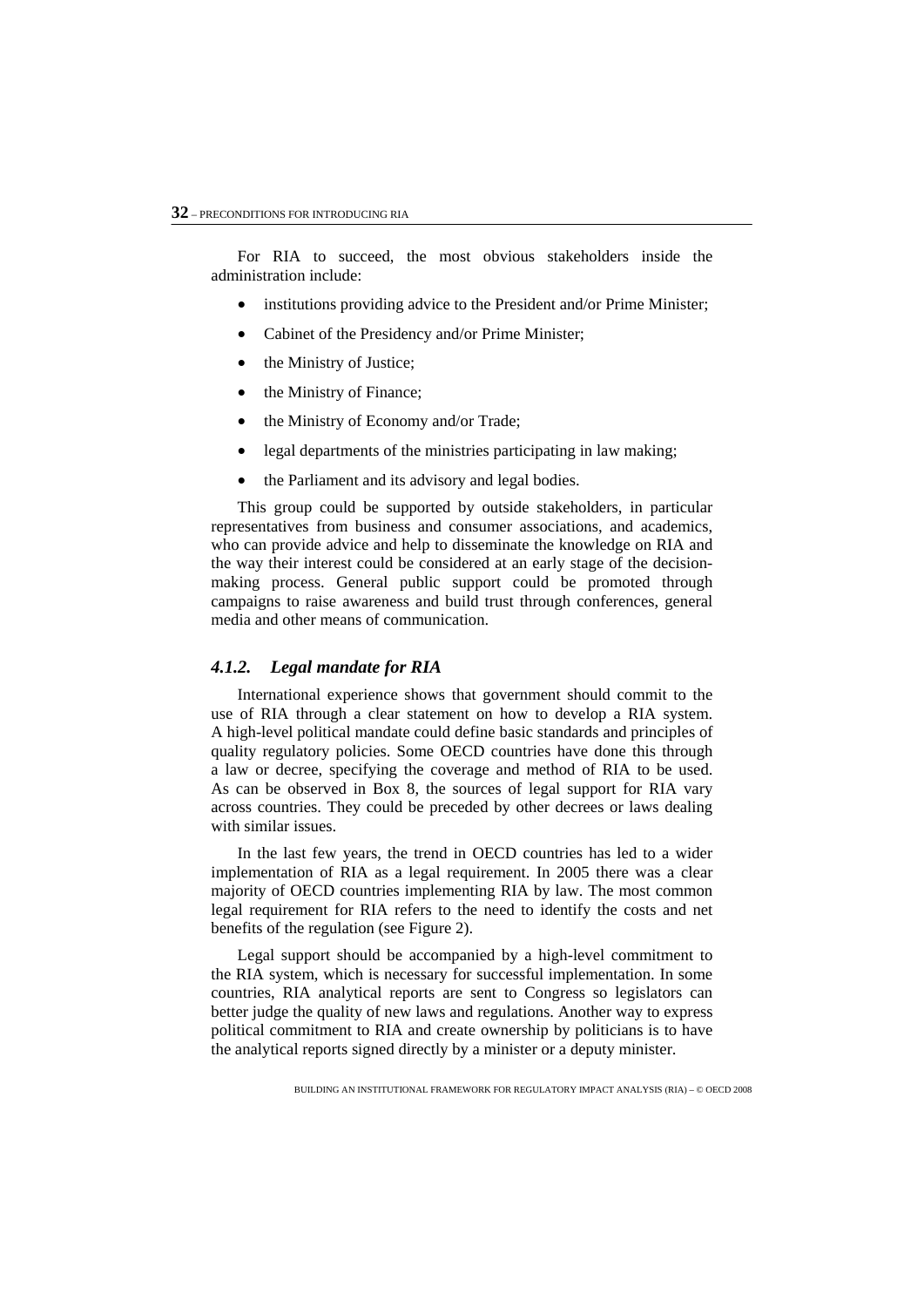For RIA to succeed, the most obvious stakeholders inside the administration include:

- institutions providing advice to the President and/or Prime Minister;
- Cabinet of the Presidency and/or Prime Minister;
- the Ministry of Justice;
- the Ministry of Finance;
- the Ministry of Economy and/or Trade;
- legal departments of the ministries participating in law making;
- the Parliament and its advisory and legal bodies.

This group could be supported by outside stakeholders, in particular representatives from business and consumer associations, and academics, who can provide advice and help to disseminate the knowledge on RIA and the way their interest could be considered at an early stage of the decision-making process. General public support could be promoted through campaigns to raise awareness and build trust through conferences, general media and other means of communication.

### *4.1.2. Legal mandate for RIA*

International experience shows that government should commit to the use of RIA through a clear statement on how to develop a RIA system. A high-level political mandate could define basic standards and principles of quality regulatory policies. Some OECD countries have done this through a law or decree, specifying the coverage and method of RIA to be used. As can be observed in Box 8, the sources of legal support for RIA vary across countries. They could be preceded by other decrees or laws dealing with similar issues.

In the last few years, the trend in OECD countries has led to a wider implementation of RIA as a legal requirement. In 2005 there was a clear majority of OECD countries implementing RIA by law. The most common legal requirement for RIA refers to the need to identify the costs and net benefits of the regulation (see Figure 2).

Legal support should be accompanied by a high-level commitment to the RIA system, which is necessary for successful implementation. In some countries, RIA analytical reports are sent to Congress so legislators can better judge the quality of new laws and regulations. Another way to express political commitment to RIA and create ownership by politicians is to have the analytical reports signed directly by a minister or a deputy minister.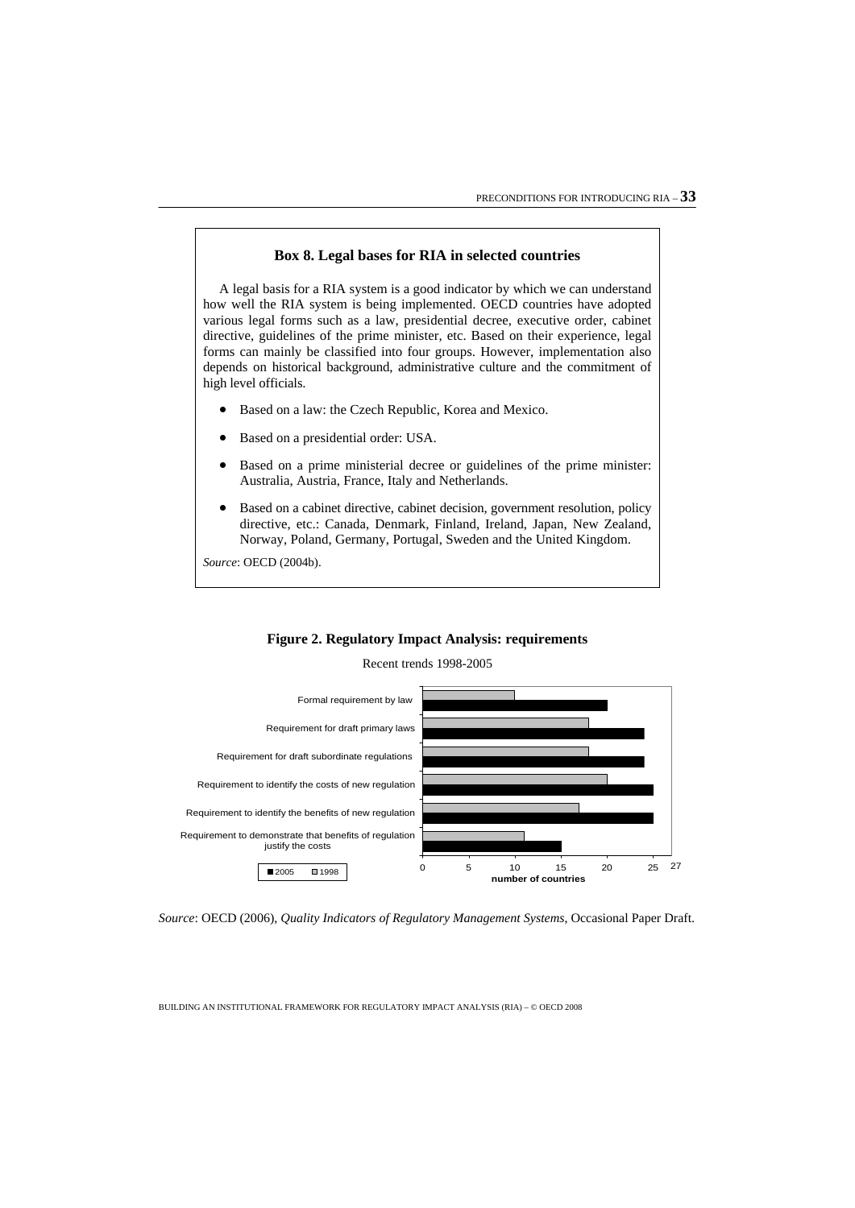**Box 8. Legal bases for RIA in selected countries**

A legal basis for a RIA system is a good indicator by which we can understand how well the RIA system is being implemented. OECD countries have adopted various legal forms such as a law, presidential decree, executive order, cabinet directive, guidelines of the prime minister, etc. Based on their experience, legal forms can mainly be classified into four groups. However, implementation also depends on historical background, administrative culture and the commitment of high level officials.

- Based on a law: the Czech Republic, Korea and Mexico.
- Based on a presidential order: USA.
- Based on a prime ministerial decree or guidelines of the prime minister: Australia, Austria, France, Italy and Netherlands.
- Based on a cabinet directive, cabinet decision, government resolution, policy directive, etc.: Canada, Denmark, Finland, Ireland, Japan, New Zealand, Norway, Poland, Germany, Portugal, Sweden and the United Kingdom.

*Source*: OECD (2004b).

**Figure 2. Regulatory Impact Analysis: requirements**

Recent trends 1998-2005

| Requirement | 1998 | 2005 |
|---|---|---|
| Formal requirement by law | 10 | 20 |
| Requirement for draft primary laws | 18 | 24 |
| Requirement for draft subordinate regulations | 18 | 24 |
| Requirement to identify the costs of new regulation | 20 | 25 |
| Requirement to identify the benefits of new regulation | 17 | 25 |
| Requirement to demonstrate that benefits of regulation justify the costs | 11 | 15 |

number of countries (out of 27)

*Source*: OECD (2006), *Quality Indicators of Regulatory Management Systems*, Occasional Paper Draft.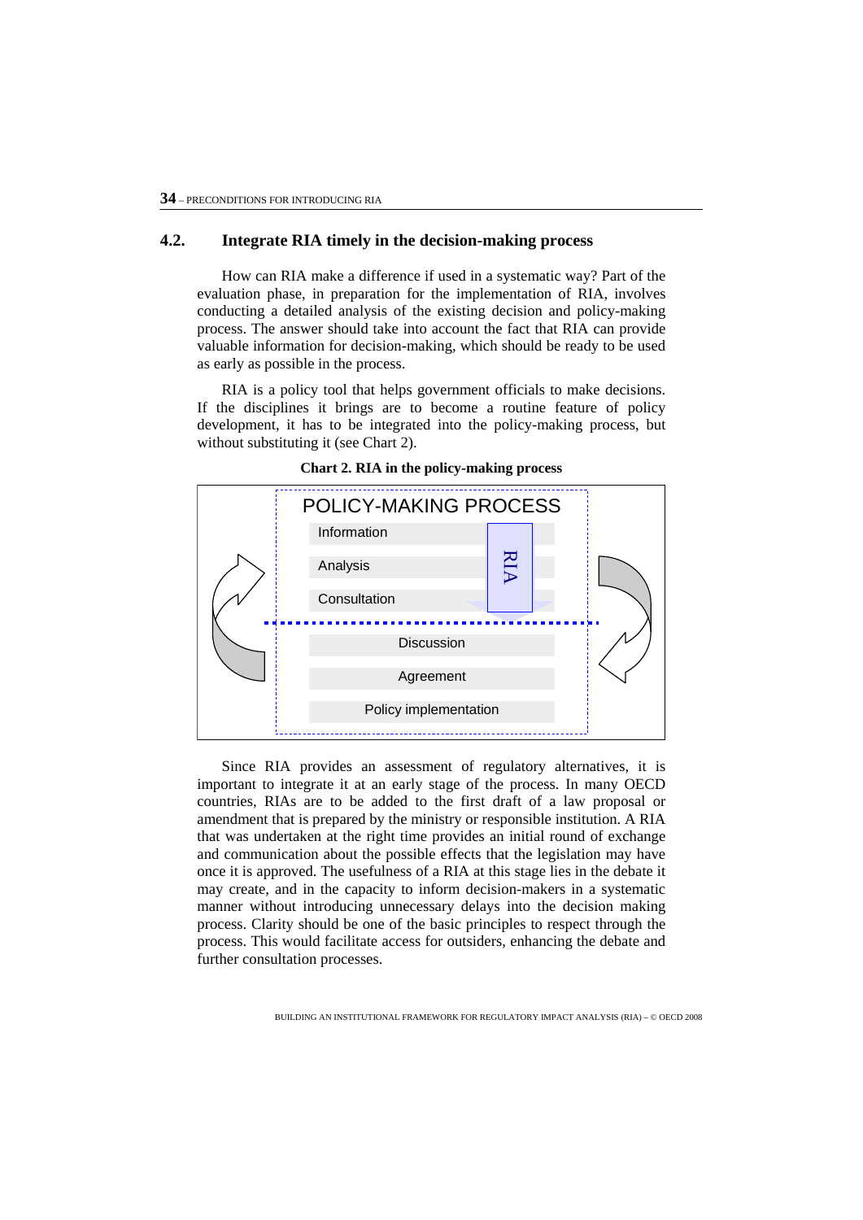## 4.2. Integrate RIA timely in the decision-making process

How can RIA make a difference if used in a systematic way? Part of the evaluation phase, in preparation for the implementation of RIA, involves conducting a detailed analysis of the existing decision and policy-making process. The answer should take into account the fact that RIA can provide valuable information for decision-making, which should be ready to be used as early as possible in the process.

RIA is a policy tool that helps government officials to make decisions. If the disciplines it brings are to become a routine feature of policy development, it has to be integrated into the policy-making process, but without substituting it (see Chart 2).

**Chart 2. RIA in the policy-making process**

POLICY-MAKING PROCESS

- Information
- Analysis
- Consultation

RIA

- Discussion
- Agreement
- Policy implementation

Since RIA provides an assessment of regulatory alternatives, it is important to integrate it at an early stage of the process. In many OECD countries, RIAs are to be added to the first draft of a law proposal or amendment that is prepared by the ministry or responsible institution. A RIA that was undertaken at the right time provides an initial round of exchange and communication about the possible effects that the legislation may have once it is approved. The usefulness of a RIA at this stage lies in the debate it may create, and in the capacity to inform decision-makers in a systematic manner without introducing unnecessary delays into the decision making process. Clarity should be one of the basic principles to respect through the process. This would facilitate access for outsiders, enhancing the debate and further consultation processes.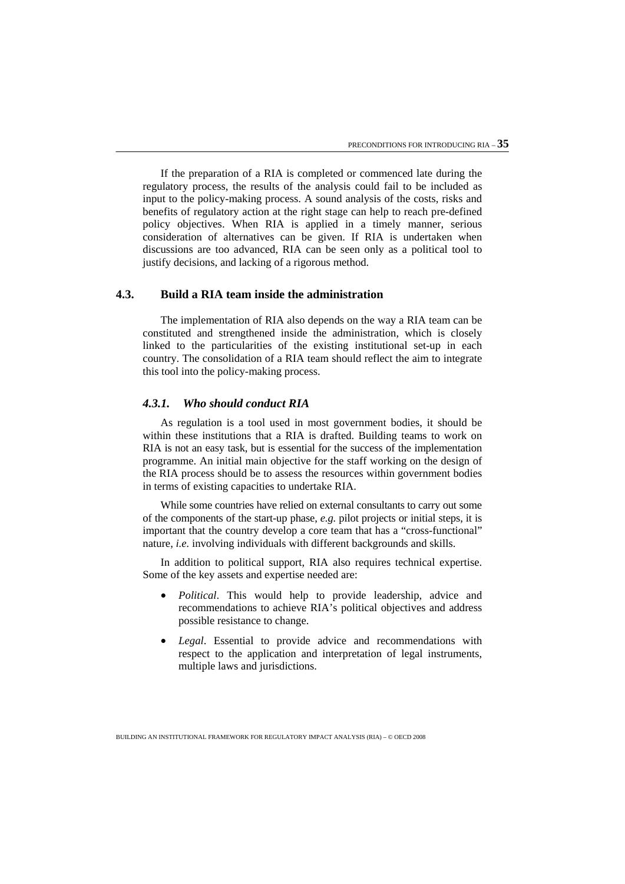If the preparation of a RIA is completed or commenced late during the regulatory process, the results of the analysis could fail to be included as input to the policy-making process. A sound analysis of the costs, risks and benefits of regulatory action at the right stage can help to reach pre-defined policy objectives. When RIA is applied in a timely manner, serious consideration of alternatives can be given. If RIA is undertaken when discussions are too advanced, RIA can be seen only as a political tool to justify decisions, and lacking of a rigorous method.

## 4.3. Build a RIA team inside the administration

The implementation of RIA also depends on the way a RIA team can be constituted and strengthened inside the administration, which is closely linked to the particularities of the existing institutional set-up in each country. The consolidation of a RIA team should reflect the aim to integrate this tool into the policy-making process.

### *4.3.1. Who should conduct RIA*

As regulation is a tool used in most government bodies, it should be within these institutions that a RIA is drafted. Building teams to work on RIA is not an easy task, but is essential for the success of the implementation programme. An initial main objective for the staff working on the design of the RIA process should be to assess the resources within government bodies in terms of existing capacities to undertake RIA.

While some countries have relied on external consultants to carry out some of the components of the start-up phase, *e.g.* pilot projects or initial steps, it is important that the country develop a core team that has a "cross-functional" nature, *i.e*. involving individuals with different backgrounds and skills.

In addition to political support, RIA also requires technical expertise. Some of the key assets and expertise needed are:

- *Political*. This would help to provide leadership, advice and recommendations to achieve RIA's political objectives and address possible resistance to change.
- *Legal*. Essential to provide advice and recommendations with respect to the application and interpretation of legal instruments, multiple laws and jurisdictions.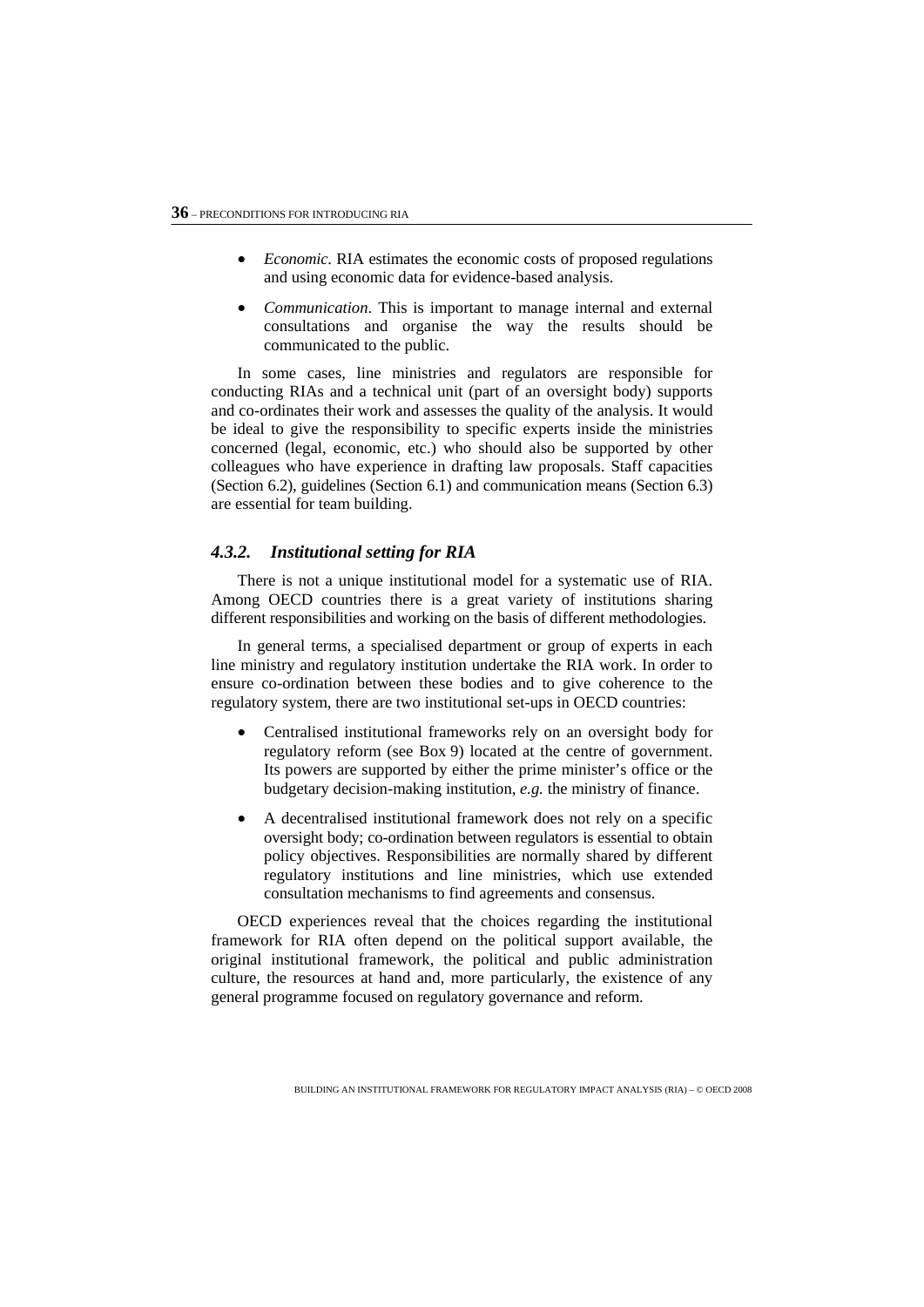- *Economic*. RIA estimates the economic costs of proposed regulations and using economic data for evidence-based analysis.
- *Communication*. This is important to manage internal and external consultations and organise the way the results should be communicated to the public.

In some cases, line ministries and regulators are responsible for conducting RIAs and a technical unit (part of an oversight body) supports and co-ordinates their work and assesses the quality of the analysis. It would be ideal to give the responsibility to specific experts inside the ministries concerned (legal, economic, etc.) who should also be supported by other colleagues who have experience in drafting law proposals. Staff capacities (Section 6.2), guidelines (Section 6.1) and communication means (Section 6.3) are essential for team building.

### *4.3.2. Institutional setting for RIA*

There is not a unique institutional model for a systematic use of RIA. Among OECD countries there is a great variety of institutions sharing different responsibilities and working on the basis of different methodologies.

In general terms, a specialised department or group of experts in each line ministry and regulatory institution undertake the RIA work. In order to ensure co-ordination between these bodies and to give coherence to the regulatory system, there are two institutional set-ups in OECD countries:

- Centralised institutional frameworks rely on an oversight body for regulatory reform (see Box 9) located at the centre of government. Its powers are supported by either the prime minister's office or the budgetary decision-making institution, *e.g.* the ministry of finance.
- A decentralised institutional framework does not rely on a specific oversight body; co-ordination between regulators is essential to obtain policy objectives. Responsibilities are normally shared by different regulatory institutions and line ministries, which use extended consultation mechanisms to find agreements and consensus.

OECD experiences reveal that the choices regarding the institutional framework for RIA often depend on the political support available, the original institutional framework, the political and public administration culture, the resources at hand and, more particularly, the existence of any general programme focused on regulatory governance and reform.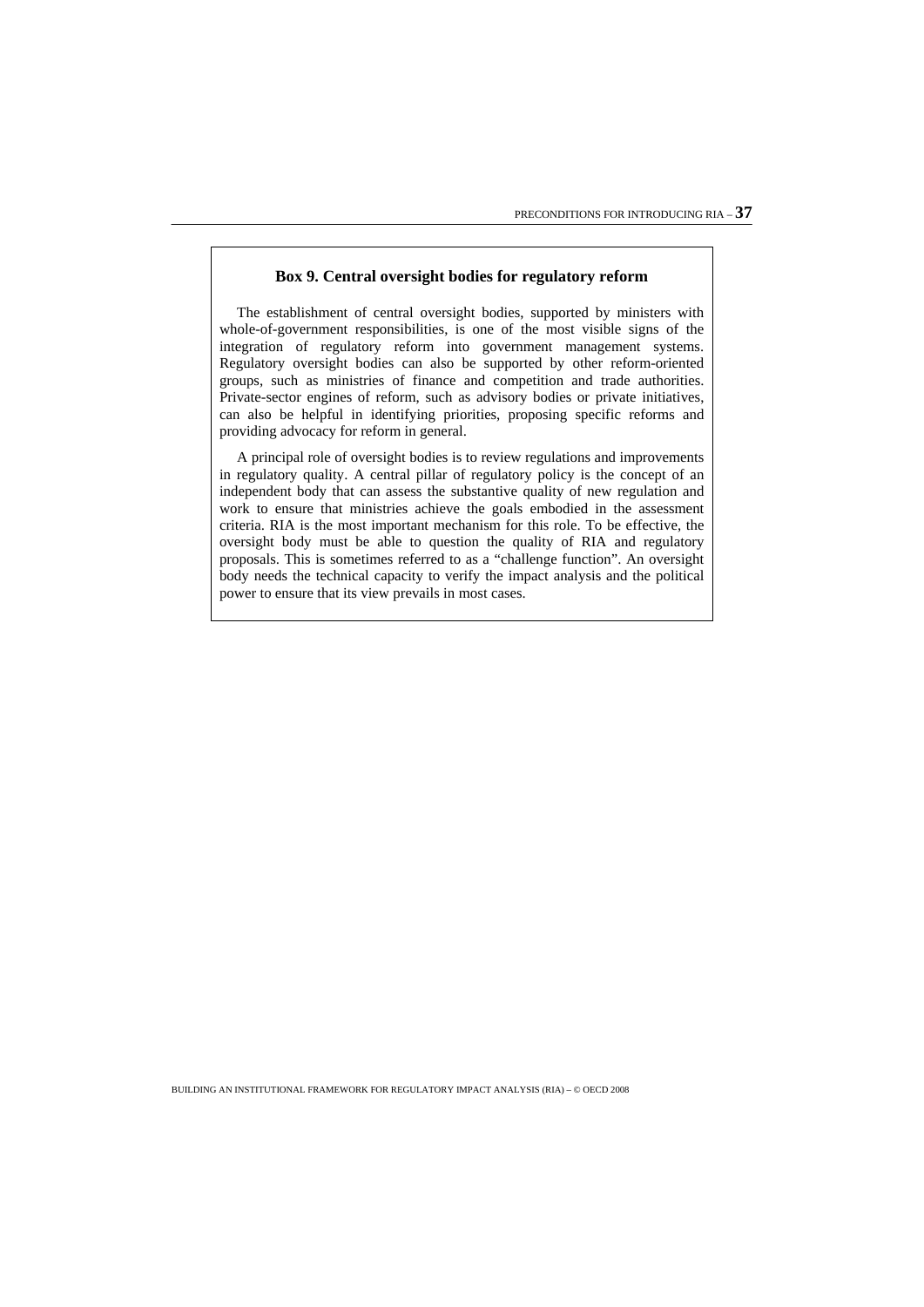### Box 9. Central oversight bodies for regulatory reform

The establishment of central oversight bodies, supported by ministers with whole-of-government responsibilities, is one of the most visible signs of the integration of regulatory reform into government management systems. Regulatory oversight bodies can also be supported by other reform-oriented groups, such as ministries of finance and competition and trade authorities. Private-sector engines of reform, such as advisory bodies or private initiatives, can also be helpful in identifying priorities, proposing specific reforms and providing advocacy for reform in general.

A principal role of oversight bodies is to review regulations and improvements in regulatory quality. A central pillar of regulatory policy is the concept of an independent body that can assess the substantive quality of new regulation and work to ensure that ministries achieve the goals embodied in the assessment criteria. RIA is the most important mechanism for this role. To be effective, the oversight body must be able to question the quality of RIA and regulatory proposals. This is sometimes referred to as a "challenge function". An oversight body needs the technical capacity to verify the impact analysis and the political power to ensure that its view prevails in most cases.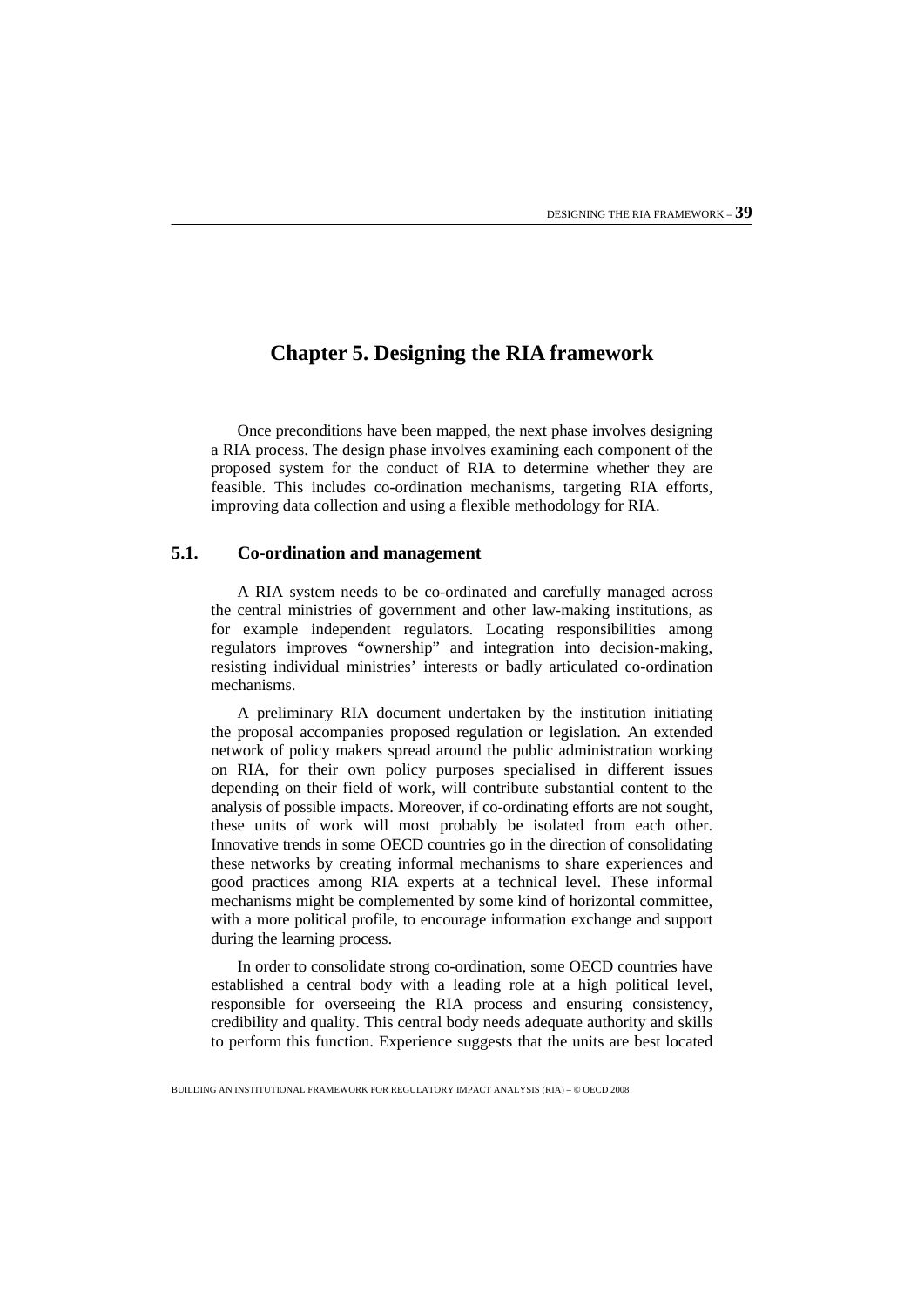# Chapter 5. Designing the RIA framework

Once preconditions have been mapped, the next phase involves designing a RIA process. The design phase involves examining each component of the proposed system for the conduct of RIA to determine whether they are feasible. This includes co-ordination mechanisms, targeting RIA efforts, improving data collection and using a flexible methodology for RIA.

## 5.1. Co-ordination and management

A RIA system needs to be co-ordinated and carefully managed across the central ministries of government and other law-making institutions, as for example independent regulators. Locating responsibilities among regulators improves "ownership" and integration into decision-making, resisting individual ministries' interests or badly articulated co-ordination mechanisms.

A preliminary RIA document undertaken by the institution initiating the proposal accompanies proposed regulation or legislation. An extended network of policy makers spread around the public administration working on RIA, for their own policy purposes specialised in different issues depending on their field of work, will contribute substantial content to the analysis of possible impacts. Moreover, if co-ordinating efforts are not sought, these units of work will most probably be isolated from each other. Innovative trends in some OECD countries go in the direction of consolidating these networks by creating informal mechanisms to share experiences and good practices among RIA experts at a technical level. These informal mechanisms might be complemented by some kind of horizontal committee, with a more political profile, to encourage information exchange and support during the learning process.

In order to consolidate strong co-ordination, some OECD countries have established a central body with a leading role at a high political level, responsible for overseeing the RIA process and ensuring consistency, credibility and quality. This central body needs adequate authority and skills to perform this function. Experience suggests that the units are best located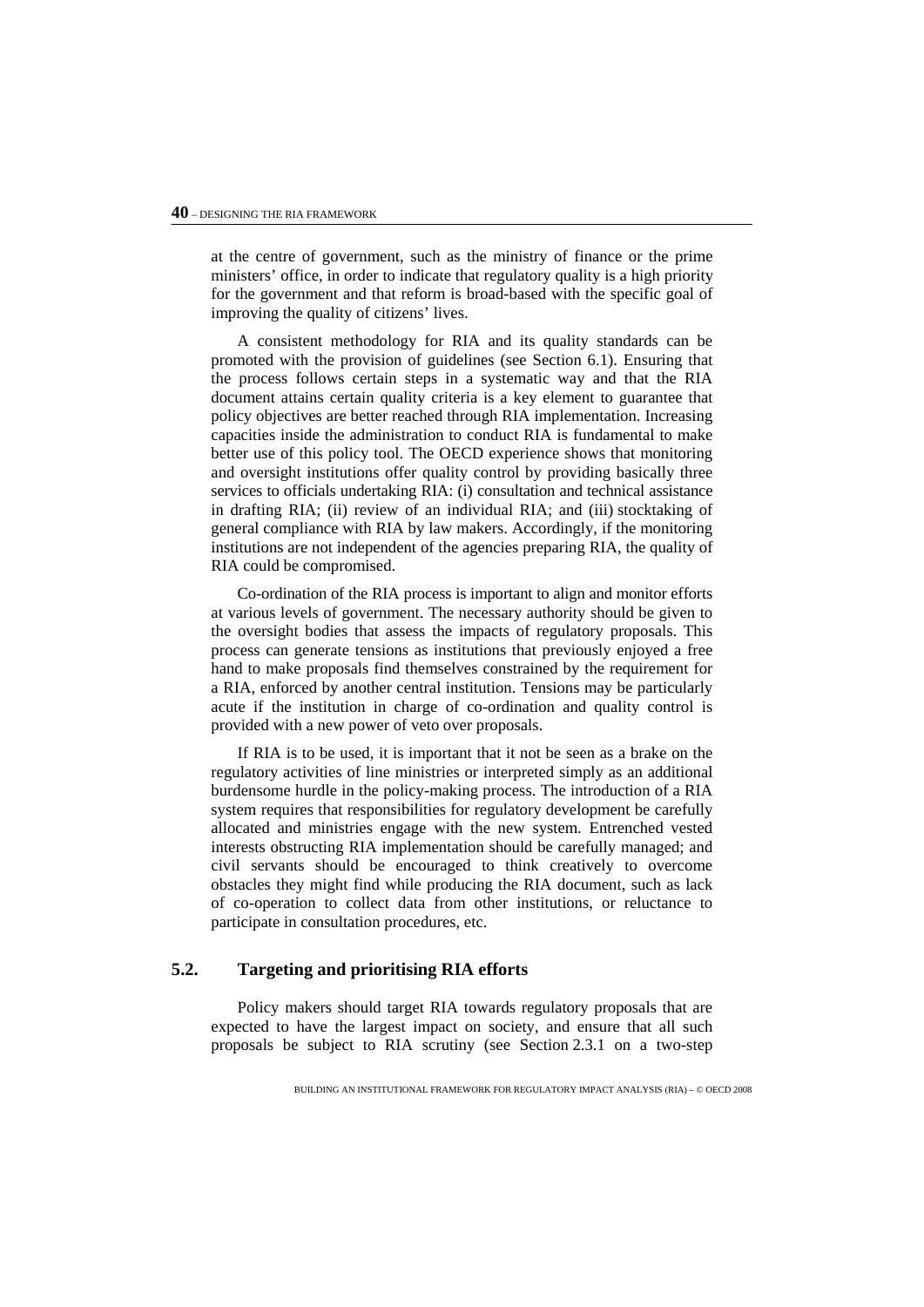at the centre of government, such as the ministry of finance or the prime ministers' office, in order to indicate that regulatory quality is a high priority for the government and that reform is broad-based with the specific goal of improving the quality of citizens' lives.

A consistent methodology for RIA and its quality standards can be promoted with the provision of guidelines (see Section 6.1). Ensuring that the process follows certain steps in a systematic way and that the RIA document attains certain quality criteria is a key element to guarantee that policy objectives are better reached through RIA implementation. Increasing capacities inside the administration to conduct RIA is fundamental to make better use of this policy tool. The OECD experience shows that monitoring and oversight institutions offer quality control by providing basically three services to officials undertaking RIA: (i) consultation and technical assistance in drafting RIA; (ii) review of an individual RIA; and (iii) stocktaking of general compliance with RIA by law makers. Accordingly, if the monitoring institutions are not independent of the agencies preparing RIA, the quality of RIA could be compromised.

Co-ordination of the RIA process is important to align and monitor efforts at various levels of government. The necessary authority should be given to the oversight bodies that assess the impacts of regulatory proposals. This process can generate tensions as institutions that previously enjoyed a free hand to make proposals find themselves constrained by the requirement for a RIA, enforced by another central institution. Tensions may be particularly acute if the institution in charge of co-ordination and quality control is provided with a new power of veto over proposals.

If RIA is to be used, it is important that it not be seen as a brake on the regulatory activities of line ministries or interpreted simply as an additional burdensome hurdle in the policy-making process. The introduction of a RIA system requires that responsibilities for regulatory development be carefully allocated and ministries engage with the new system. Entrenched vested interests obstructing RIA implementation should be carefully managed; and civil servants should be encouraged to think creatively to overcome obstacles they might find while producing the RIA document, such as lack of co-operation to collect data from other institutions, or reluctance to participate in consultation procedures, etc.

## 5.2. Targeting and prioritising RIA efforts

Policy makers should target RIA towards regulatory proposals that are expected to have the largest impact on society, and ensure that all such proposals be subject to RIA scrutiny (see Section 2.3.1 on a two-step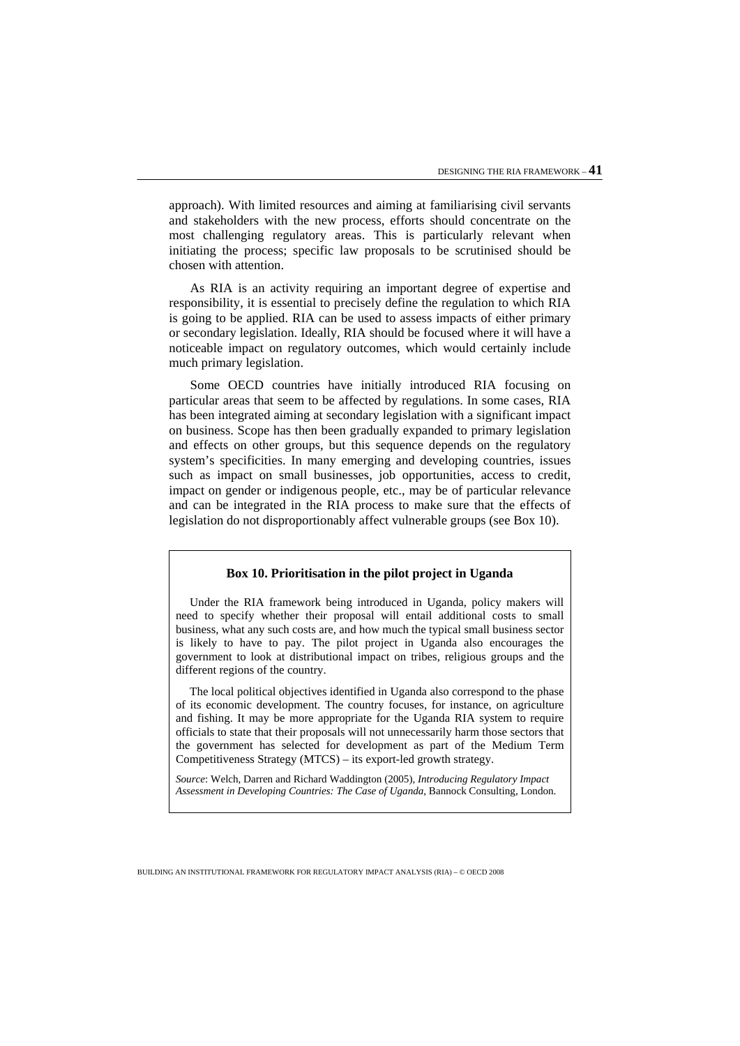approach). With limited resources and aiming at familiarising civil servants and stakeholders with the new process, efforts should concentrate on the most challenging regulatory areas. This is particularly relevant when initiating the process; specific law proposals to be scrutinised should be chosen with attention.

As RIA is an activity requiring an important degree of expertise and responsibility, it is essential to precisely define the regulation to which RIA is going to be applied. RIA can be used to assess impacts of either primary or secondary legislation. Ideally, RIA should be focused where it will have a noticeable impact on regulatory outcomes, which would certainly include much primary legislation.

Some OECD countries have initially introduced RIA focusing on particular areas that seem to be affected by regulations. In some cases, RIA has been integrated aiming at secondary legislation with a significant impact on business. Scope has then been gradually expanded to primary legislation and effects on other groups, but this sequence depends on the regulatory system's specificities. In many emerging and developing countries, issues such as impact on small businesses, job opportunities, access to credit, impact on gender or indigenous people, etc., may be of particular relevance and can be integrated in the RIA process to make sure that the effects of legislation do not disproportionably affect vulnerable groups (see Box 10).

**Box 10. Prioritisation in the pilot project in Uganda**

Under the RIA framework being introduced in Uganda, policy makers will need to specify whether their proposal will entail additional costs to small business, what any such costs are, and how much the typical small business sector is likely to have to pay. The pilot project in Uganda also encourages the government to look at distributional impact on tribes, religious groups and the different regions of the country.

The local political objectives identified in Uganda also correspond to the phase of its economic development. The country focuses, for instance, on agriculture and fishing. It may be more appropriate for the Uganda RIA system to require officials to state that their proposals will not unnecessarily harm those sectors that the government has selected for development as part of the Medium Term Competitiveness Strategy (MTCS) – its export-led growth strategy.

*Source*: Welch, Darren and Richard Waddington (2005), *Introducing Regulatory Impact Assessment in Developing Countries: The Case of Uganda*, Bannock Consulting, London.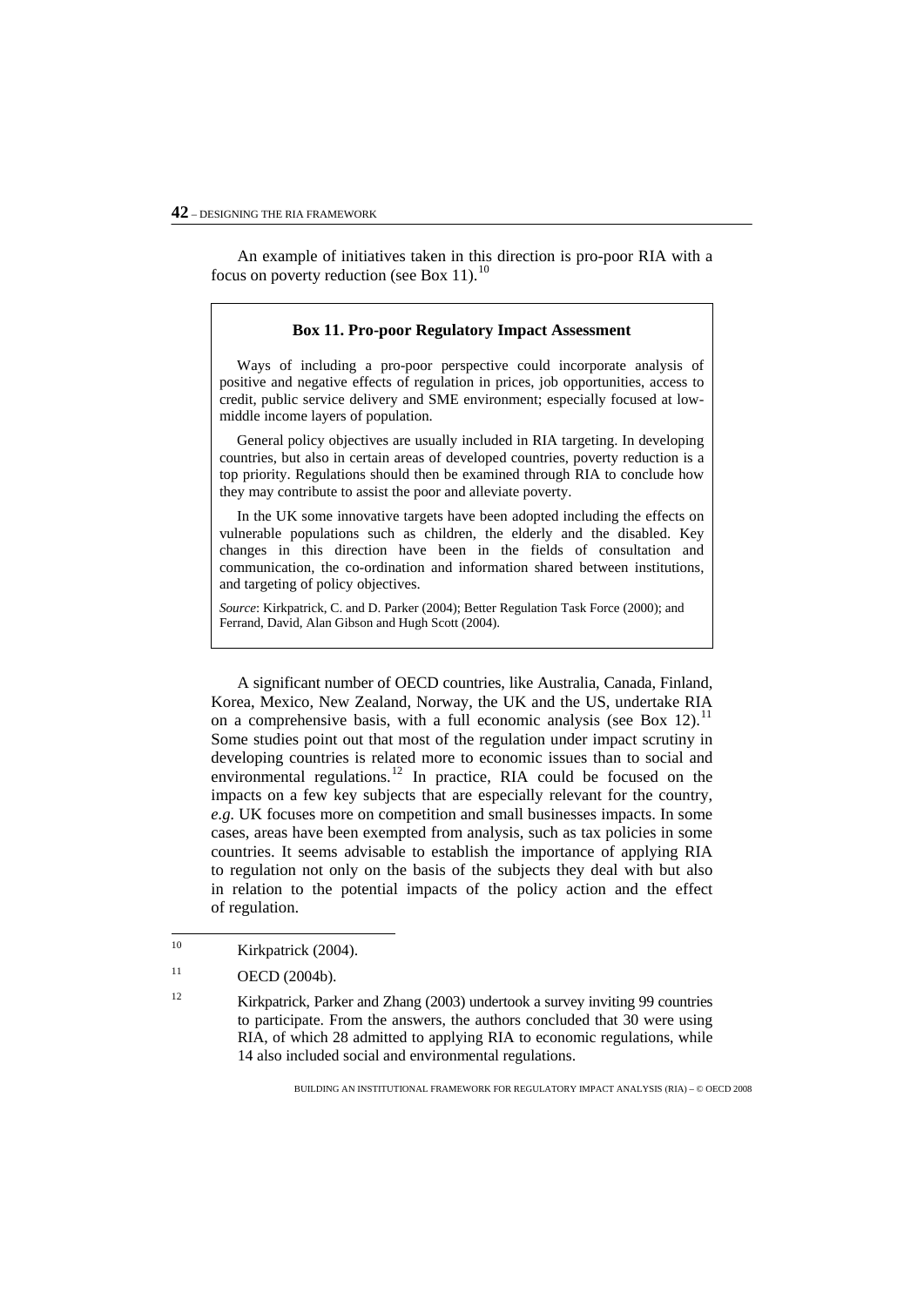An example of initiatives taken in this direction is pro-poor RIA with a focus on poverty reduction (see Box 11).[10]

> **Box 11. Pro-poor Regulatory Impact Assessment**
>
> Ways of including a pro-poor perspective could incorporate analysis of positive and negative effects of regulation in prices, job opportunities, access to credit, public service delivery and SME environment; especially focused at low-middle income layers of population.
>
> General policy objectives are usually included in RIA targeting. In developing countries, but also in certain areas of developed countries, poverty reduction is a top priority. Regulations should then be examined through RIA to conclude how they may contribute to assist the poor and alleviate poverty.
>
> In the UK some innovative targets have been adopted including the effects on vulnerable populations such as children, the elderly and the disabled. Key changes in this direction have been in the fields of consultation and communication, the co-ordination and information shared between institutions, and targeting of policy objectives.
>
> *Source*: Kirkpatrick, C. and D. Parker (2004); Better Regulation Task Force (2000); and Ferrand, David, Alan Gibson and Hugh Scott (2004).

A significant number of OECD countries, like Australia, Canada, Finland, Korea, Mexico, New Zealand, Norway, the UK and the US, undertake RIA on a comprehensive basis, with a full economic analysis (see Box 12).[11] Some studies point out that most of the regulation under impact scrutiny in developing countries is related more to economic issues than to social and environmental regulations.[12] In practice, RIA could be focused on the impacts on a few key subjects that are especially relevant for the country, *e.g.* UK focuses more on competition and small businesses impacts. In some cases, areas have been exempted from analysis, such as tax policies in some countries. It seems advisable to establish the importance of applying RIA to regulation not only on the basis of the subjects they deal with but also in relation to the potential impacts of the policy action and the effect of regulation.

---

[10] Kirkpatrick (2004).

[11] OECD (2004b).

[12] Kirkpatrick, Parker and Zhang (2003) undertook a survey inviting 99 countries to participate. From the answers, the authors concluded that 30 were using RIA, of which 28 admitted to applying RIA to economic regulations, while 14 also included social and environmental regulations.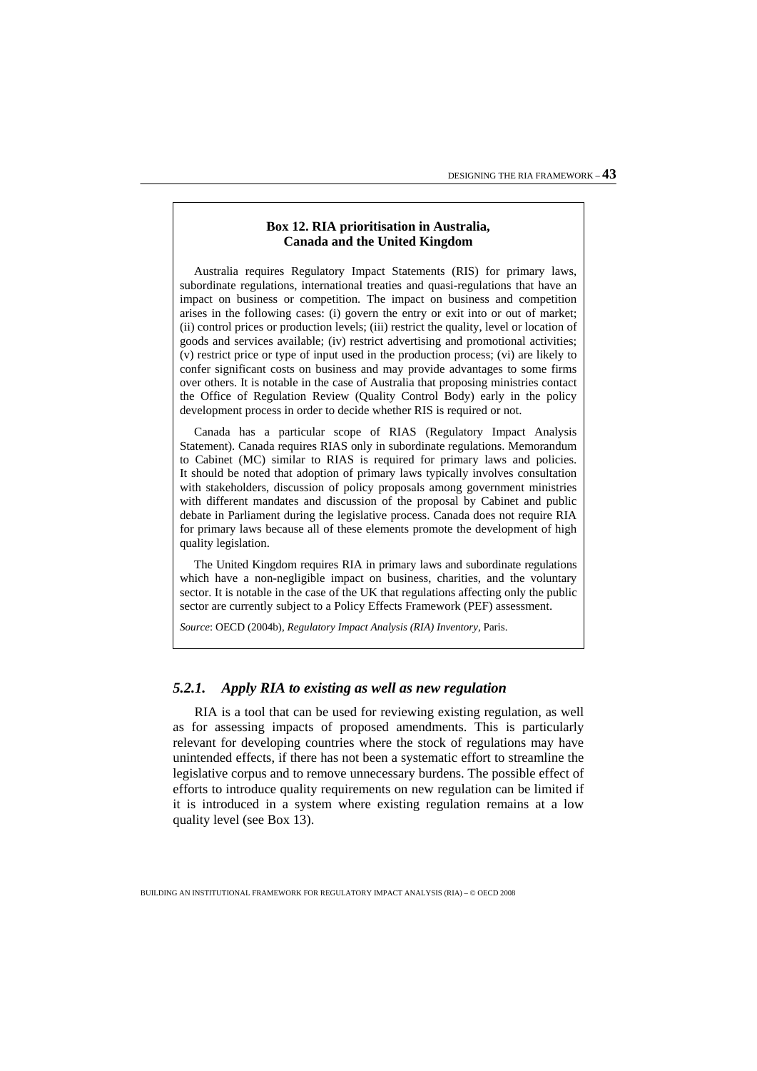**Box 12. RIA prioritisation in Australia, Canada and the United Kingdom**

Australia requires Regulatory Impact Statements (RIS) for primary laws, subordinate regulations, international treaties and quasi-regulations that have an impact on business or competition. The impact on business and competition arises in the following cases: (i) govern the entry or exit into or out of market; (ii) control prices or production levels; (iii) restrict the quality, level or location of goods and services available; (iv) restrict advertising and promotional activities; (v) restrict price or type of input used in the production process; (vi) are likely to confer significant costs on business and may provide advantages to some firms over others. It is notable in the case of Australia that proposing ministries contact the Office of Regulation Review (Quality Control Body) early in the policy development process in order to decide whether RIS is required or not.

Canada has a particular scope of RIAS (Regulatory Impact Analysis Statement). Canada requires RIAS only in subordinate regulations. Memorandum to Cabinet (MC) similar to RIAS is required for primary laws and policies. It should be noted that adoption of primary laws typically involves consultation with stakeholders, discussion of policy proposals among government ministries with different mandates and discussion of the proposal by Cabinet and public debate in Parliament during the legislative process. Canada does not require RIA for primary laws because all of these elements promote the development of high quality legislation.

The United Kingdom requires RIA in primary laws and subordinate regulations which have a non-negligible impact on business, charities, and the voluntary sector. It is notable in the case of the UK that regulations affecting only the public sector are currently subject to a Policy Effects Framework (PEF) assessment.

*Source*: OECD (2004b), *Regulatory Impact Analysis (RIA) Inventory*, Paris.

### *5.2.1. Apply RIA to existing as well as new regulation*

RIA is a tool that can be used for reviewing existing regulation, as well as for assessing impacts of proposed amendments. This is particularly relevant for developing countries where the stock of regulations may have unintended effects, if there has not been a systematic effort to streamline the legislative corpus and to remove unnecessary burdens. The possible effect of efforts to introduce quality requirements on new regulation can be limited if it is introduced in a system where existing regulation remains at a low quality level (see Box 13).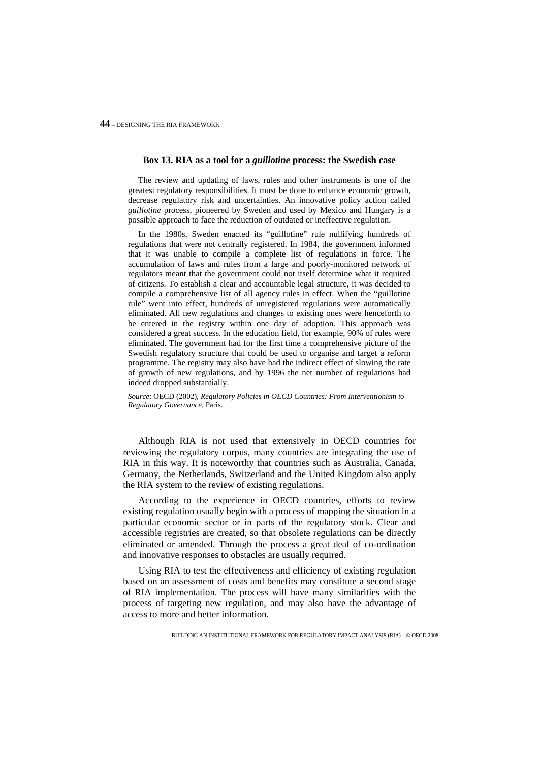**Box 13. RIA as a tool for a *guillotine* process: the Swedish case**

The review and updating of laws, rules and other instruments is one of the greatest regulatory responsibilities. It must be done to enhance economic growth, decrease regulatory risk and uncertainties. An innovative policy action called *guillotine* process, pioneered by Sweden and used by Mexico and Hungary is a possible approach to face the reduction of outdated or ineffective regulation.

In the 1980s, Sweden enacted its "guillotine" rule nullifying hundreds of regulations that were not centrally registered. In 1984, the government informed that it was unable to compile a complete list of regulations in force. The accumulation of laws and rules from a large and poorly-monitored network of regulators meant that the government could not itself determine what it required of citizens. To establish a clear and accountable legal structure, it was decided to compile a comprehensive list of all agency rules in effect. When the "guillotine rule" went into effect, hundreds of unregistered regulations were automatically eliminated. All new regulations and changes to existing ones were henceforth to be entered in the registry within one day of adoption. This approach was considered a great success. In the education field, for example, 90% of rules were eliminated. The government had for the first time a comprehensive picture of the Swedish regulatory structure that could be used to organise and target a reform programme. The registry may also have had the indirect effect of slowing the rate of growth of new regulations, and by 1996 the net number of regulations had indeed dropped substantially.

*Source*: OECD (2002), *Regulatory Policies in OECD Countries: From Interventionism to Regulatory Governance*, Paris.

Although RIA is not used that extensively in OECD countries for reviewing the regulatory corpus, many countries are integrating the use of RIA in this way. It is noteworthy that countries such as Australia, Canada, Germany, the Netherlands, Switzerland and the United Kingdom also apply the RIA system to the review of existing regulations.

According to the experience in OECD countries, efforts to review existing regulation usually begin with a process of mapping the situation in a particular economic sector or in parts of the regulatory stock. Clear and accessible registries are created, so that obsolete regulations can be directly eliminated or amended. Through the process a great deal of co-ordination and innovative responses to obstacles are usually required.

Using RIA to test the effectiveness and efficiency of existing regulation based on an assessment of costs and benefits may constitute a second stage of RIA implementation. The process will have many similarities with the process of targeting new regulation, and may also have the advantage of access to more and better information.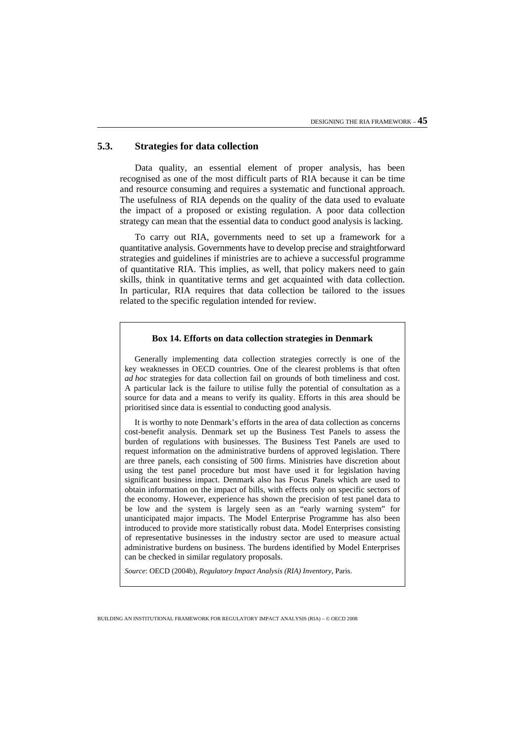## 5.3. Strategies for data collection

Data quality, an essential element of proper analysis, has been recognised as one of the most difficult parts of RIA because it can be time and resource consuming and requires a systematic and functional approach. The usefulness of RIA depends on the quality of the data used to evaluate the impact of a proposed or existing regulation. A poor data collection strategy can mean that the essential data to conduct good analysis is lacking.

To carry out RIA, governments need to set up a framework for a quantitative analysis. Governments have to develop precise and straightforward strategies and guidelines if ministries are to achieve a successful programme of quantitative RIA. This implies, as well, that policy makers need to gain skills, think in quantitative terms and get acquainted with data collection. In particular, RIA requires that data collection be tailored to the issues related to the specific regulation intended for review.

> **Box 14. Efforts on data collection strategies in Denmark**
>
> Generally implementing data collection strategies correctly is one of the key weaknesses in OECD countries. One of the clearest problems is that often *ad hoc* strategies for data collection fail on grounds of both timeliness and cost. A particular lack is the failure to utilise fully the potential of consultation as a source for data and a means to verify its quality. Efforts in this area should be prioritised since data is essential to conducting good analysis.
>
> It is worthy to note Denmark's efforts in the area of data collection as concerns cost-benefit analysis. Denmark set up the Business Test Panels to assess the burden of regulations with businesses. The Business Test Panels are used to request information on the administrative burdens of approved legislation. There are three panels, each consisting of 500 firms. Ministries have discretion about using the test panel procedure but most have used it for legislation having significant business impact. Denmark also has Focus Panels which are used to obtain information on the impact of bills, with effects only on specific sectors of the economy. However, experience has shown the precision of test panel data to be low and the system is largely seen as an "early warning system" for unanticipated major impacts. The Model Enterprise Programme has also been introduced to provide more statistically robust data. Model Enterprises consisting of representative businesses in the industry sector are used to measure actual administrative burdens on business. The burdens identified by Model Enterprises can be checked in similar regulatory proposals.
>
> *Source*: OECD (2004b), *Regulatory Impact Analysis (RIA) Inventory*, Paris.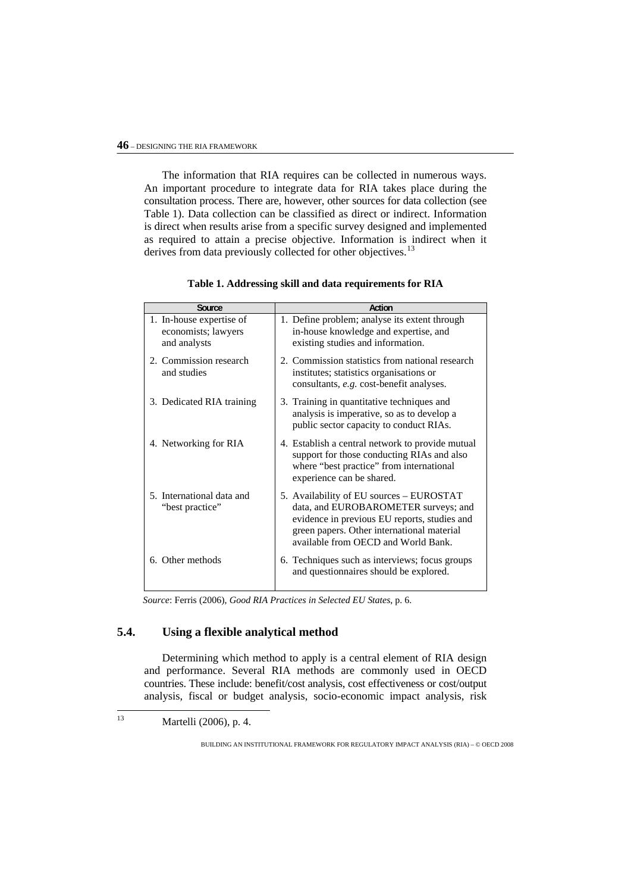The information that RIA requires can be collected in numerous ways. An important procedure to integrate data for RIA takes place during the consultation process. There are, however, other sources for data collection (see Table 1). Data collection can be classified as direct or indirect. Information is direct when results arise from a specific survey designed and implemented as required to attain a precise objective. Information is indirect when it derives from data previously collected for other objectives.[13]

**Table 1. Addressing skill and data requirements for RIA**

| Source | Action |
|---|---|
| 1. In-house expertise of economists; lawyers and analysts | 1. Define problem; analyse its extent through in-house knowledge and expertise, and existing studies and information. |
| 2. Commission research and studies | 2. Commission statistics from national research institutes; statistics organisations or consultants, *e.g.* cost-benefit analyses. |
| 3. Dedicated RIA training | 3. Training in quantitative techniques and analysis is imperative, so as to develop a public sector capacity to conduct RIAs. |
| 4. Networking for RIA | 4. Establish a central network to provide mutual support for those conducting RIAs and also where "best practice" from international experience can be shared. |
| 5. International data and "best practice" | 5. Availability of EU sources – EUROSTAT data, and EUROBAROMETER surveys; and evidence in previous EU reports, studies and green papers. Other international material available from OECD and World Bank. |
| 6. Other methods | 6. Techniques such as interviews; focus groups and questionnaires should be explored. |

*Source*: Ferris (2006), *Good RIA Practices in Selected EU States*, p. 6.

## 5.4. Using a flexible analytical method

Determining which method to apply is a central element of RIA design and performance. Several RIA methods are commonly used in OECD countries. These include: benefit/cost analysis, cost effectiveness or cost/output analysis, fiscal or budget analysis, socio-economic impact analysis, risk

[13] Martelli (2006), p. 4.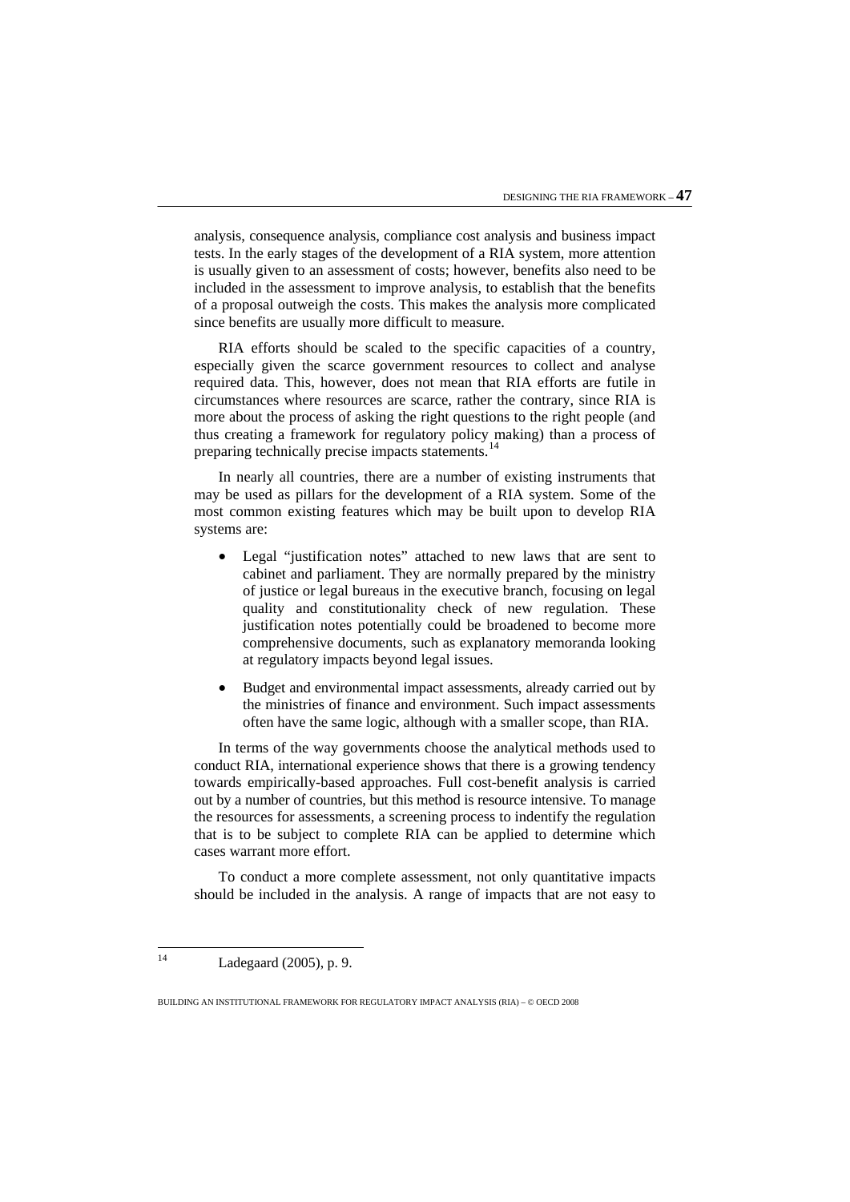analysis, consequence analysis, compliance cost analysis and business impact tests. In the early stages of the development of a RIA system, more attention is usually given to an assessment of costs; however, benefits also need to be included in the assessment to improve analysis, to establish that the benefits of a proposal outweigh the costs. This makes the analysis more complicated since benefits are usually more difficult to measure.

RIA efforts should be scaled to the specific capacities of a country, especially given the scarce government resources to collect and analyse required data. This, however, does not mean that RIA efforts are futile in circumstances where resources are scarce, rather the contrary, since RIA is more about the process of asking the right questions to the right people (and thus creating a framework for regulatory policy making) than a process of preparing technically precise impacts statements.[14]

In nearly all countries, there are a number of existing instruments that may be used as pillars for the development of a RIA system. Some of the most common existing features which may be built upon to develop RIA systems are:

- Legal "justification notes" attached to new laws that are sent to cabinet and parliament. They are normally prepared by the ministry of justice or legal bureaus in the executive branch, focusing on legal quality and constitutionality check of new regulation. These justification notes potentially could be broadened to become more comprehensive documents, such as explanatory memoranda looking at regulatory impacts beyond legal issues.

- Budget and environmental impact assessments, already carried out by the ministries of finance and environment. Such impact assessments often have the same logic, although with a smaller scope, than RIA.

In terms of the way governments choose the analytical methods used to conduct RIA, international experience shows that there is a growing tendency towards empirically-based approaches. Full cost-benefit analysis is carried out by a number of countries, but this method is resource intensive. To manage the resources for assessments, a screening process to indentify the regulation that is to be subject to complete RIA can be applied to determine which cases warrant more effort.

To conduct a more complete assessment, not only quantitative impacts should be included in the analysis. A range of impacts that are not easy to

---

[14] Ladegaard (2005), p. 9.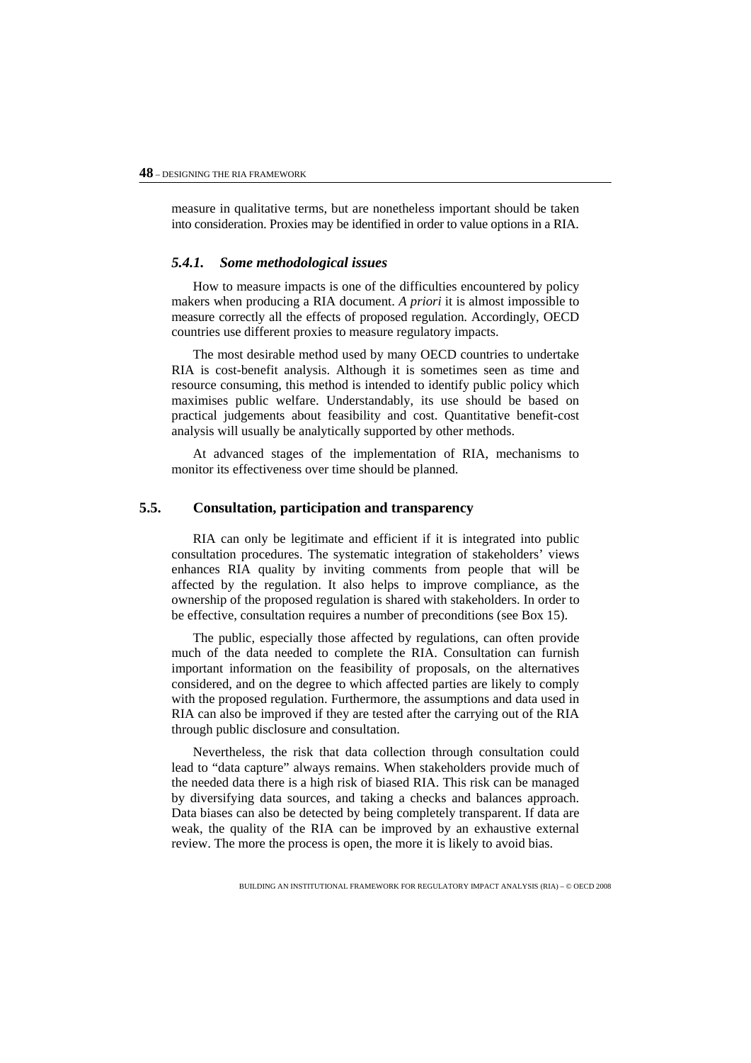measure in qualitative terms, but are nonetheless important should be taken into consideration. Proxies may be identified in order to value options in a RIA.

### *5.4.1. Some methodological issues*

How to measure impacts is one of the difficulties encountered by policy makers when producing a RIA document. *A priori* it is almost impossible to measure correctly all the effects of proposed regulation. Accordingly, OECD countries use different proxies to measure regulatory impacts.

The most desirable method used by many OECD countries to undertake RIA is cost-benefit analysis. Although it is sometimes seen as time and resource consuming, this method is intended to identify public policy which maximises public welfare. Understandably, its use should be based on practical judgements about feasibility and cost. Quantitative benefit-cost analysis will usually be analytically supported by other methods.

At advanced stages of the implementation of RIA, mechanisms to monitor its effectiveness over time should be planned.

## 5.5. Consultation, participation and transparency

RIA can only be legitimate and efficient if it is integrated into public consultation procedures. The systematic integration of stakeholders' views enhances RIA quality by inviting comments from people that will be affected by the regulation. It also helps to improve compliance, as the ownership of the proposed regulation is shared with stakeholders. In order to be effective, consultation requires a number of preconditions (see Box 15).

The public, especially those affected by regulations, can often provide much of the data needed to complete the RIA. Consultation can furnish important information on the feasibility of proposals, on the alternatives considered, and on the degree to which affected parties are likely to comply with the proposed regulation. Furthermore, the assumptions and data used in RIA can also be improved if they are tested after the carrying out of the RIA through public disclosure and consultation.

Nevertheless, the risk that data collection through consultation could lead to "data capture" always remains. When stakeholders provide much of the needed data there is a high risk of biased RIA. This risk can be managed by diversifying data sources, and taking a checks and balances approach. Data biases can also be detected by being completely transparent. If data are weak, the quality of the RIA can be improved by an exhaustive external review. The more the process is open, the more it is likely to avoid bias.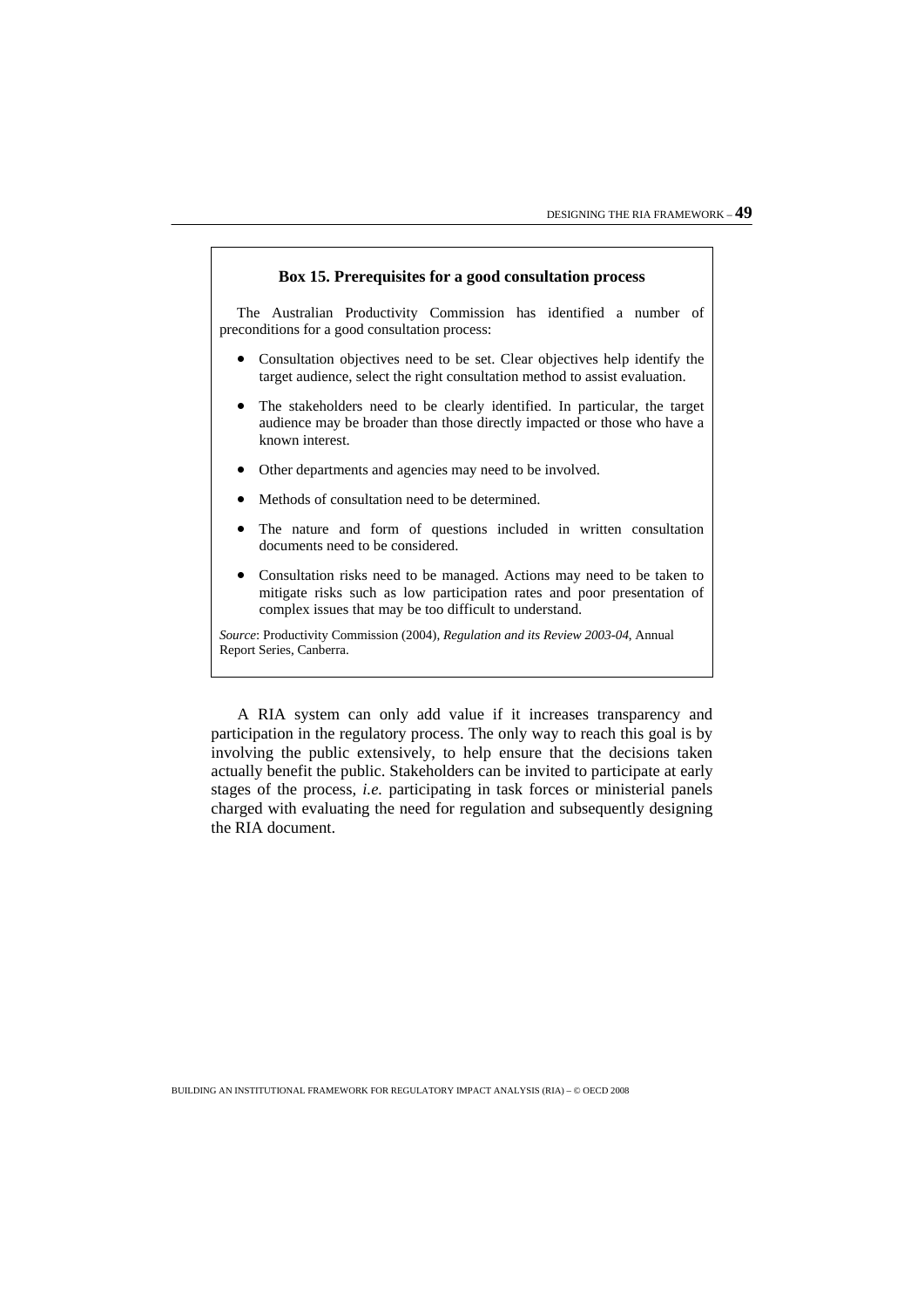**Box 15. Prerequisites for a good consultation process**

The Australian Productivity Commission has identified a number of preconditions for a good consultation process:

- Consultation objectives need to be set. Clear objectives help identify the target audience, select the right consultation method to assist evaluation.
- The stakeholders need to be clearly identified. In particular, the target audience may be broader than those directly impacted or those who have a known interest.
- Other departments and agencies may need to be involved.
- Methods of consultation need to be determined.
- The nature and form of questions included in written consultation documents need to be considered.
- Consultation risks need to be managed. Actions may need to be taken to mitigate risks such as low participation rates and poor presentation of complex issues that may be too difficult to understand.

*Source*: Productivity Commission (2004), *Regulation and its Review 2003-04*, Annual Report Series, Canberra.

A RIA system can only add value if it increases transparency and participation in the regulatory process. The only way to reach this goal is by involving the public extensively, to help ensure that the decisions taken actually benefit the public. Stakeholders can be invited to participate at early stages of the process, *i.e.* participating in task forces or ministerial panels charged with evaluating the need for regulation and subsequently designing the RIA document.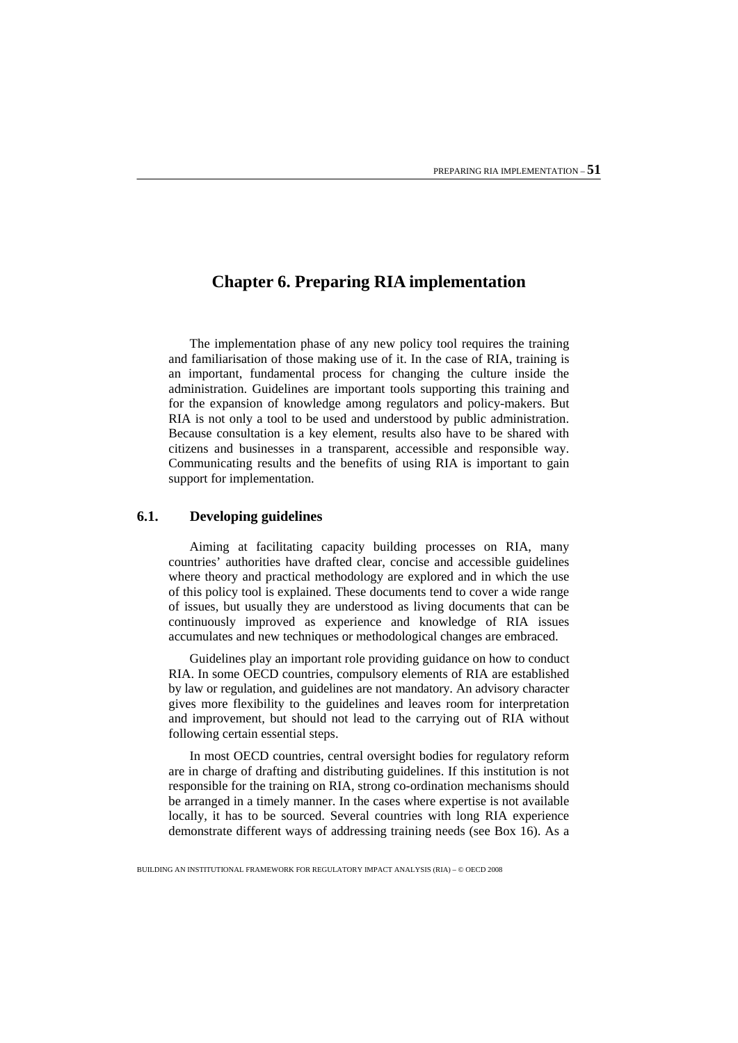# Chapter 6. Preparing RIA implementation

The implementation phase of any new policy tool requires the training and familiarisation of those making use of it. In the case of RIA, training is an important, fundamental process for changing the culture inside the administration. Guidelines are important tools supporting this training and for the expansion of knowledge among regulators and policy-makers. But RIA is not only a tool to be used and understood by public administration. Because consultation is a key element, results also have to be shared with citizens and businesses in a transparent, accessible and responsible way. Communicating results and the benefits of using RIA is important to gain support for implementation.

## 6.1. Developing guidelines

Aiming at facilitating capacity building processes on RIA, many countries' authorities have drafted clear, concise and accessible guidelines where theory and practical methodology are explored and in which the use of this policy tool is explained. These documents tend to cover a wide range of issues, but usually they are understood as living documents that can be continuously improved as experience and knowledge of RIA issues accumulates and new techniques or methodological changes are embraced.

Guidelines play an important role providing guidance on how to conduct RIA. In some OECD countries, compulsory elements of RIA are established by law or regulation, and guidelines are not mandatory. An advisory character gives more flexibility to the guidelines and leaves room for interpretation and improvement, but should not lead to the carrying out of RIA without following certain essential steps.

In most OECD countries, central oversight bodies for regulatory reform are in charge of drafting and distributing guidelines. If this institution is not responsible for the training on RIA, strong co-ordination mechanisms should be arranged in a timely manner. In the cases where expertise is not available locally, it has to be sourced. Several countries with long RIA experience demonstrate different ways of addressing training needs (see Box 16). As a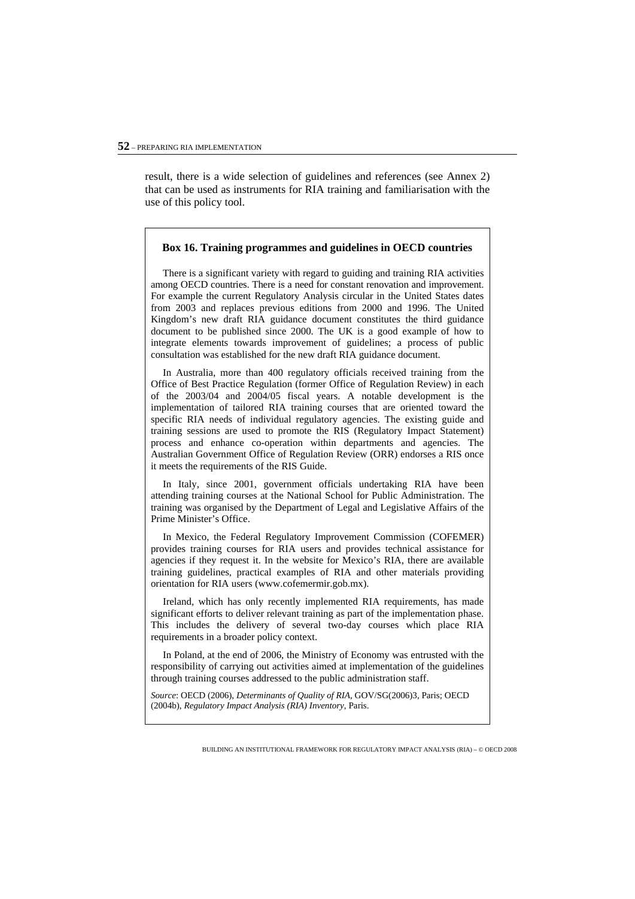result, there is a wide selection of guidelines and references (see Annex 2) that can be used as instruments for RIA training and familiarisation with the use of this policy tool.

### Box 16. Training programmes and guidelines in OECD countries

There is a significant variety with regard to guiding and training RIA activities among OECD countries. There is a need for constant renovation and improvement. For example the current Regulatory Analysis circular in the United States dates from 2003 and replaces previous editions from 2000 and 1996. The United Kingdom's new draft RIA guidance document constitutes the third guidance document to be published since 2000. The UK is a good example of how to integrate elements towards improvement of guidelines; a process of public consultation was established for the new draft RIA guidance document.

In Australia, more than 400 regulatory officials received training from the Office of Best Practice Regulation (former Office of Regulation Review) in each of the 2003/04 and 2004/05 fiscal years. A notable development is the implementation of tailored RIA training courses that are oriented toward the specific RIA needs of individual regulatory agencies. The existing guide and training sessions are used to promote the RIS (Regulatory Impact Statement) process and enhance co-operation within departments and agencies. The Australian Government Office of Regulation Review (ORR) endorses a RIS once it meets the requirements of the RIS Guide.

In Italy, since 2001, government officials undertaking RIA have been attending training courses at the National School for Public Administration. The training was organised by the Department of Legal and Legislative Affairs of the Prime Minister's Office.

In Mexico, the Federal Regulatory Improvement Commission (COFEMER) provides training courses for RIA users and provides technical assistance for agencies if they request it. In the website for Mexico's RIA, there are available training guidelines, practical examples of RIA and other materials providing orientation for RIA users (www.cofemermir.gob.mx).

Ireland, which has only recently implemented RIA requirements, has made significant efforts to deliver relevant training as part of the implementation phase. This includes the delivery of several two-day courses which place RIA requirements in a broader policy context.

In Poland, at the end of 2006, the Ministry of Economy was entrusted with the responsibility of carrying out activities aimed at implementation of the guidelines through training courses addressed to the public administration staff.

*Source*: OECD (2006), *Determinants of Quality of RIA*, GOV/SG(2006)3, Paris; OECD (2004b), *Regulatory Impact Analysis (RIA) Inventory*, Paris.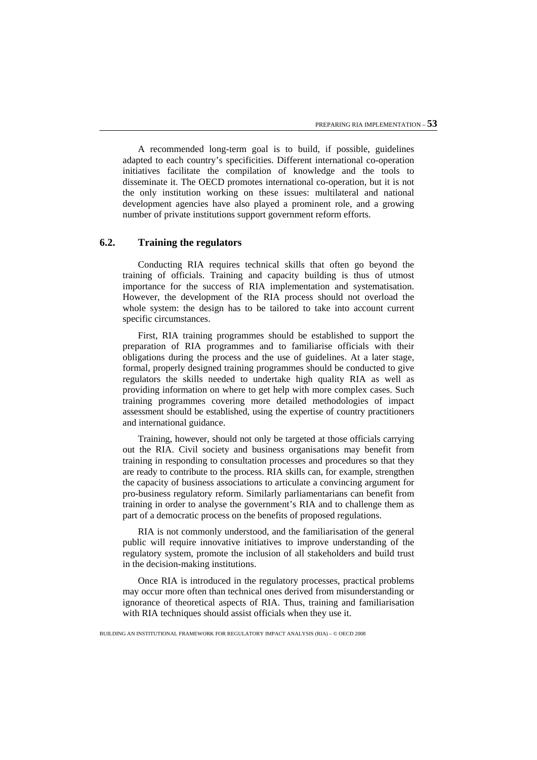A recommended long-term goal is to build, if possible, guidelines adapted to each country's specificities. Different international co-operation initiatives facilitate the compilation of knowledge and the tools to disseminate it. The OECD promotes international co-operation, but it is not the only institution working on these issues: multilateral and national development agencies have also played a prominent role, and a growing number of private institutions support government reform efforts.

## 6.2. Training the regulators

Conducting RIA requires technical skills that often go beyond the training of officials. Training and capacity building is thus of utmost importance for the success of RIA implementation and systematisation. However, the development of the RIA process should not overload the whole system: the design has to be tailored to take into account current specific circumstances.

First, RIA training programmes should be established to support the preparation of RIA programmes and to familiarise officials with their obligations during the process and the use of guidelines. At a later stage, formal, properly designed training programmes should be conducted to give regulators the skills needed to undertake high quality RIA as well as providing information on where to get help with more complex cases. Such training programmes covering more detailed methodologies of impact assessment should be established, using the expertise of country practitioners and international guidance.

Training, however, should not only be targeted at those officials carrying out the RIA. Civil society and business organisations may benefit from training in responding to consultation processes and procedures so that they are ready to contribute to the process. RIA skills can, for example, strengthen the capacity of business associations to articulate a convincing argument for pro-business regulatory reform. Similarly parliamentarians can benefit from training in order to analyse the government's RIA and to challenge them as part of a democratic process on the benefits of proposed regulations.

RIA is not commonly understood, and the familiarisation of the general public will require innovative initiatives to improve understanding of the regulatory system, promote the inclusion of all stakeholders and build trust in the decision-making institutions.

Once RIA is introduced in the regulatory processes, practical problems may occur more often than technical ones derived from misunderstanding or ignorance of theoretical aspects of RIA. Thus, training and familiarisation with RIA techniques should assist officials when they use it.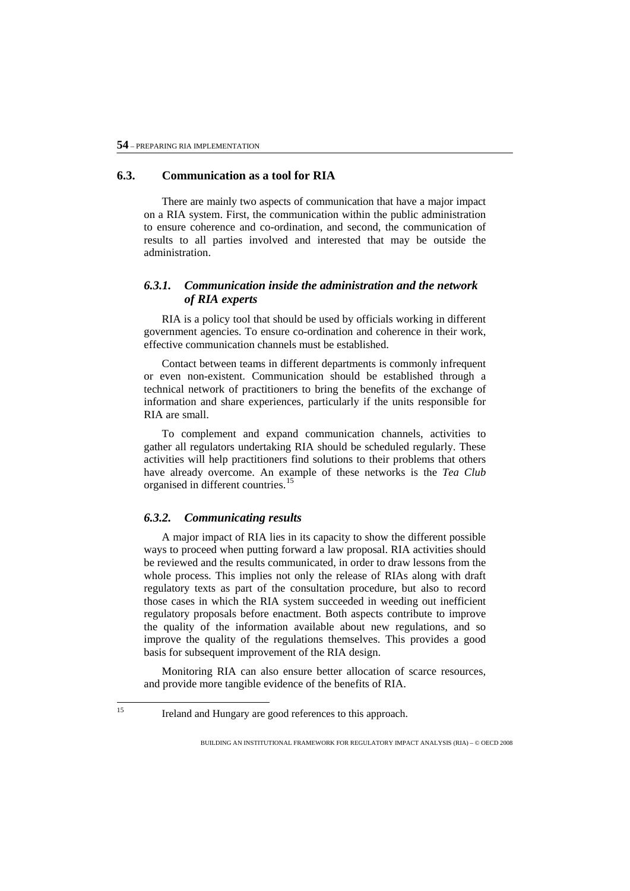## 6.3. Communication as a tool for RIA

There are mainly two aspects of communication that have a major impact on a RIA system. First, the communication within the public administration to ensure coherence and co-ordination, and second, the communication of results to all parties involved and interested that may be outside the administration.

### *6.3.1. Communication inside the administration and the network of RIA experts*

RIA is a policy tool that should be used by officials working in different government agencies. To ensure co-ordination and coherence in their work, effective communication channels must be established.

Contact between teams in different departments is commonly infrequent or even non-existent. Communication should be established through a technical network of practitioners to bring the benefits of the exchange of information and share experiences, particularly if the units responsible for RIA are small.

To complement and expand communication channels, activities to gather all regulators undertaking RIA should be scheduled regularly. These activities will help practitioners find solutions to their problems that others have already overcome. An example of these networks is the *Tea Club* organised in different countries.[15]

### *6.3.2. Communicating results*

A major impact of RIA lies in its capacity to show the different possible ways to proceed when putting forward a law proposal. RIA activities should be reviewed and the results communicated, in order to draw lessons from the whole process. This implies not only the release of RIAs along with draft regulatory texts as part of the consultation procedure, but also to record those cases in which the RIA system succeeded in weeding out inefficient regulatory proposals before enactment. Both aspects contribute to improve the quality of the information available about new regulations, and so improve the quality of the regulations themselves. This provides a good basis for subsequent improvement of the RIA design.

Monitoring RIA can also ensure better allocation of scarce resources, and provide more tangible evidence of the benefits of RIA.

---

15 Ireland and Hungary are good references to this approach.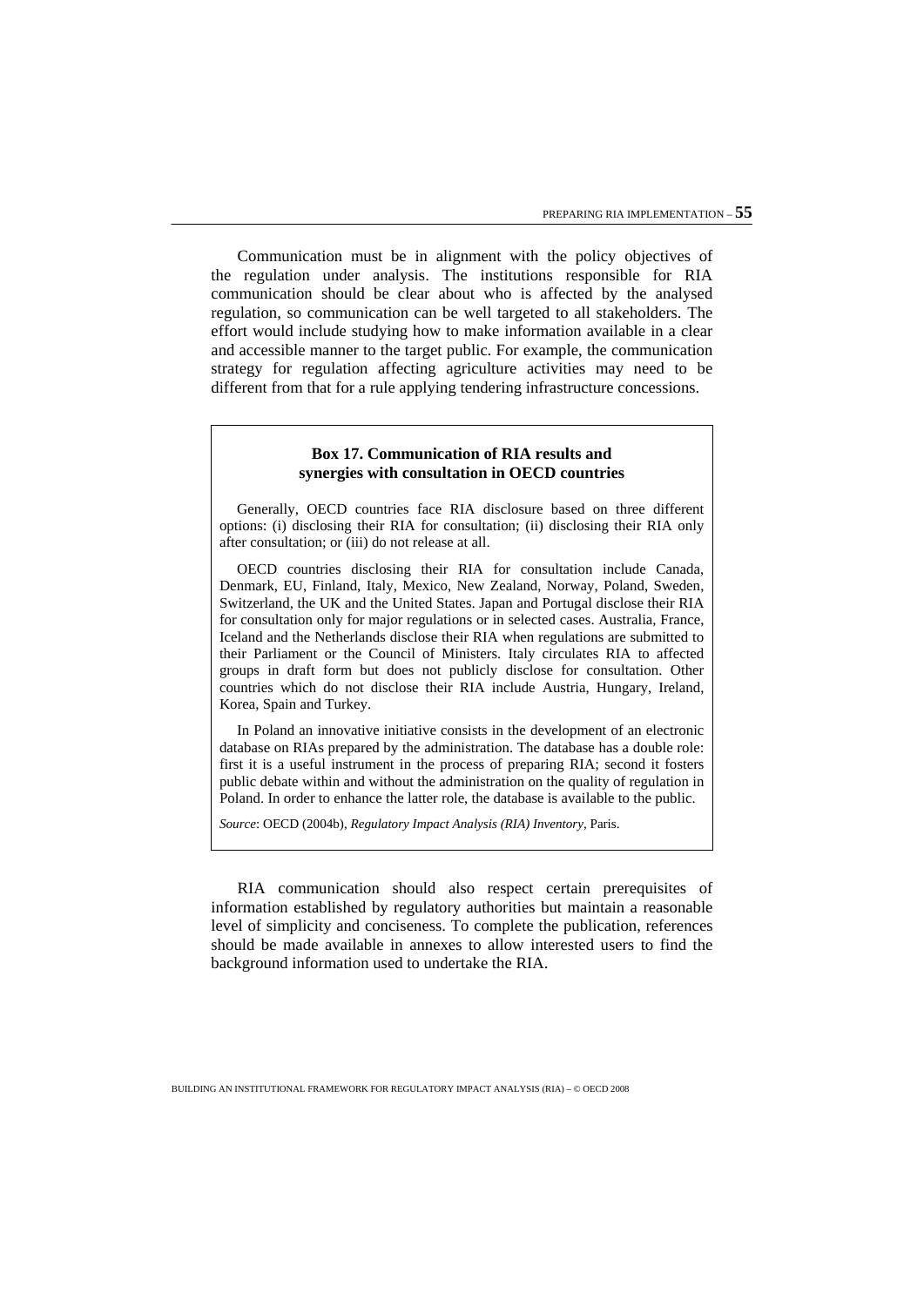Communication must be in alignment with the policy objectives of the regulation under analysis. The institutions responsible for RIA communication should be clear about who is affected by the analysed regulation, so communication can be well targeted to all stakeholders. The effort would include studying how to make information available in a clear and accessible manner to the target public. For example, the communication strategy for regulation affecting agriculture activities may need to be different from that for a rule applying tendering infrastructure concessions.

> **Box 17. Communication of RIA results and synergies with consultation in OECD countries**
>
> Generally, OECD countries face RIA disclosure based on three different options: (i) disclosing their RIA for consultation; (ii) disclosing their RIA only after consultation; or (iii) do not release at all.
>
> OECD countries disclosing their RIA for consultation include Canada, Denmark, EU, Finland, Italy, Mexico, New Zealand, Norway, Poland, Sweden, Switzerland, the UK and the United States. Japan and Portugal disclose their RIA for consultation only for major regulations or in selected cases. Australia, France, Iceland and the Netherlands disclose their RIA when regulations are submitted to their Parliament or the Council of Ministers. Italy circulates RIA to affected groups in draft form but does not publicly disclose for consultation. Other countries which do not disclose their RIA include Austria, Hungary, Ireland, Korea, Spain and Turkey.
>
> In Poland an innovative initiative consists in the development of an electronic database on RIAs prepared by the administration. The database has a double role: first it is a useful instrument in the process of preparing RIA; second it fosters public debate within and without the administration on the quality of regulation in Poland. In order to enhance the latter role, the database is available to the public.
>
> *Source*: OECD (2004b), *Regulatory Impact Analysis (RIA) Inventory*, Paris.

RIA communication should also respect certain prerequisites of information established by regulatory authorities but maintain a reasonable level of simplicity and conciseness. To complete the publication, references should be made available in annexes to allow interested users to find the background information used to undertake the RIA.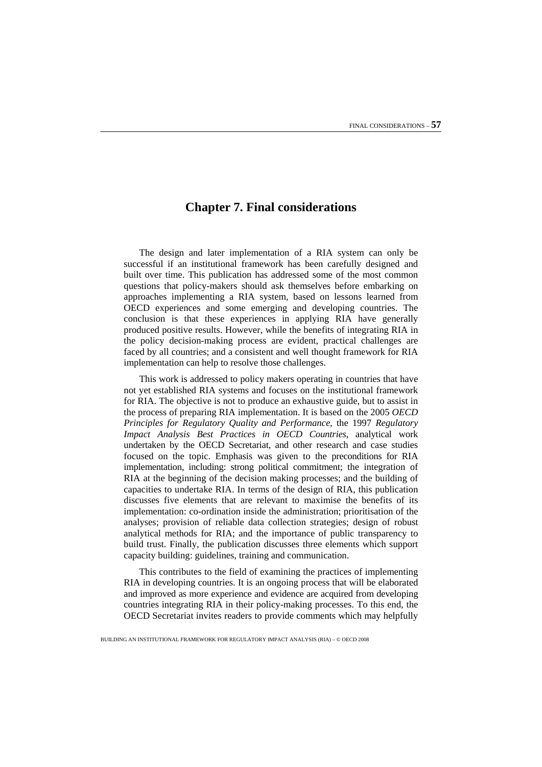# Chapter 7. Final considerations

The design and later implementation of a RIA system can only be successful if an institutional framework has been carefully designed and built over time. This publication has addressed some of the most common questions that policy-makers should ask themselves before embarking on approaches implementing a RIA system, based on lessons learned from OECD experiences and some emerging and developing countries. The conclusion is that these experiences in applying RIA have generally produced positive results. However, while the benefits of integrating RIA in the policy decision-making process are evident, practical challenges are faced by all countries; and a consistent and well thought framework for RIA implementation can help to resolve those challenges.

This work is addressed to policy makers operating in countries that have not yet established RIA systems and focuses on the institutional framework for RIA. The objective is not to produce an exhaustive guide, but to assist in the process of preparing RIA implementation. It is based on the 2005 *OECD Principles for Regulatory Quality and Performance*, the 1997 *Regulatory Impact Analysis Best Practices in OECD Countries*, analytical work undertaken by the OECD Secretariat, and other research and case studies focused on the topic. Emphasis was given to the preconditions for RIA implementation, including: strong political commitment; the integration of RIA at the beginning of the decision making processes; and the building of capacities to undertake RIA. In terms of the design of RIA, this publication discusses five elements that are relevant to maximise the benefits of its implementation: co-ordination inside the administration; prioritisation of the analyses; provision of reliable data collection strategies; design of robust analytical methods for RIA; and the importance of public transparency to build trust. Finally, the publication discusses three elements which support capacity building: guidelines, training and communication.

This contributes to the field of examining the practices of implementing RIA in developing countries. It is an ongoing process that will be elaborated and improved as more experience and evidence are acquired from developing countries integrating RIA in their policy-making processes. To this end, the OECD Secretariat invites readers to provide comments which may helpfully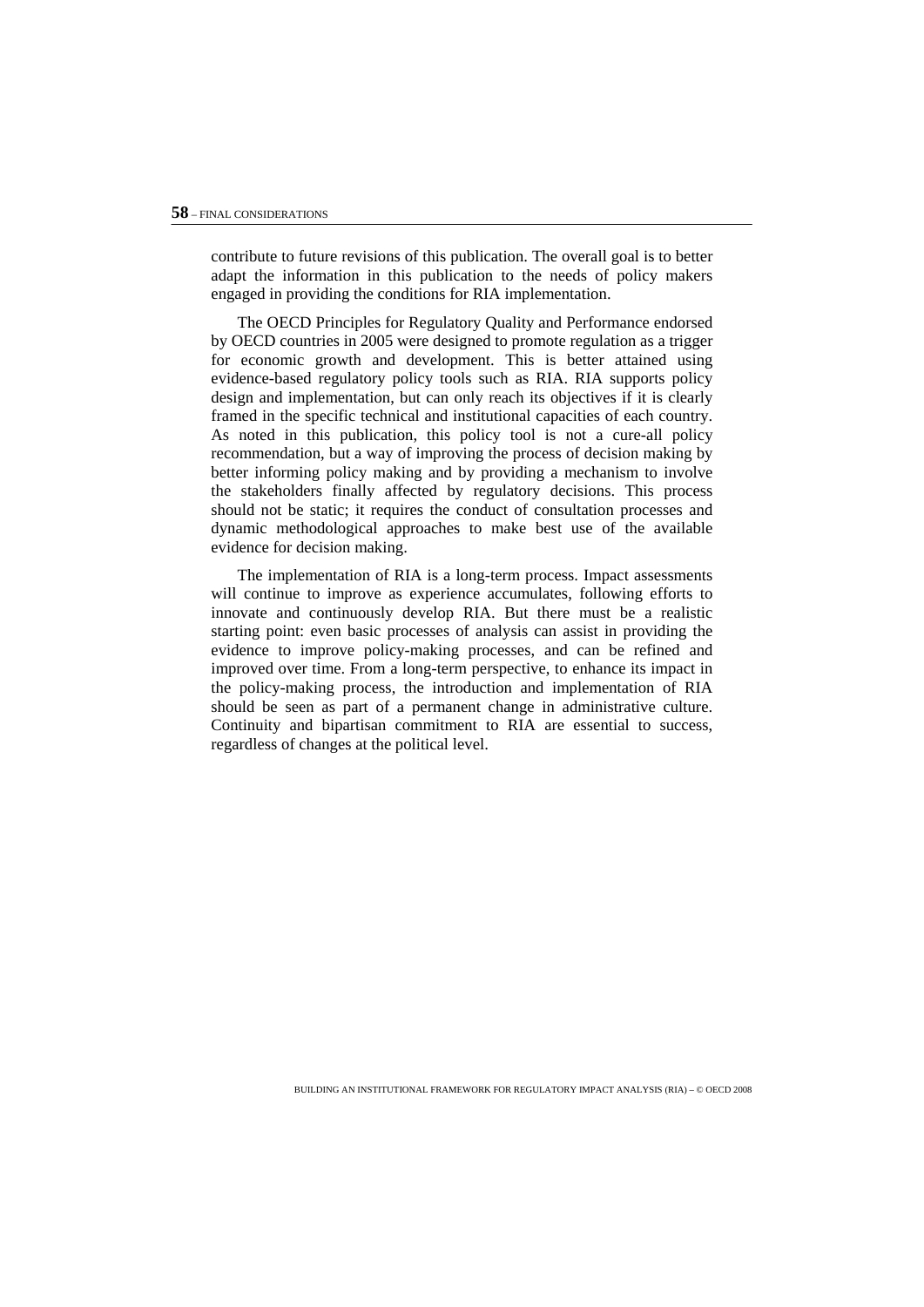contribute to future revisions of this publication. The overall goal is to better adapt the information in this publication to the needs of policy makers engaged in providing the conditions for RIA implementation.

The OECD Principles for Regulatory Quality and Performance endorsed by OECD countries in 2005 were designed to promote regulation as a trigger for economic growth and development. This is better attained using evidence-based regulatory policy tools such as RIA. RIA supports policy design and implementation, but can only reach its objectives if it is clearly framed in the specific technical and institutional capacities of each country. As noted in this publication, this policy tool is not a cure-all policy recommendation, but a way of improving the process of decision making by better informing policy making and by providing a mechanism to involve the stakeholders finally affected by regulatory decisions. This process should not be static; it requires the conduct of consultation processes and dynamic methodological approaches to make best use of the available evidence for decision making.

The implementation of RIA is a long-term process. Impact assessments will continue to improve as experience accumulates, following efforts to innovate and continuously develop RIA. But there must be a realistic starting point: even basic processes of analysis can assist in providing the evidence to improve policy-making processes, and can be refined and improved over time. From a long-term perspective, to enhance its impact in the policy-making process, the introduction and implementation of RIA should be seen as part of a permanent change in administrative culture. Continuity and bipartisan commitment to RIA are essential to success, regardless of changes at the political level.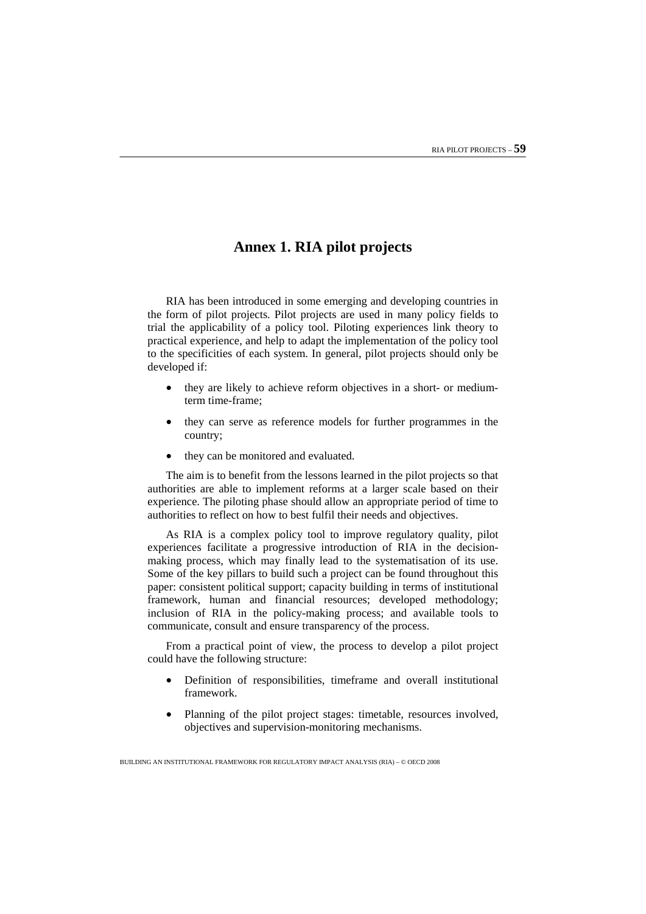# Annex 1. RIA pilot projects

RIA has been introduced in some emerging and developing countries in the form of pilot projects. Pilot projects are used in many policy fields to trial the applicability of a policy tool. Piloting experiences link theory to practical experience, and help to adapt the implementation of the policy tool to the specificities of each system. In general, pilot projects should only be developed if:

- they are likely to achieve reform objectives in a short- or medium-term time-frame;
- they can serve as reference models for further programmes in the country;
- they can be monitored and evaluated.

The aim is to benefit from the lessons learned in the pilot projects so that authorities are able to implement reforms at a larger scale based on their experience. The piloting phase should allow an appropriate period of time to authorities to reflect on how to best fulfil their needs and objectives.

As RIA is a complex policy tool to improve regulatory quality, pilot experiences facilitate a progressive introduction of RIA in the decision-making process, which may finally lead to the systematisation of its use. Some of the key pillars to build such a project can be found throughout this paper: consistent political support; capacity building in terms of institutional framework, human and financial resources; developed methodology; inclusion of RIA in the policy-making process; and available tools to communicate, consult and ensure transparency of the process.

From a practical point of view, the process to develop a pilot project could have the following structure:

- Definition of responsibilities, timeframe and overall institutional framework.
- Planning of the pilot project stages: timetable, resources involved, objectives and supervision-monitoring mechanisms.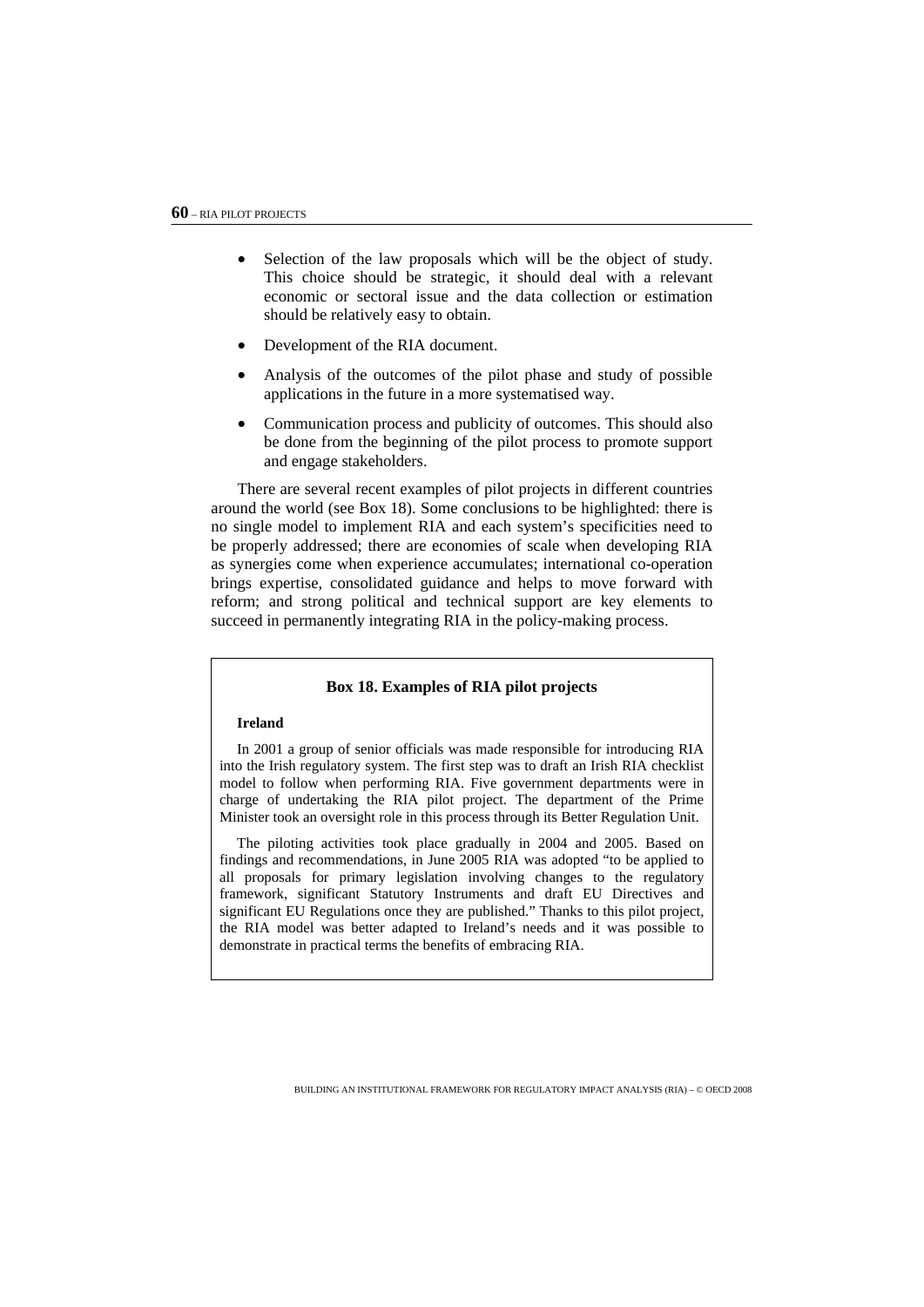- Selection of the law proposals which will be the object of study. This choice should be strategic, it should deal with a relevant economic or sectoral issue and the data collection or estimation should be relatively easy to obtain.
- Development of the RIA document.
- Analysis of the outcomes of the pilot phase and study of possible applications in the future in a more systematised way.
- Communication process and publicity of outcomes. This should also be done from the beginning of the pilot process to promote support and engage stakeholders.

There are several recent examples of pilot projects in different countries around the world (see Box 18). Some conclusions to be highlighted: there is no single model to implement RIA and each system's specificities need to be properly addressed; there are economies of scale when developing RIA as synergies come when experience accumulates; international co-operation brings expertise, consolidated guidance and helps to move forward with reform; and strong political and technical support are key elements to succeed in permanently integrating RIA in the policy-making process.

**Box 18. Examples of RIA pilot projects**

**Ireland**

In 2001 a group of senior officials was made responsible for introducing RIA into the Irish regulatory system. The first step was to draft an Irish RIA checklist model to follow when performing RIA. Five government departments were in charge of undertaking the RIA pilot project. The department of the Prime Minister took an oversight role in this process through its Better Regulation Unit.

The piloting activities took place gradually in 2004 and 2005. Based on findings and recommendations, in June 2005 RIA was adopted "to be applied to all proposals for primary legislation involving changes to the regulatory framework, significant Statutory Instruments and draft EU Directives and significant EU Regulations once they are published." Thanks to this pilot project, the RIA model was better adapted to Ireland's needs and it was possible to demonstrate in practical terms the benefits of embracing RIA.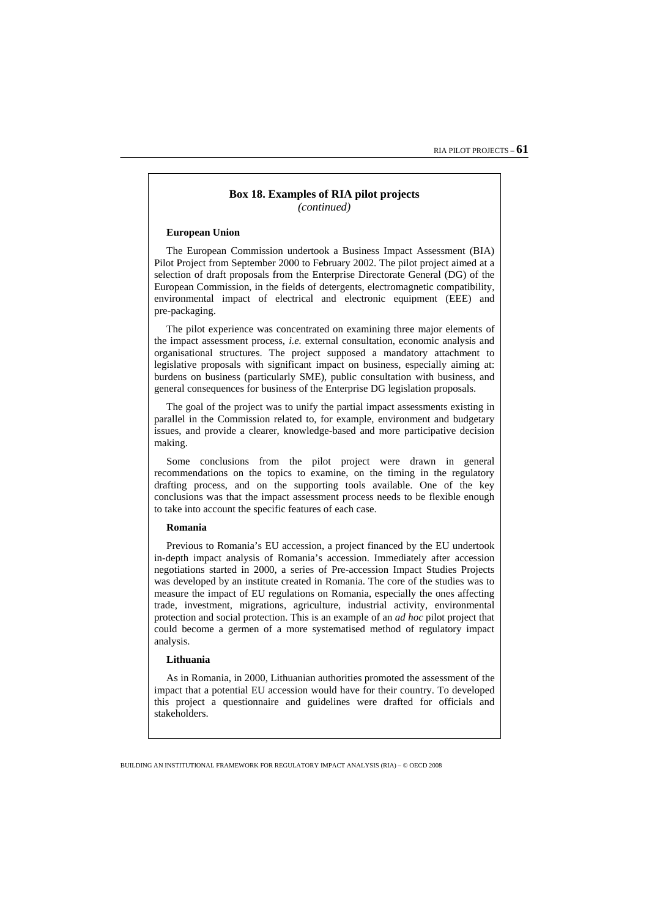**Box 18. Examples of RIA pilot projects**
*(continued)*

**European Union**

The European Commission undertook a Business Impact Assessment (BIA) Pilot Project from September 2000 to February 2002. The pilot project aimed at a selection of draft proposals from the Enterprise Directorate General (DG) of the European Commission, in the fields of detergents, electromagnetic compatibility, environmental impact of electrical and electronic equipment (EEE) and pre-packaging.

The pilot experience was concentrated on examining three major elements of the impact assessment process, *i.e.* external consultation, economic analysis and organisational structures. The project supposed a mandatory attachment to legislative proposals with significant impact on business, especially aiming at: burdens on business (particularly SME), public consultation with business, and general consequences for business of the Enterprise DG legislation proposals.

The goal of the project was to unify the partial impact assessments existing in parallel in the Commission related to, for example, environment and budgetary issues, and provide a clearer, knowledge-based and more participative decision making.

Some conclusions from the pilot project were drawn in general recommendations on the topics to examine, on the timing in the regulatory drafting process, and on the supporting tools available. One of the key conclusions was that the impact assessment process needs to be flexible enough to take into account the specific features of each case.

**Romania**

Previous to Romania's EU accession, a project financed by the EU undertook in-depth impact analysis of Romania's accession. Immediately after accession negotiations started in 2000, a series of Pre-accession Impact Studies Projects was developed by an institute created in Romania. The core of the studies was to measure the impact of EU regulations on Romania, especially the ones affecting trade, investment, migrations, agriculture, industrial activity, environmental protection and social protection. This is an example of an *ad hoc* pilot project that could become a germen of a more systematised method of regulatory impact analysis.

**Lithuania**

As in Romania, in 2000, Lithuanian authorities promoted the assessment of the impact that a potential EU accession would have for their country. To developed this project a questionnaire and guidelines were drafted for officials and stakeholders.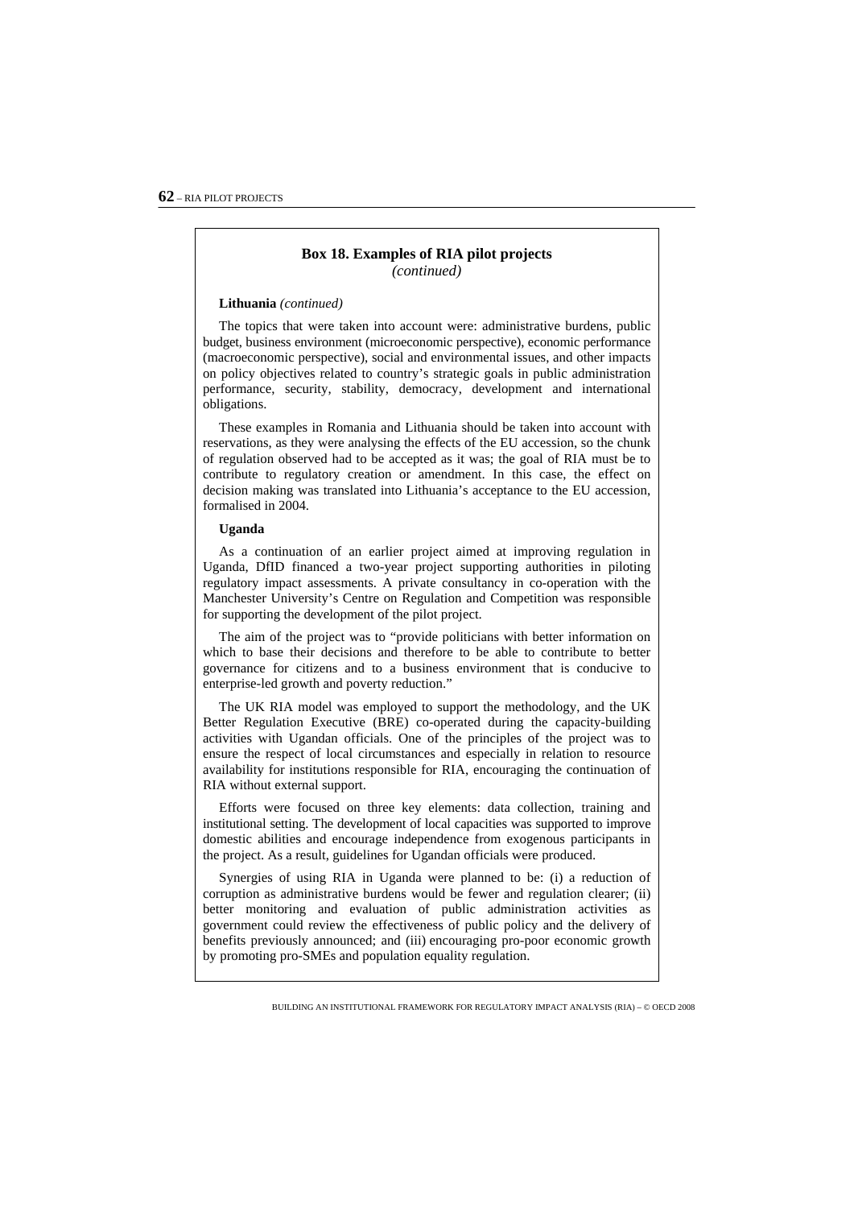**Box 18. Examples of RIA pilot projects**
*(continued)*

**Lithuania** *(continued)*

The topics that were taken into account were: administrative burdens, public budget, business environment (microeconomic perspective), economic performance (macroeconomic perspective), social and environmental issues, and other impacts on policy objectives related to country's strategic goals in public administration performance, security, stability, democracy, development and international obligations.

These examples in Romania and Lithuania should be taken into account with reservations, as they were analysing the effects of the EU accession, so the chunk of regulation observed had to be accepted as it was; the goal of RIA must be to contribute to regulatory creation or amendment. In this case, the effect on decision making was translated into Lithuania's acceptance to the EU accession, formalised in 2004.

**Uganda**

As a continuation of an earlier project aimed at improving regulation in Uganda, DfID financed a two-year project supporting authorities in piloting regulatory impact assessments. A private consultancy in co-operation with the Manchester University's Centre on Regulation and Competition was responsible for supporting the development of the pilot project.

The aim of the project was to "provide politicians with better information on which to base their decisions and therefore to be able to contribute to better governance for citizens and to a business environment that is conducive to enterprise-led growth and poverty reduction."

The UK RIA model was employed to support the methodology, and the UK Better Regulation Executive (BRE) co-operated during the capacity-building activities with Ugandan officials. One of the principles of the project was to ensure the respect of local circumstances and especially in relation to resource availability for institutions responsible for RIA, encouraging the continuation of RIA without external support.

Efforts were focused on three key elements: data collection, training and institutional setting. The development of local capacities was supported to improve domestic abilities and encourage independence from exogenous participants in the project. As a result, guidelines for Ugandan officials were produced.

Synergies of using RIA in Uganda were planned to be: (i) a reduction of corruption as administrative burdens would be fewer and regulation clearer; (ii) better monitoring and evaluation of public administration activities as government could review the effectiveness of public policy and the delivery of benefits previously announced; and (iii) encouraging pro-poor economic growth by promoting pro-SMEs and population equality regulation.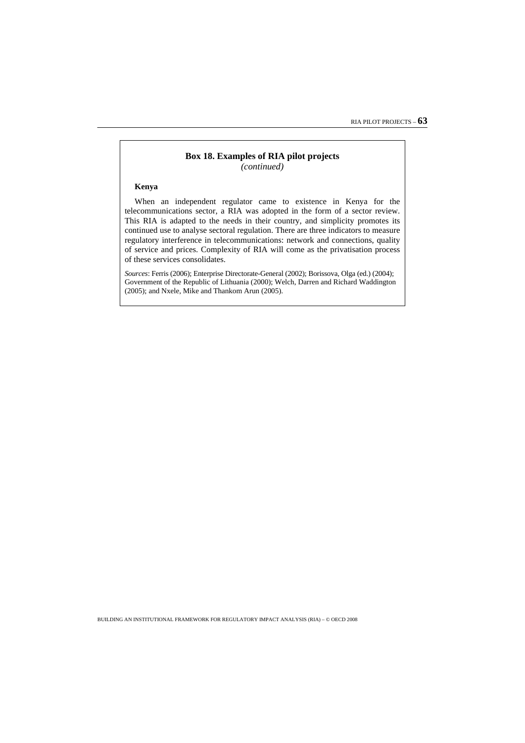**Box 18. Examples of RIA pilot projects**
*(continued)*

**Kenya**

When an independent regulator came to existence in Kenya for the telecommunications sector, a RIA was adopted in the form of a sector review. This RIA is adapted to the needs in their country, and simplicity promotes its continued use to analyse sectoral regulation. There are three indicators to measure regulatory interference in telecommunications: network and connections, quality of service and prices. Complexity of RIA will come as the privatisation process of these services consolidates.

*Sources*: Ferris (2006); Enterprise Directorate-General (2002); Borissova, Olga (ed.) (2004); Government of the Republic of Lithuania (2000); Welch, Darren and Richard Waddington (2005); and Nxele, Mike and Thankom Arun (2005).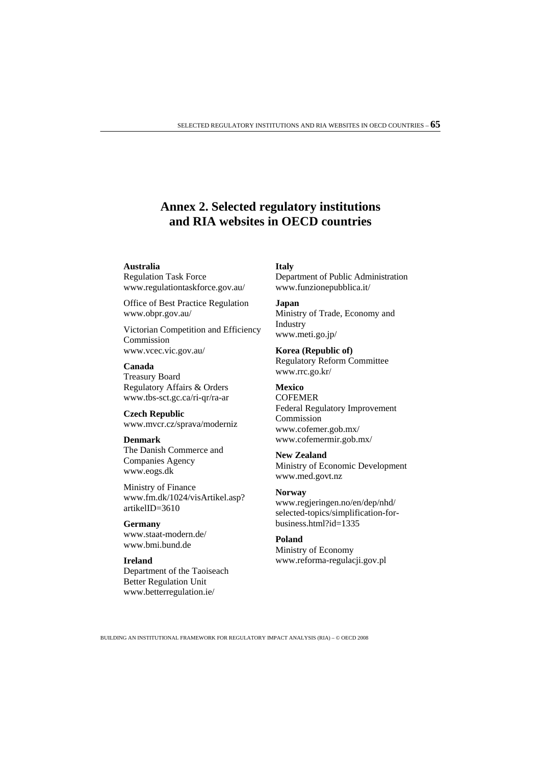# Annex 2. Selected regulatory institutions and RIA websites in OECD countries

**Australia**
Regulation Task Force
www.regulationtaskforce.gov.au/

Office of Best Practice Regulation
www.obpr.gov.au/

Victorian Competition and Efficiency Commission
www.vcec.vic.gov.au/

**Canada**
Treasury Board
Regulatory Affairs & Orders
www.tbs-sct.gc.ca/ri-qr/ra-ar

**Czech Republic**
www.mvcr.cz/sprava/moderniz

**Denmark**
The Danish Commerce and Companies Agency
www.eogs.dk

Ministry of Finance
www.fm.dk/1024/visArtikel.asp?artikelID=3610

**Germany**
www.staat-modern.de/
www.bmi.bund.de

**Ireland**
Department of the Taoiseach
Better Regulation Unit
www.betterregulation.ie/

**Italy**
Department of Public Administration
www.funzionepubblica.it/

**Japan**
Ministry of Trade, Economy and Industry
www.meti.go.jp/

**Korea (Republic of)**
Regulatory Reform Committee
www.rrc.go.kr/

**Mexico**
COFEMER
Federal Regulatory Improvement Commission
www.cofemer.gob.mx/
www.cofemermir.gob.mx/

**New Zealand**
Ministry of Economic Development
www.med.govt.nz

**Norway**
www.regjeringen.no/en/dep/nhd/selected-topics/simplification-for-business.html?id=1335

**Poland**
Ministry of Economy
www.reforma-regulacji.gov.pl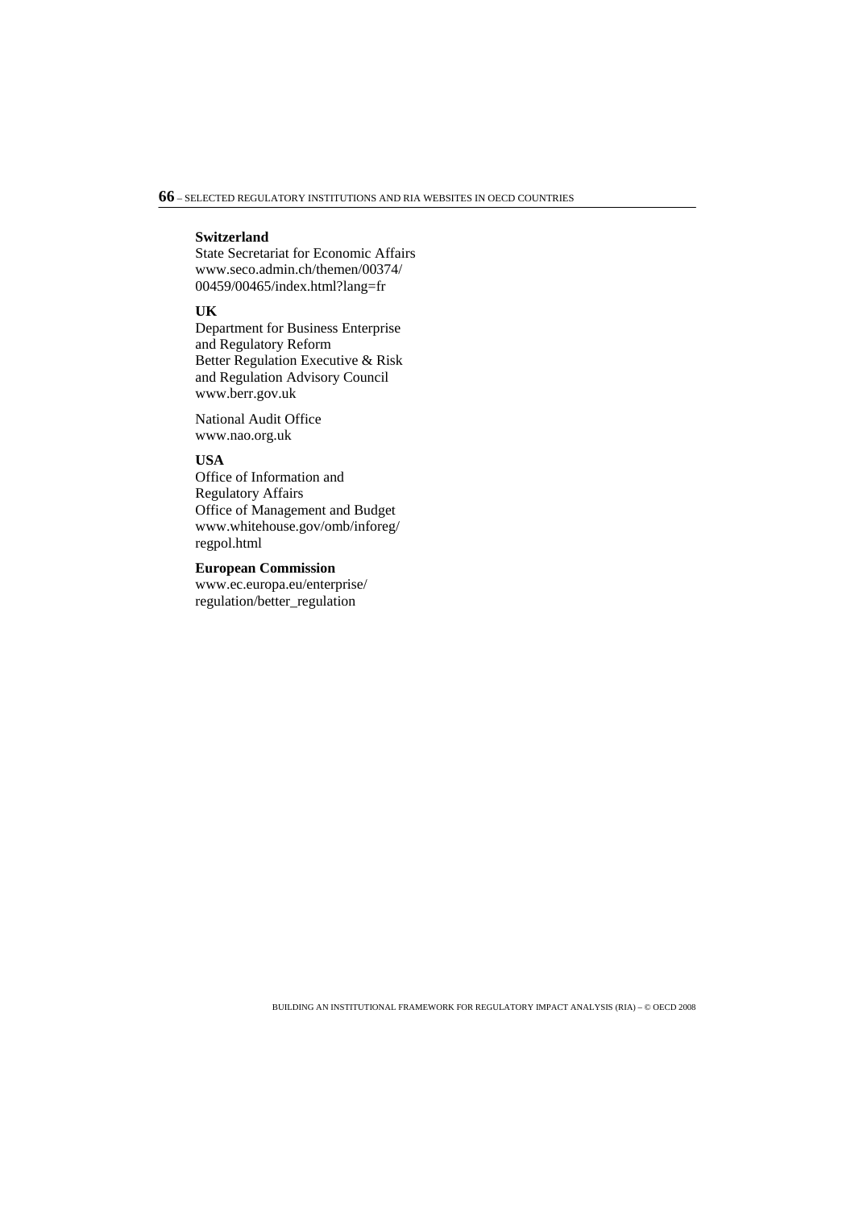**Switzerland**

State Secretariat for Economic Affairs
www.seco.admin.ch/themen/00374/
00459/00465/index.html?lang=fr

**UK**

Department for Business Enterprise
and Regulatory Reform
Better Regulation Executive & Risk
and Regulation Advisory Council
www.berr.gov.uk

National Audit Office
www.nao.org.uk

**USA**

Office of Information and
Regulatory Affairs
Office of Management and Budget
www.whitehouse.gov/omb/inforeg/
regpol.html

**European Commission**

www.ec.europa.eu/enterprise/
regulation/better_regulation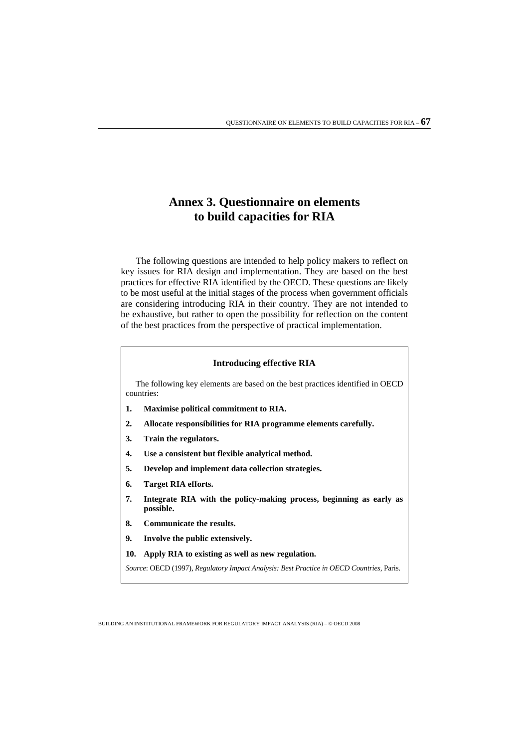# Annex 3. Questionnaire on elements to build capacities for RIA

The following questions are intended to help policy makers to reflect on key issues for RIA design and implementation. They are based on the best practices for effective RIA identified by the OECD. These questions are likely to be most useful at the initial stages of the process when government officials are considering introducing RIA in their country. They are not intended to be exhaustive, but rather to open the possibility for reflection on the content of the best practices from the perspective of practical implementation.

**Introducing effective RIA**

The following key elements are based on the best practices identified in OECD countries:

1. **Maximise political commitment to RIA.**
2. **Allocate responsibilities for RIA programme elements carefully.**
3. **Train the regulators.**
4. **Use a consistent but flexible analytical method.**
5. **Develop and implement data collection strategies.**
6. **Target RIA efforts.**
7. **Integrate RIA with the policy-making process, beginning as early as possible.**
8. **Communicate the results.**
9. **Involve the public extensively.**
10. **Apply RIA to existing as well as new regulation.**

*Source*: OECD (1997), *Regulatory Impact Analysis: Best Practice in OECD Countries*, Paris.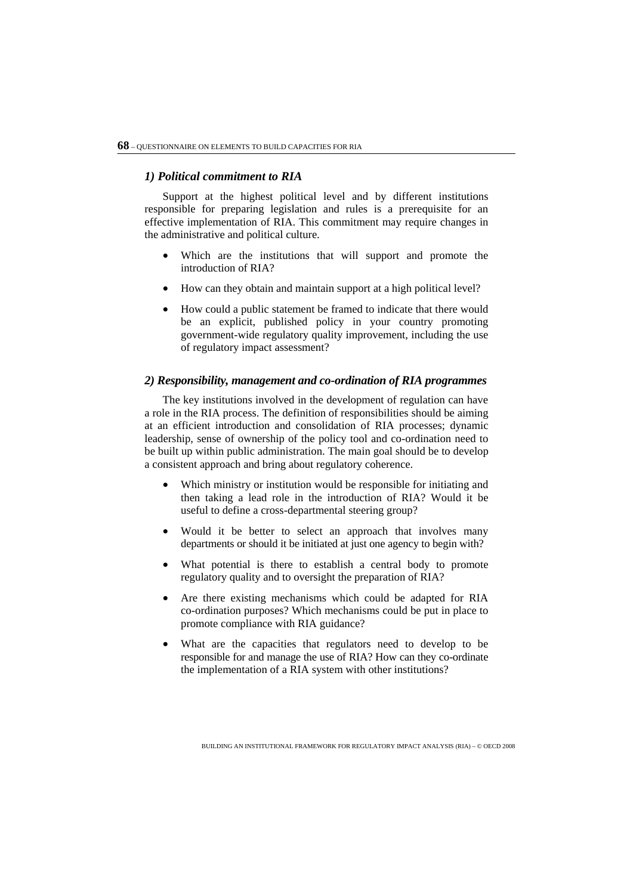### *1) Political commitment to RIA*

Support at the highest political level and by different institutions responsible for preparing legislation and rules is a prerequisite for an effective implementation of RIA. This commitment may require changes in the administrative and political culture.

- Which are the institutions that will support and promote the introduction of RIA?
- How can they obtain and maintain support at a high political level?
- How could a public statement be framed to indicate that there would be an explicit, published policy in your country promoting government-wide regulatory quality improvement, including the use of regulatory impact assessment?

### *2) Responsibility, management and co-ordination of RIA programmes*

The key institutions involved in the development of regulation can have a role in the RIA process. The definition of responsibilities should be aiming at an efficient introduction and consolidation of RIA processes; dynamic leadership, sense of ownership of the policy tool and co-ordination need to be built up within public administration. The main goal should be to develop a consistent approach and bring about regulatory coherence.

- Which ministry or institution would be responsible for initiating and then taking a lead role in the introduction of RIA? Would it be useful to define a cross-departmental steering group?
- Would it be better to select an approach that involves many departments or should it be initiated at just one agency to begin with?
- What potential is there to establish a central body to promote regulatory quality and to oversight the preparation of RIA?
- Are there existing mechanisms which could be adapted for RIA co-ordination purposes? Which mechanisms could be put in place to promote compliance with RIA guidance?
- What are the capacities that regulators need to develop to be responsible for and manage the use of RIA? How can they co-ordinate the implementation of a RIA system with other institutions?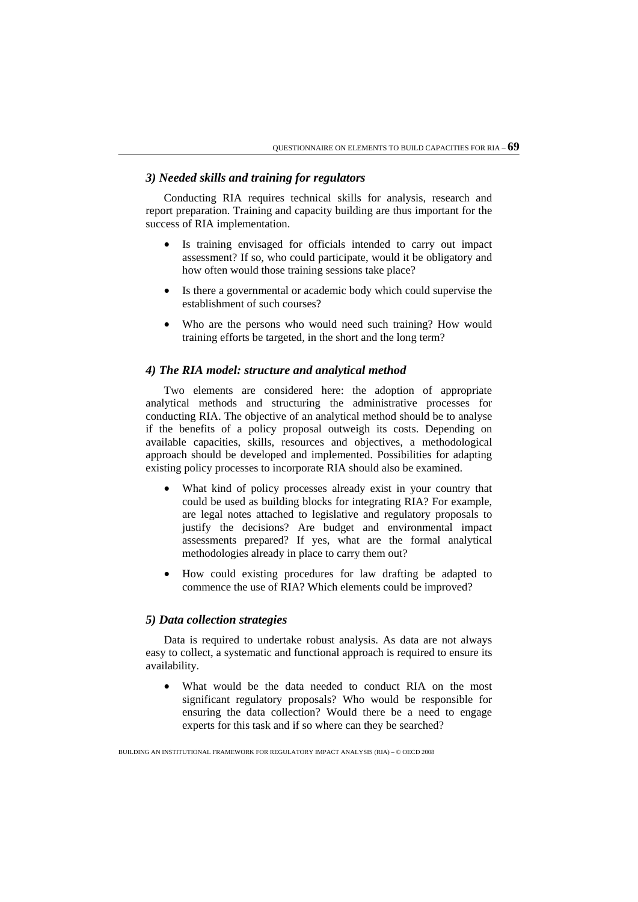### *3) Needed skills and training for regulators*

Conducting RIA requires technical skills for analysis, research and report preparation. Training and capacity building are thus important for the success of RIA implementation.

- Is training envisaged for officials intended to carry out impact assessment? If so, who could participate, would it be obligatory and how often would those training sessions take place?
- Is there a governmental or academic body which could supervise the establishment of such courses?
- Who are the persons who would need such training? How would training efforts be targeted, in the short and the long term?

### *4) The RIA model: structure and analytical method*

Two elements are considered here: the adoption of appropriate analytical methods and structuring the administrative processes for conducting RIA. The objective of an analytical method should be to analyse if the benefits of a policy proposal outweigh its costs. Depending on available capacities, skills, resources and objectives, a methodological approach should be developed and implemented. Possibilities for adapting existing policy processes to incorporate RIA should also be examined.

- What kind of policy processes already exist in your country that could be used as building blocks for integrating RIA? For example, are legal notes attached to legislative and regulatory proposals to justify the decisions? Are budget and environmental impact assessments prepared? If yes, what are the formal analytical methodologies already in place to carry them out?
- How could existing procedures for law drafting be adapted to commence the use of RIA? Which elements could be improved?

### *5) Data collection strategies*

Data is required to undertake robust analysis. As data are not always easy to collect, a systematic and functional approach is required to ensure its availability.

- What would be the data needed to conduct RIA on the most significant regulatory proposals? Who would be responsible for ensuring the data collection? Would there be a need to engage experts for this task and if so where can they be searched?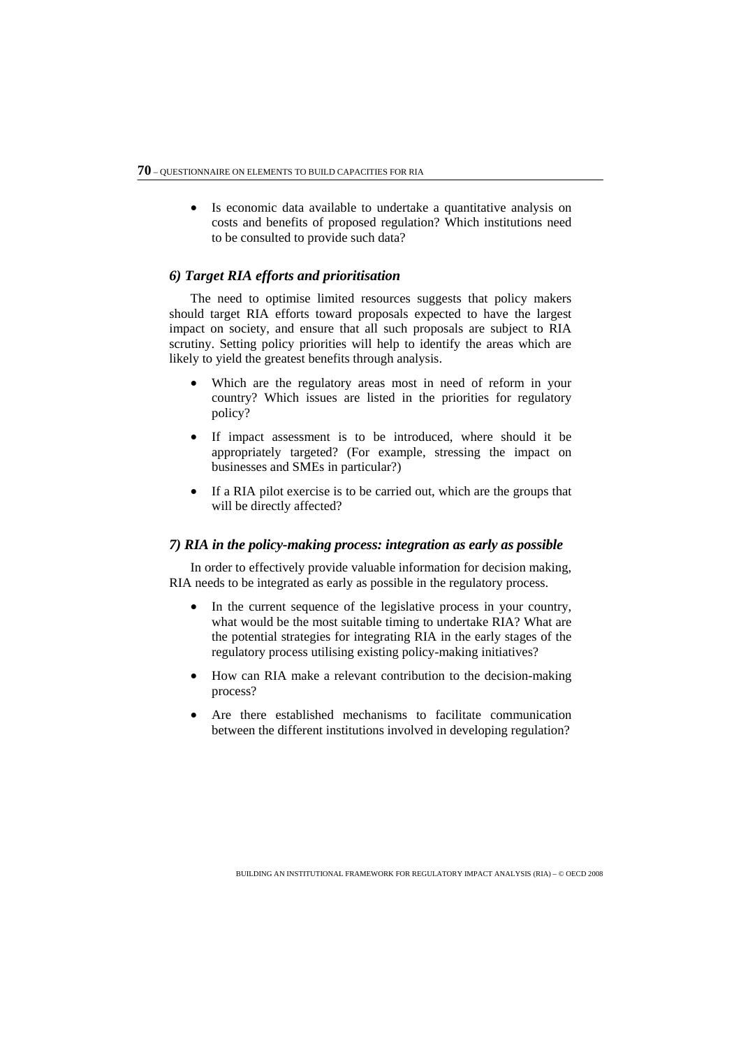- Is economic data available to undertake a quantitative analysis on costs and benefits of proposed regulation? Which institutions need to be consulted to provide such data?

### *6) Target RIA efforts and prioritisation*

The need to optimise limited resources suggests that policy makers should target RIA efforts toward proposals expected to have the largest impact on society, and ensure that all such proposals are subject to RIA scrutiny. Setting policy priorities will help to identify the areas which are likely to yield the greatest benefits through analysis.

- Which are the regulatory areas most in need of reform in your country? Which issues are listed in the priorities for regulatory policy?
- If impact assessment is to be introduced, where should it be appropriately targeted? (For example, stressing the impact on businesses and SMEs in particular?)
- If a RIA pilot exercise is to be carried out, which are the groups that will be directly affected?

### *7) RIA in the policy-making process: integration as early as possible*

In order to effectively provide valuable information for decision making, RIA needs to be integrated as early as possible in the regulatory process.

- In the current sequence of the legislative process in your country, what would be the most suitable timing to undertake RIA? What are the potential strategies for integrating RIA in the early stages of the regulatory process utilising existing policy-making initiatives?
- How can RIA make a relevant contribution to the decision-making process?
- Are there established mechanisms to facilitate communication between the different institutions involved in developing regulation?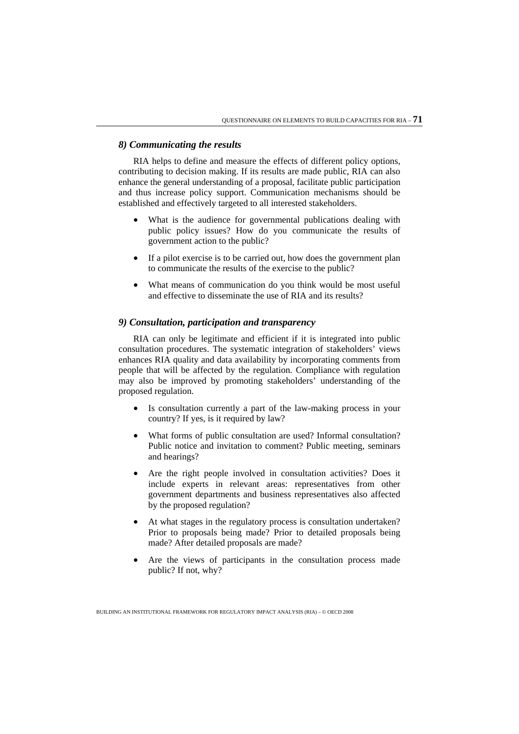### *8) Communicating the results*

RIA helps to define and measure the effects of different policy options, contributing to decision making. If its results are made public, RIA can also enhance the general understanding of a proposal, facilitate public participation and thus increase policy support. Communication mechanisms should be established and effectively targeted to all interested stakeholders.

- What is the audience for governmental publications dealing with public policy issues? How do you communicate the results of government action to the public?
- If a pilot exercise is to be carried out, how does the government plan to communicate the results of the exercise to the public?
- What means of communication do you think would be most useful and effective to disseminate the use of RIA and its results?

### *9) Consultation, participation and transparency*

RIA can only be legitimate and efficient if it is integrated into public consultation procedures. The systematic integration of stakeholders' views enhances RIA quality and data availability by incorporating comments from people that will be affected by the regulation. Compliance with regulation may also be improved by promoting stakeholders' understanding of the proposed regulation.

- Is consultation currently a part of the law-making process in your country? If yes, is it required by law?
- What forms of public consultation are used? Informal consultation? Public notice and invitation to comment? Public meeting, seminars and hearings?
- Are the right people involved in consultation activities? Does it include experts in relevant areas: representatives from other government departments and business representatives also affected by the proposed regulation?
- At what stages in the regulatory process is consultation undertaken? Prior to proposals being made? Prior to detailed proposals being made? After detailed proposals are made?
- Are the views of participants in the consultation process made public? If not, why?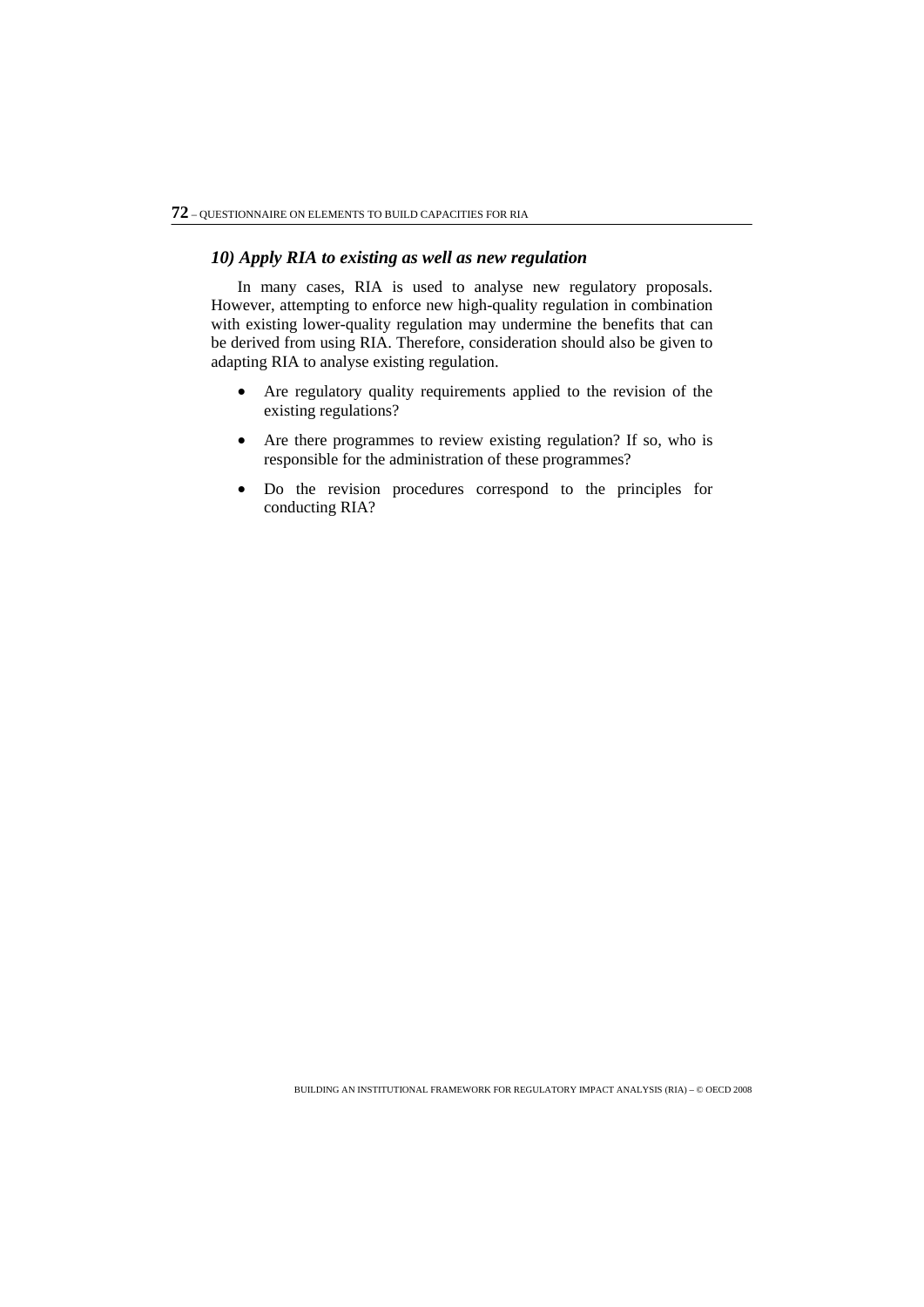### *10) Apply RIA to existing as well as new regulation*

In many cases, RIA is used to analyse new regulatory proposals. However, attempting to enforce new high-quality regulation in combination with existing lower-quality regulation may undermine the benefits that can be derived from using RIA. Therefore, consideration should also be given to adapting RIA to analyse existing regulation.

- Are regulatory quality requirements applied to the revision of the existing regulations?
- Are there programmes to review existing regulation? If so, who is responsible for the administration of these programmes?
- Do the revision procedures correspond to the principles for conducting RIA?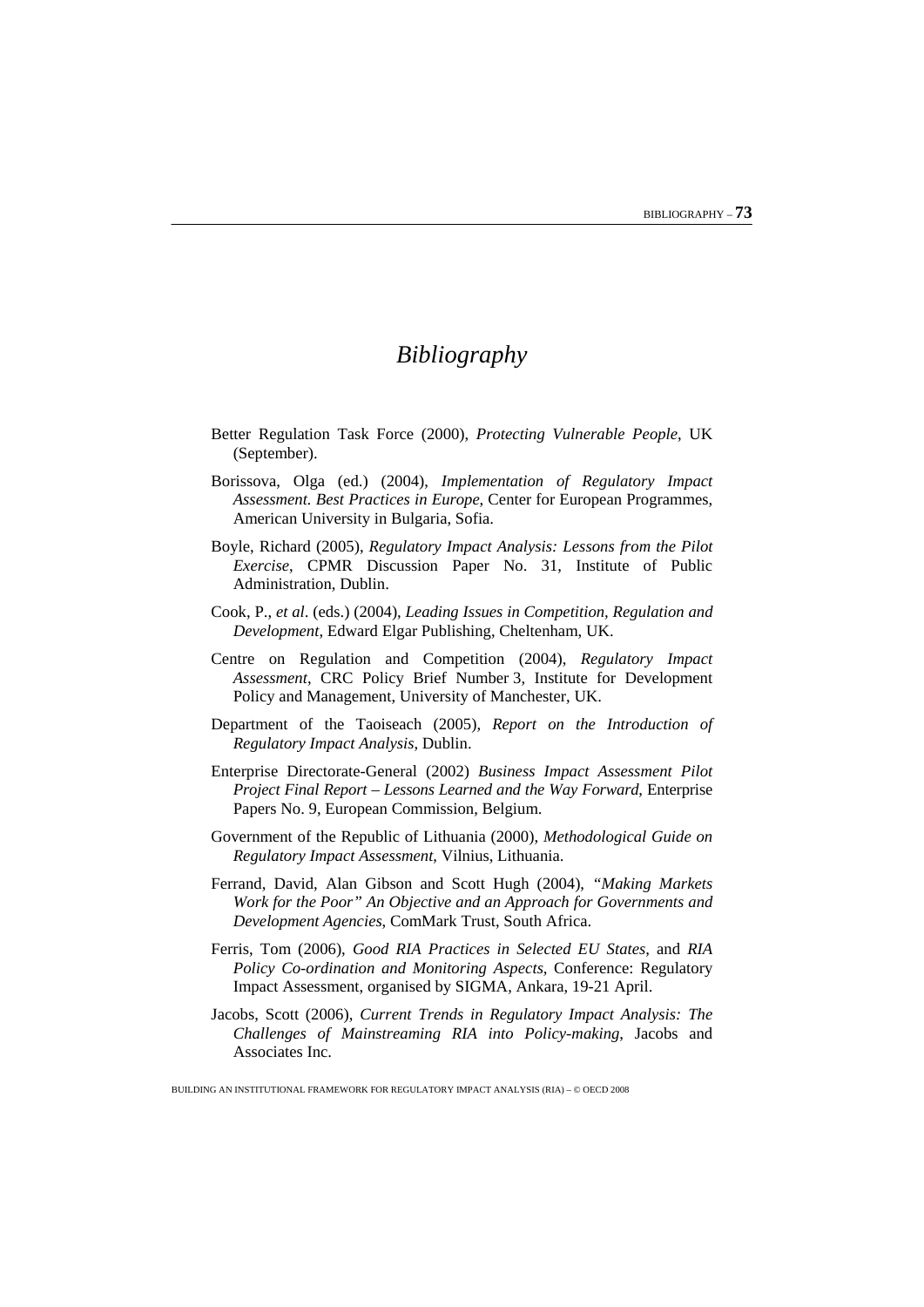# *Bibliography*

Better Regulation Task Force (2000), *Protecting Vulnerable People*, UK (September).

Borissova, Olga (ed.) (2004), *Implementation of Regulatory Impact Assessment. Best Practices in Europe*, Center for European Programmes, American University in Bulgaria, Sofia.

Boyle, Richard (2005), *Regulatory Impact Analysis: Lessons from the Pilot Exercise*, CPMR Discussion Paper No. 31, Institute of Public Administration, Dublin.

Cook, P., *et al*. (eds.) (2004), *Leading Issues in Competition, Regulation and Development*, Edward Elgar Publishing, Cheltenham, UK.

Centre on Regulation and Competition (2004), *Regulatory Impact Assessment*, CRC Policy Brief Number 3, Institute for Development Policy and Management, University of Manchester, UK.

Department of the Taoiseach (2005), *Report on the Introduction of Regulatory Impact Analysis*, Dublin.

Enterprise Directorate-General (2002) *Business Impact Assessment Pilot Project Final Report – Lessons Learned and the Way Forward*, Enterprise Papers No. 9, European Commission, Belgium.

Government of the Republic of Lithuania (2000), *Methodological Guide on Regulatory Impact Assessment*, Vilnius, Lithuania.

Ferrand, David, Alan Gibson and Scott Hugh (2004), *"Making Markets Work for the Poor" An Objective and an Approach for Governments and Development Agencies*, ComMark Trust, South Africa.

Ferris, Tom (2006), *Good RIA Practices in Selected EU States*, and *RIA Policy Co-ordination and Monitoring Aspects*, Conference: Regulatory Impact Assessment, organised by SIGMA, Ankara, 19-21 April.

Jacobs, Scott (2006), *Current Trends in Regulatory Impact Analysis: The Challenges of Mainstreaming RIA into Policy-making*, Jacobs and Associates Inc.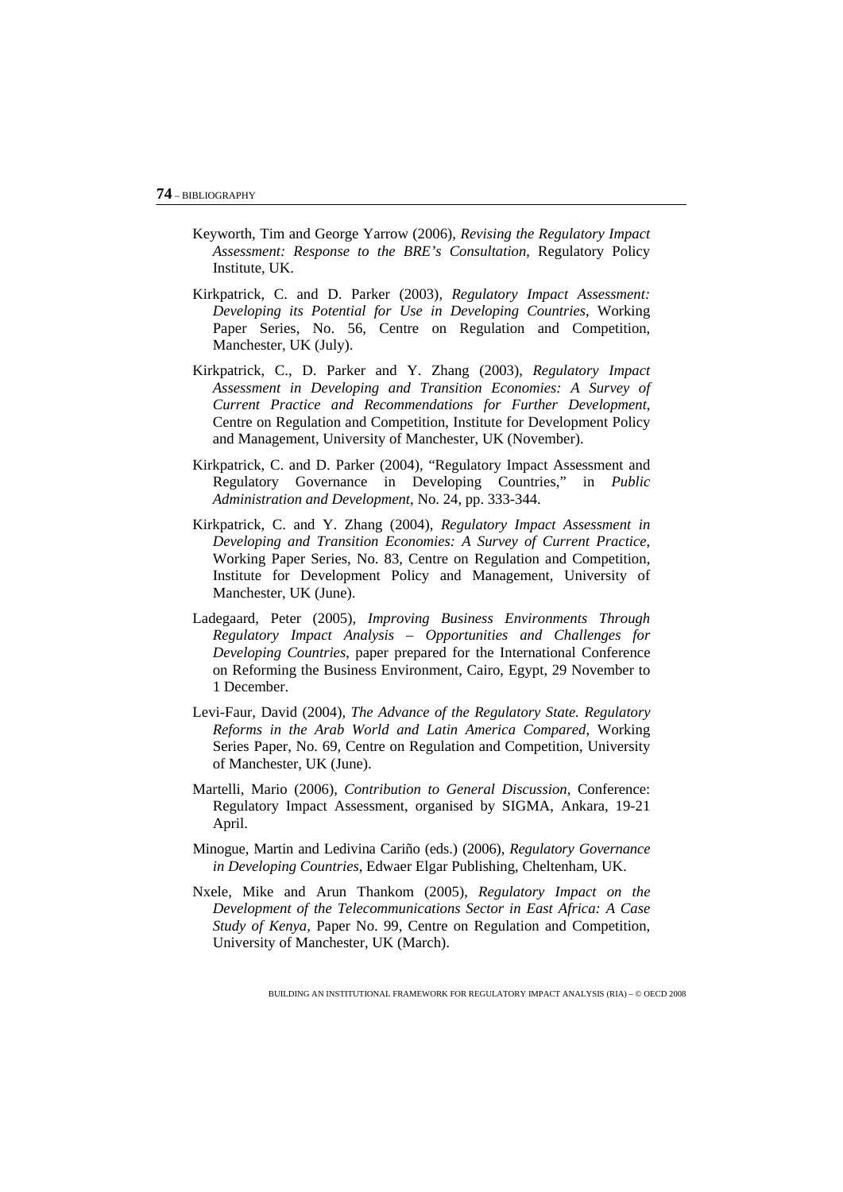Keyworth, Tim and George Yarrow (2006), *Revising the Regulatory Impact Assessment: Response to the BRE's Consultation*, Regulatory Policy Institute, UK.

Kirkpatrick, C. and D. Parker (2003), *Regulatory Impact Assessment: Developing its Potential for Use in Developing Countries*, Working Paper Series, No. 56, Centre on Regulation and Competition, Manchester, UK (July).

Kirkpatrick, C., D. Parker and Y. Zhang (2003), *Regulatory Impact Assessment in Developing and Transition Economies: A Survey of Current Practice and Recommendations for Further Development*, Centre on Regulation and Competition, Institute for Development Policy and Management, University of Manchester, UK (November).

Kirkpatrick, C. and D. Parker (2004), "Regulatory Impact Assessment and Regulatory Governance in Developing Countries," in *Public Administration and Development*, No. 24, pp. 333-344.

Kirkpatrick, C. and Y. Zhang (2004), *Regulatory Impact Assessment in Developing and Transition Economies: A Survey of Current Practice*, Working Paper Series, No. 83, Centre on Regulation and Competition, Institute for Development Policy and Management, University of Manchester, UK (June).

Ladegaard, Peter (2005), *Improving Business Environments Through Regulatory Impact Analysis – Opportunities and Challenges for Developing Countries*, paper prepared for the International Conference on Reforming the Business Environment, Cairo, Egypt, 29 November to 1 December.

Levi-Faur, David (2004), *The Advance of the Regulatory State. Regulatory Reforms in the Arab World and Latin America Compared*, Working Series Paper, No. 69, Centre on Regulation and Competition, University of Manchester, UK (June).

Martelli, Mario (2006), *Contribution to General Discussion*, Conference: Regulatory Impact Assessment, organised by SIGMA, Ankara, 19-21 April.

Minogue, Martin and Ledivina Cariño (eds.) (2006), *Regulatory Governance in Developing Countries*, Edwaer Elgar Publishing, Cheltenham, UK.

Nxele, Mike and Arun Thankom (2005), *Regulatory Impact on the Development of the Telecommunications Sector in East Africa: A Case Study of Kenya*, Paper No. 99, Centre on Regulation and Competition, University of Manchester, UK (March).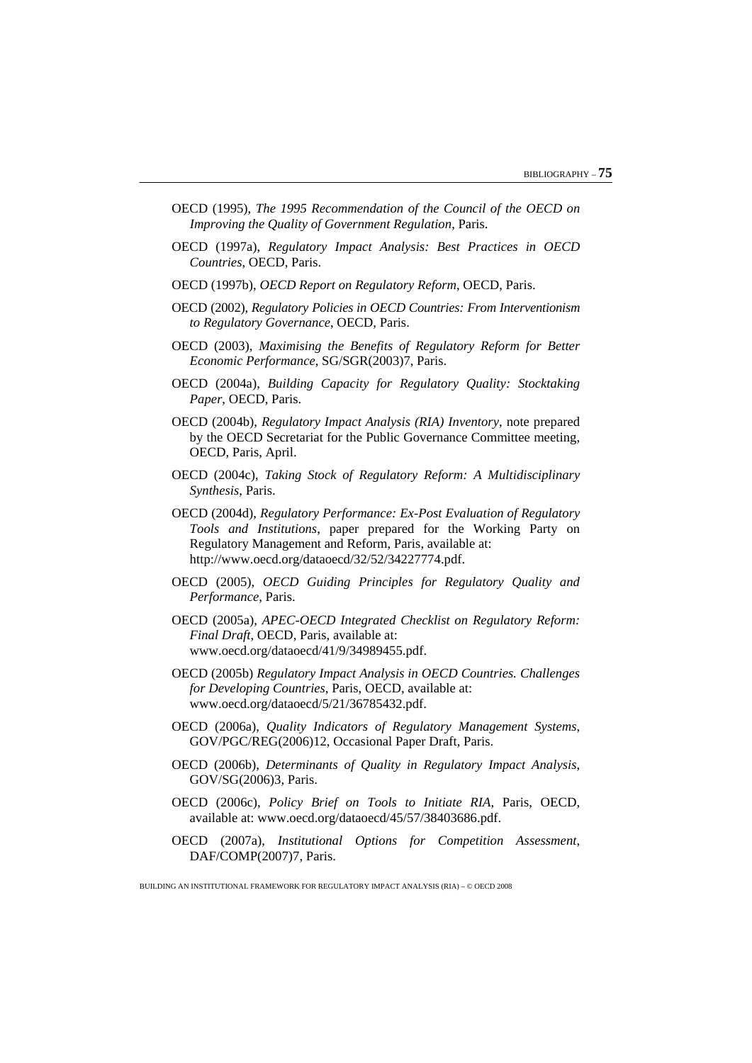OECD (1995), *The 1995 Recommendation of the Council of the OECD on Improving the Quality of Government Regulation*, Paris.

OECD (1997a), *Regulatory Impact Analysis: Best Practices in OECD Countries*, OECD, Paris.

OECD (1997b), *OECD Report on Regulatory Reform*, OECD, Paris.

OECD (2002), *Regulatory Policies in OECD Countries: From Interventionism to Regulatory Governance*, OECD, Paris.

OECD (2003), *Maximising the Benefits of Regulatory Reform for Better Economic Performance*, SG/SGR(2003)7, Paris.

OECD (2004a), *Building Capacity for Regulatory Quality: Stocktaking Paper*, OECD, Paris.

OECD (2004b), *Regulatory Impact Analysis (RIA) Inventory*, note prepared by the OECD Secretariat for the Public Governance Committee meeting, OECD, Paris, April.

OECD (2004c), *Taking Stock of Regulatory Reform: A Multidisciplinary Synthesis*, Paris.

OECD (2004d), *Regulatory Performance: Ex-Post Evaluation of Regulatory Tools and Institutions*, paper prepared for the Working Party on Regulatory Management and Reform, Paris, available at: http://www.oecd.org/dataoecd/32/52/34227774.pdf.

OECD (2005), *OECD Guiding Principles for Regulatory Quality and Performance*, Paris.

OECD (2005a), *APEC-OECD Integrated Checklist on Regulatory Reform: Final Draft*, OECD, Paris, available at: www.oecd.org/dataoecd/41/9/34989455.pdf.

OECD (2005b) *Regulatory Impact Analysis in OECD Countries. Challenges for Developing Countries*, Paris, OECD, available at: www.oecd.org/dataoecd/5/21/36785432.pdf.

OECD (2006a), *Quality Indicators of Regulatory Management Systems*, GOV/PGC/REG(2006)12, Occasional Paper Draft, Paris.

OECD (2006b), *Determinants of Quality in Regulatory Impact Analysis*, GOV/SG(2006)3, Paris.

OECD (2006c), *Policy Brief on Tools to Initiate RIA*, Paris, OECD, available at: www.oecd.org/dataoecd/45/57/38403686.pdf.

OECD (2007a), *Institutional Options for Competition Assessment*, DAF/COMP(2007)7, Paris.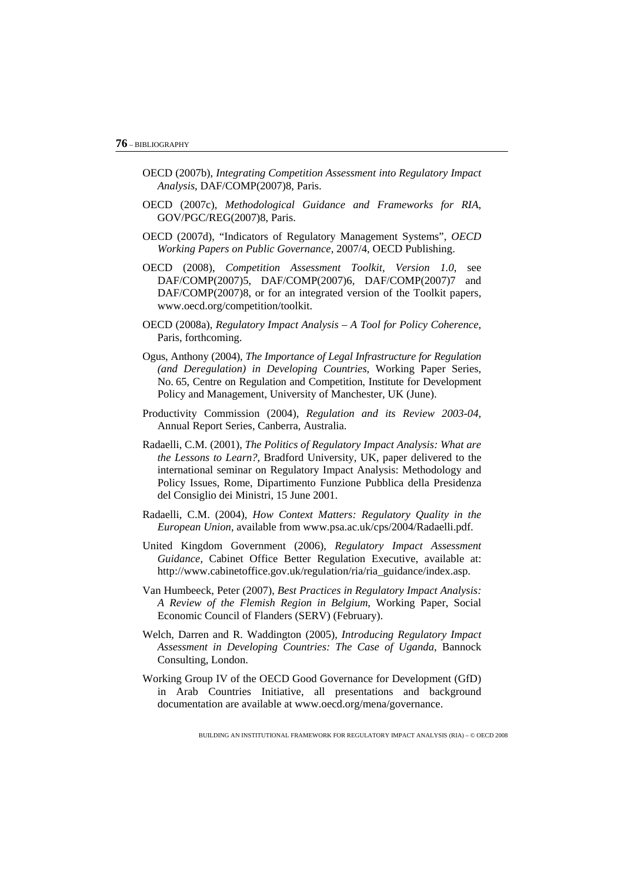OECD (2007b), *Integrating Competition Assessment into Regulatory Impact Analysis*, DAF/COMP(2007)8, Paris.

OECD (2007c), *Methodological Guidance and Frameworks for RIA*, GOV/PGC/REG(2007)8, Paris.

OECD (2007d), "Indicators of Regulatory Management Systems", *OECD Working Papers on Public Governance*, 2007/4, OECD Publishing.

OECD (2008), *Competition Assessment Toolkit, Version 1.0*, see DAF/COMP(2007)5, DAF/COMP(2007)6, DAF/COMP(2007)7 and DAF/COMP(2007)8, or for an integrated version of the Toolkit papers, www.oecd.org/competition/toolkit.

OECD (2008a), *Regulatory Impact Analysis – A Tool for Policy Coherence*, Paris, forthcoming.

Ogus, Anthony (2004), *The Importance of Legal Infrastructure for Regulation (and Deregulation) in Developing Countries*, Working Paper Series, No. 65, Centre on Regulation and Competition, Institute for Development Policy and Management, University of Manchester, UK (June).

Productivity Commission (2004), *Regulation and its Review 2003-04*, Annual Report Series, Canberra, Australia.

Radaelli, C.M. (2001), *The Politics of Regulatory Impact Analysis: What are the Lessons to Learn?*, Bradford University, UK, paper delivered to the international seminar on Regulatory Impact Analysis: Methodology and Policy Issues, Rome, Dipartimento Funzione Pubblica della Presidenza del Consiglio dei Ministri, 15 June 2001.

Radaelli, C.M. (2004), *How Context Matters: Regulatory Quality in the European Union*, available from www.psa.ac.uk/cps/2004/Radaelli.pdf.

United Kingdom Government (2006), *Regulatory Impact Assessment Guidance*, Cabinet Office Better Regulation Executive, available at: http://www.cabinetoffice.gov.uk/regulation/ria/ria_guidance/index.asp.

Van Humbeeck, Peter (2007), *Best Practices in Regulatory Impact Analysis: A Review of the Flemish Region in Belgium*, Working Paper, Social Economic Council of Flanders (SERV) (February).

Welch, Darren and R. Waddington (2005), *Introducing Regulatory Impact Assessment in Developing Countries: The Case of Uganda*, Bannock Consulting, London.

Working Group IV of the OECD Good Governance for Development (GfD) in Arab Countries Initiative, all presentations and background documentation are available at www.oecd.org/mena/governance.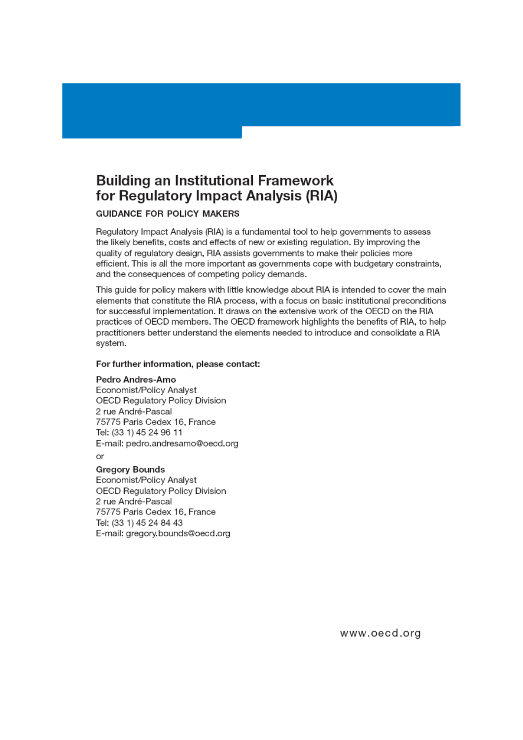# Building an Institutional Framework for Regulatory Impact Analysis (RIA)

**GUIDANCE FOR POLICY MAKERS**

Regulatory Impact Analysis (RIA) is a fundamental tool to help governments to assess the likely benefits, costs and effects of new or existing regulation. By improving the quality of regulatory design, RIA assists governments to make their policies more efficient. This is all the more important as governments cope with budgetary constraints, and the consequences of competing policy demands.

This guide for policy makers with little knowledge about RIA is intended to cover the main elements that constitute the RIA process, with a focus on basic institutional preconditions for successful implementation. It draws on the extensive work of the OECD on the RIA practices of OECD members. The OECD framework highlights the benefits of RIA, to help practitioners better understand the elements needed to introduce and consolidate a RIA system.

**For further information, please contact:**

**Pedro Andres-Amo**
Economist/Policy Analyst
OECD Regulatory Policy Division
2 rue André-Pascal
75775 Paris Cedex 16, France
Tel: (33 1) 45 24 96 11
E-mail: pedro.andresamo@oecd.org

or

**Gregory Bounds**
Economist/Policy Analyst
OECD Regulatory Policy Division
2 rue André-Pascal
75775 Paris Cedex 16, France
Tel: (33 1) 45 24 84 43
E-mail: gregory.bounds@oecd.org

www.oecd.org